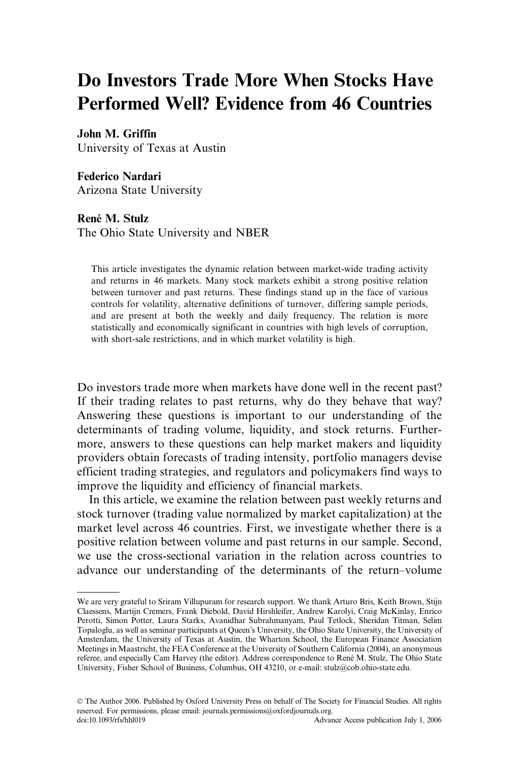# Do Investors Trade More When Stocks Have Performed Well? Evidence from 46 Countries

**John M. Griffin**
University of Texas at Austin

**Federico Nardari**
Arizona State University

**René M. Stulz**
The Ohio State University and NBER

This article investigates the dynamic relation between market-wide trading activity and returns in 46 markets. Many stock markets exhibit a strong positive relation between turnover and past returns. These findings stand up in the face of various controls for volatility, alternative definitions of turnover, differing sample periods, and are present at both the weekly and daily frequency. The relation is more statistically and economically significant in countries with high levels of corruption, with short-sale restrictions, and in which market volatility is high.

Do investors trade more when markets have done well in the recent past? If their trading relates to past returns, why do they behave that way? Answering these questions is important to our understanding of the determinants of trading volume, liquidity, and stock returns. Furthermore, answers to these questions can help market makers and liquidity providers obtain forecasts of trading intensity, portfolio managers devise efficient trading strategies, and regulators and policymakers find ways to improve the liquidity and efficiency of financial markets.

In this article, we examine the relation between past weekly returns and stock turnover (trading value normalized by market capitalization) at the market level across 46 countries. First, we investigate whether there is a positive relation between volume and past returns in our sample. Second, we use the cross-sectional variation in the relation across countries to advance our understanding of the determinants of the return–volume

---

We are very grateful to Sriram Villupuram for research support. We thank Arturo Bris, Keith Brown, Stijn Claessens, Martijn Cremers, Frank Diebold, David Hirshleifer, Andrew Karolyi, Craig McKinlay, Enrico Perotti, Simon Potter, Laura Starks, Avanidhar Subrahmanyam, Paul Tetlock, Sheridan Titman, Selim Topaloglu, as well as seminar participants at Queen's University, the Ohio State University, the University of Amsterdam, the University of Texas at Austin, the Wharton School, the European Finance Association Meetings in Maastricht, the FEA Conference at the University of Southern California (2004), an anonymous referee, and especially Cam Harvey (the editor). Address correspondence to René M. Stulz, The Ohio State University, Fisher School of Business, Columbus, OH 43210, or e-mail: stulz@cob.ohio-state.edu.

© The Author 2006. Published by Oxford University Press on behalf of The Society for Financial Studies. All rights reserved. For permissions, please email: journals.permissions@oxfordjournals.org.
doi:10.1093/rfs/hhl019 Advance Access publication July 1, 2006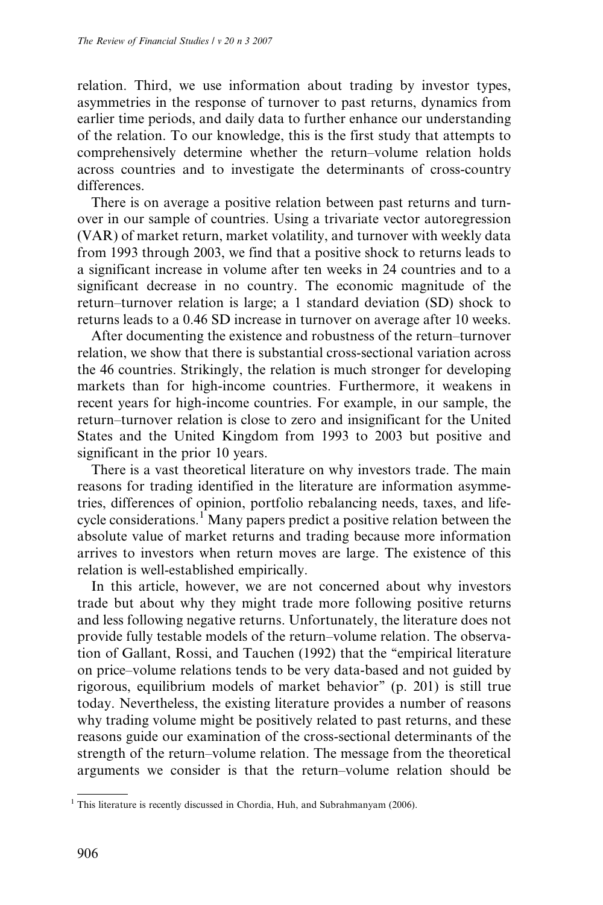relation. Third, we use information about trading by investor types, asymmetries in the response of turnover to past returns, dynamics from earlier time periods, and daily data to further enhance our understanding of the relation. To our knowledge, this is the first study that attempts to comprehensively determine whether the return–volume relation holds across countries and to investigate the determinants of cross-country differences.

There is on average a positive relation between past returns and turnover in our sample of countries. Using a trivariate vector autoregression (VAR) of market return, market volatility, and turnover with weekly data from 1993 through 2003, we find that a positive shock to returns leads to a significant increase in volume after ten weeks in 24 countries and to a significant decrease in no country. The economic magnitude of the return–turnover relation is large; a 1 standard deviation (SD) shock to returns leads to a 0.46 SD increase in turnover on average after 10 weeks.

After documenting the existence and robustness of the return–turnover relation, we show that there is substantial cross-sectional variation across the 46 countries. Strikingly, the relation is much stronger for developing markets than for high-income countries. Furthermore, it weakens in recent years for high-income countries. For example, in our sample, the return–turnover relation is close to zero and insignificant for the United States and the United Kingdom from 1993 to 2003 but positive and significant in the prior 10 years.

There is a vast theoretical literature on why investors trade. The main reasons for trading identified in the literature are information asymmetries, differences of opinion, portfolio rebalancing needs, taxes, and life-cycle considerations.[1] Many papers predict a positive relation between the absolute value of market returns and trading because more information arrives to investors when return moves are large. The existence of this relation is well-established empirically.

In this article, however, we are not concerned about why investors trade but about why they might trade more following positive returns and less following negative returns. Unfortunately, the literature does not provide fully testable models of the return–volume relation. The observation of Gallant, Rossi, and Tauchen (1992) that the "empirical literature on price–volume relations tends to be very data-based and not guided by rigorous, equilibrium models of market behavior" (p. 201) is still true today. Nevertheless, the existing literature provides a number of reasons why trading volume might be positively related to past returns, and these reasons guide our examination of the cross-sectional determinants of the strength of the return–volume relation. The message from the theoretical arguments we consider is that the return–volume relation should be

[1] This literature is recently discussed in Chordia, Huh, and Subrahmanyam (2006).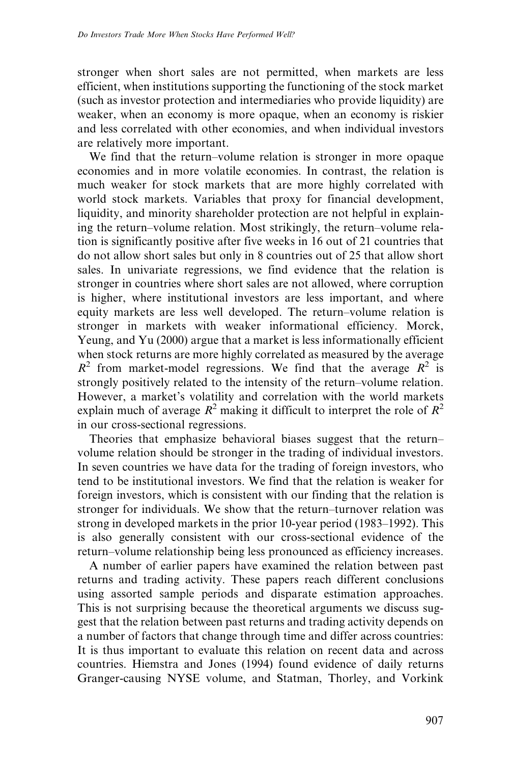stronger when short sales are not permitted, when markets are less efficient, when institutions supporting the functioning of the stock market (such as investor protection and intermediaries who provide liquidity) are weaker, when an economy is more opaque, when an economy is riskier and less correlated with other economies, and when individual investors are relatively more important.

We find that the return–volume relation is stronger in more opaque economies and in more volatile economies. In contrast, the relation is much weaker for stock markets that are more highly correlated with world stock markets. Variables that proxy for financial development, liquidity, and minority shareholder protection are not helpful in explaining the return–volume relation. Most strikingly, the return–volume relation is significantly positive after five weeks in 16 out of 21 countries that do not allow short sales but only in 8 countries out of 25 that allow short sales. In univariate regressions, we find evidence that the relation is stronger in countries where short sales are not allowed, where corruption is higher, where institutional investors are less important, and where equity markets are less well developed. The return–volume relation is stronger in markets with weaker informational efficiency. Morck, Yeung, and Yu (2000) argue that a market is less informationally efficient when stock returns are more highly correlated as measured by the average $R^2$ from market-model regressions. We find that the average $R^2$ is strongly positively related to the intensity of the return–volume relation. However, a market's volatility and correlation with the world markets explain much of average $R^2$ making it difficult to interpret the role of $R^2$ in our cross-sectional regressions.

Theories that emphasize behavioral biases suggest that the return–volume relation should be stronger in the trading of individual investors. In seven countries we have data for the trading of foreign investors, who tend to be institutional investors. We find that the relation is weaker for foreign investors, which is consistent with our finding that the relation is stronger for individuals. We show that the return–turnover relation was strong in developed markets in the prior 10-year period (1983–1992). This is also generally consistent with our cross-sectional evidence of the return–volume relationship being less pronounced as efficiency increases.

A number of earlier papers have examined the relation between past returns and trading activity. These papers reach different conclusions using assorted sample periods and disparate estimation approaches. This is not surprising because the theoretical arguments we discuss suggest that the relation between past returns and trading activity depends on a number of factors that change through time and differ across countries: It is thus important to evaluate this relation on recent data and across countries. Hiemstra and Jones (1994) found evidence of daily returns Granger-causing NYSE volume, and Statman, Thorley, and Vorkink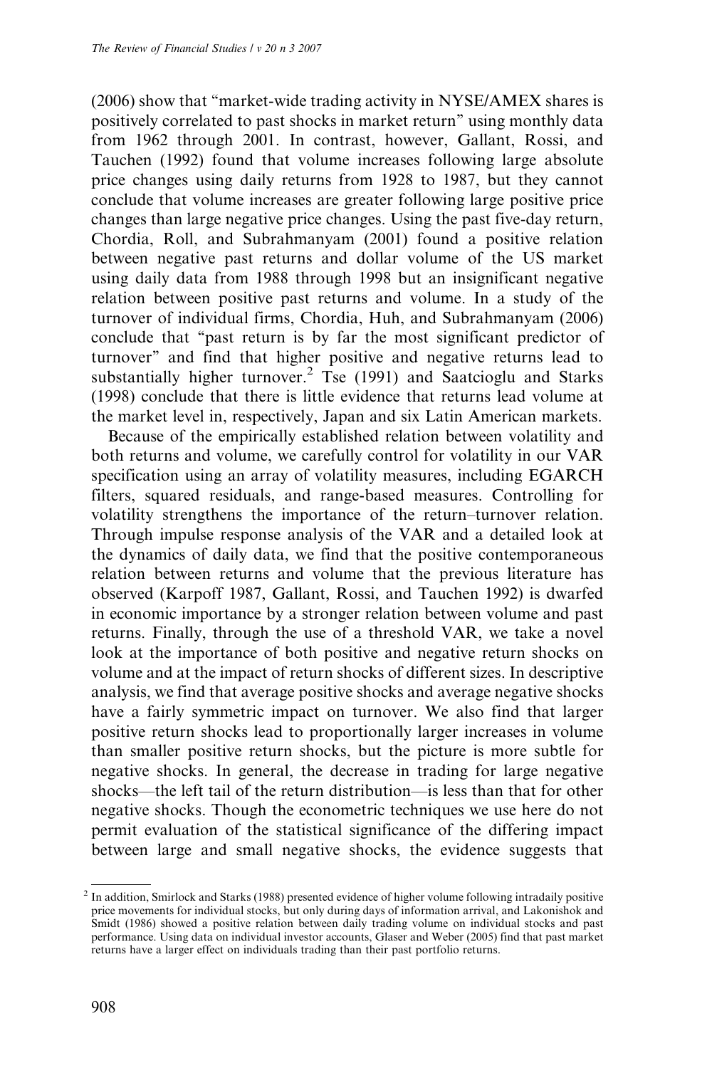(2006) show that "market-wide trading activity in NYSE/AMEX shares is positively correlated to past shocks in market return" using monthly data from 1962 through 2001. In contrast, however, Gallant, Rossi, and Tauchen (1992) found that volume increases following large absolute price changes using daily returns from 1928 to 1987, but they cannot conclude that volume increases are greater following large positive price changes than large negative price changes. Using the past five-day return, Chordia, Roll, and Subrahmanyam (2001) found a positive relation between negative past returns and dollar volume of the US market using daily data from 1988 through 1998 but an insignificant negative relation between positive past returns and volume. In a study of the turnover of individual firms, Chordia, Huh, and Subrahmanyam (2006) conclude that "past return is by far the most significant predictor of turnover" and find that higher positive and negative returns lead to substantially higher turnover.[2] Tse (1991) and Saatcioglu and Starks (1998) conclude that there is little evidence that returns lead volume at the market level in, respectively, Japan and six Latin American markets.

Because of the empirically established relation between volatility and both returns and volume, we carefully control for volatility in our VAR specification using an array of volatility measures, including EGARCH filters, squared residuals, and range-based measures. Controlling for volatility strengthens the importance of the return–turnover relation. Through impulse response analysis of the VAR and a detailed look at the dynamics of daily data, we find that the positive contemporaneous relation between returns and volume that the previous literature has observed (Karpoff 1987, Gallant, Rossi, and Tauchen 1992) is dwarfed in economic importance by a stronger relation between volume and past returns. Finally, through the use of a threshold VAR, we take a novel look at the importance of both positive and negative return shocks on volume and at the impact of return shocks of different sizes. In descriptive analysis, we find that average positive shocks and average negative shocks have a fairly symmetric impact on turnover. We also find that larger positive return shocks lead to proportionally larger increases in volume than smaller positive return shocks, but the picture is more subtle for negative shocks. In general, the decrease in trading for large negative shocks—the left tail of the return distribution—is less than that for other negative shocks. Though the econometric techniques we use here do not permit evaluation of the statistical significance of the differing impact between large and small negative shocks, the evidence suggests that

[2] In addition, Smirlock and Starks (1988) presented evidence of higher volume following intradaily positive price movements for individual stocks, but only during days of information arrival, and Lakonishok and Smidt (1986) showed a positive relation between daily trading volume on individual stocks and past performance. Using data on individual investor accounts, Glaser and Weber (2005) find that past market returns have a larger effect on individuals trading than their past portfolio returns.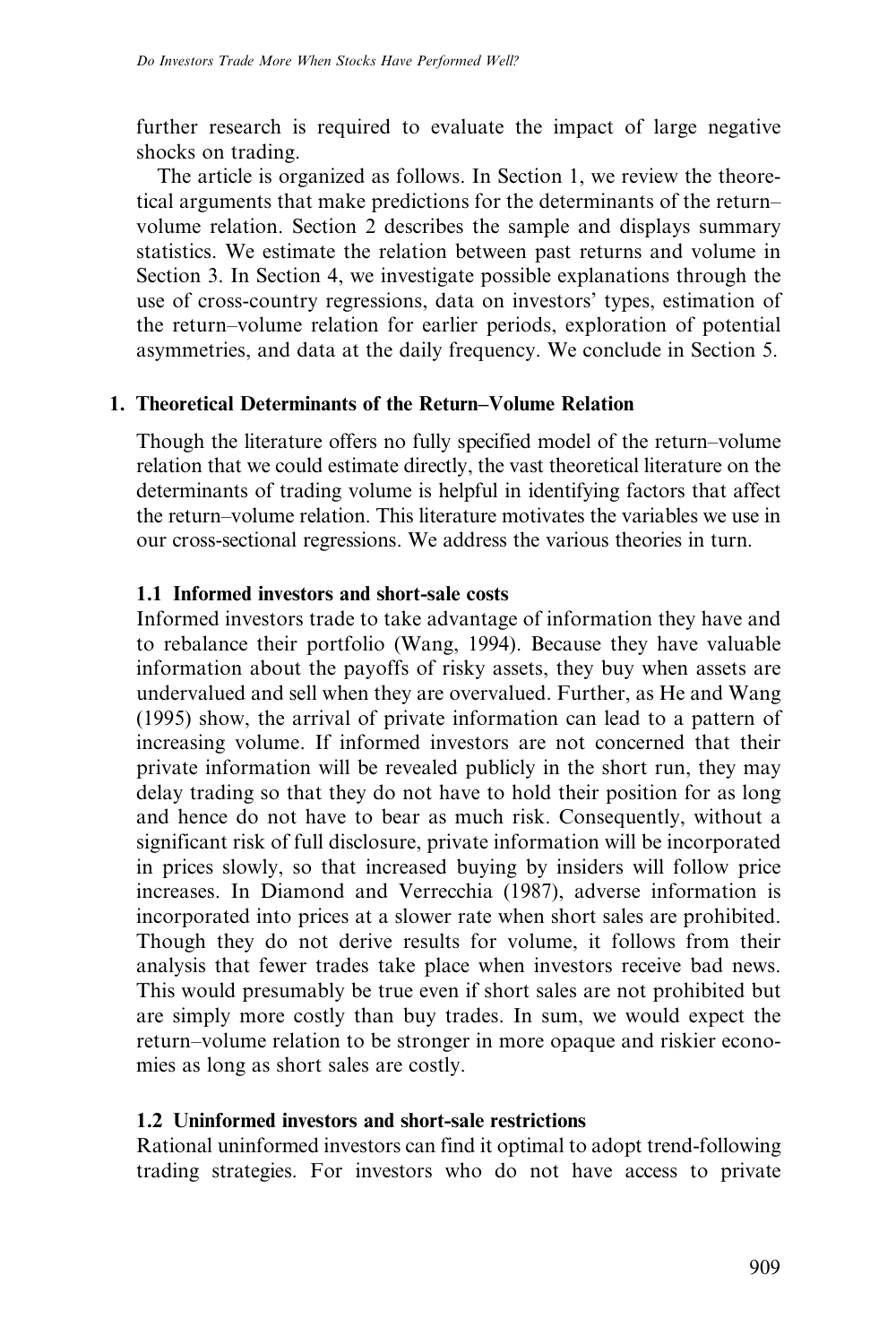further research is required to evaluate the impact of large negative shocks on trading.

The article is organized as follows. In Section 1, we review the theoretical arguments that make predictions for the determinants of the return–volume relation. Section 2 describes the sample and displays summary statistics. We estimate the relation between past returns and volume in Section 3. In Section 4, we investigate possible explanations through the use of cross-country regressions, data on investors' types, estimation of the return–volume relation for earlier periods, exploration of potential asymmetries, and data at the daily frequency. We conclude in Section 5.

## 1. Theoretical Determinants of the Return–Volume Relation

Though the literature offers no fully specified model of the return–volume relation that we could estimate directly, the vast theoretical literature on the determinants of trading volume is helpful in identifying factors that affect the return–volume relation. This literature motivates the variables we use in our cross-sectional regressions. We address the various theories in turn.

### 1.1 Informed investors and short-sale costs

Informed investors trade to take advantage of information they have and to rebalance their portfolio (Wang, 1994). Because they have valuable information about the payoffs of risky assets, they buy when assets are undervalued and sell when they are overvalued. Further, as He and Wang (1995) show, the arrival of private information can lead to a pattern of increasing volume. If informed investors are not concerned that their private information will be revealed publicly in the short run, they may delay trading so that they do not have to hold their position for as long and hence do not have to bear as much risk. Consequently, without a significant risk of full disclosure, private information will be incorporated in prices slowly, so that increased buying by insiders will follow price increases. In Diamond and Verrecchia (1987), adverse information is incorporated into prices at a slower rate when short sales are prohibited. Though they do not derive results for volume, it follows from their analysis that fewer trades take place when investors receive bad news. This would presumably be true even if short sales are not prohibited but are simply more costly than buy trades. In sum, we would expect the return–volume relation to be stronger in more opaque and riskier economies as long as short sales are costly.

### 1.2 Uninformed investors and short-sale restrictions

Rational uninformed investors can find it optimal to adopt trend-following trading strategies. For investors who do not have access to private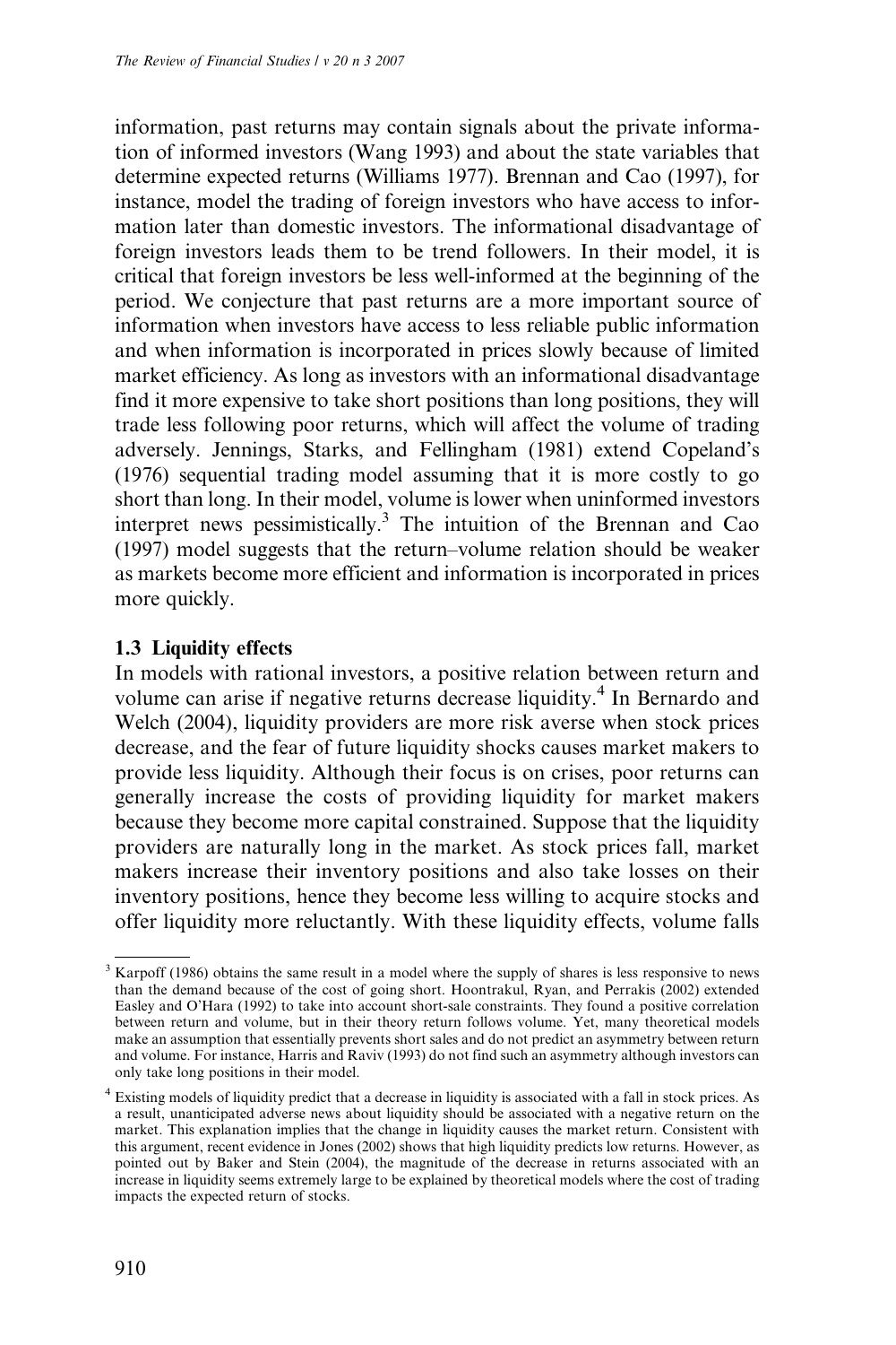information, past returns may contain signals about the private information of informed investors (Wang 1993) and about the state variables that determine expected returns (Williams 1977). Brennan and Cao (1997), for instance, model the trading of foreign investors who have access to information later than domestic investors. The informational disadvantage of foreign investors leads them to be trend followers. In their model, it is critical that foreign investors be less well-informed at the beginning of the period. We conjecture that past returns are a more important source of information when investors have access to less reliable public information and when information is incorporated in prices slowly because of limited market efficiency. As long as investors with an informational disadvantage find it more expensive to take short positions than long positions, they will trade less following poor returns, which will affect the volume of trading adversely. Jennings, Starks, and Fellingham (1981) extend Copeland's (1976) sequential trading model assuming that it is more costly to go short than long. In their model, volume is lower when uninformed investors interpret news pessimistically.[3] The intuition of the Brennan and Cao (1997) model suggests that the return–volume relation should be weaker as markets become more efficient and information is incorporated in prices more quickly.

### 1.3 Liquidity effects

In models with rational investors, a positive relation between return and volume can arise if negative returns decrease liquidity.[4] In Bernardo and Welch (2004), liquidity providers are more risk averse when stock prices decrease, and the fear of future liquidity shocks causes market makers to provide less liquidity. Although their focus is on crises, poor returns can generally increase the costs of providing liquidity for market makers because they become more capital constrained. Suppose that the liquidity providers are naturally long in the market. As stock prices fall, market makers increase their inventory positions and also take losses on their inventory positions, hence they become less willing to acquire stocks and offer liquidity more reluctantly. With these liquidity effects, volume falls

[3] Karpoff (1986) obtains the same result in a model where the supply of shares is less responsive to news than the demand because of the cost of going short. Hoontrakul, Ryan, and Perrakis (2002) extended Easley and O'Hara (1992) to take into account short-sale constraints. They found a positive correlation between return and volume, but in their theory return follows volume. Yet, many theoretical models make an assumption that essentially prevents short sales and do not predict an asymmetry between return and volume. For instance, Harris and Raviv (1993) do not find such an asymmetry although investors can only take long positions in their model.

[4] Existing models of liquidity predict that a decrease in liquidity is associated with a fall in stock prices. As a result, unanticipated adverse news about liquidity should be associated with a negative return on the market. This explanation implies that the change in liquidity causes the market return. Consistent with this argument, recent evidence in Jones (2002) shows that high liquidity predicts low returns. However, as pointed out by Baker and Stein (2004), the magnitude of the decrease in returns associated with an increase in liquidity seems extremely large to be explained by theoretical models where the cost of trading impacts the expected return of stocks.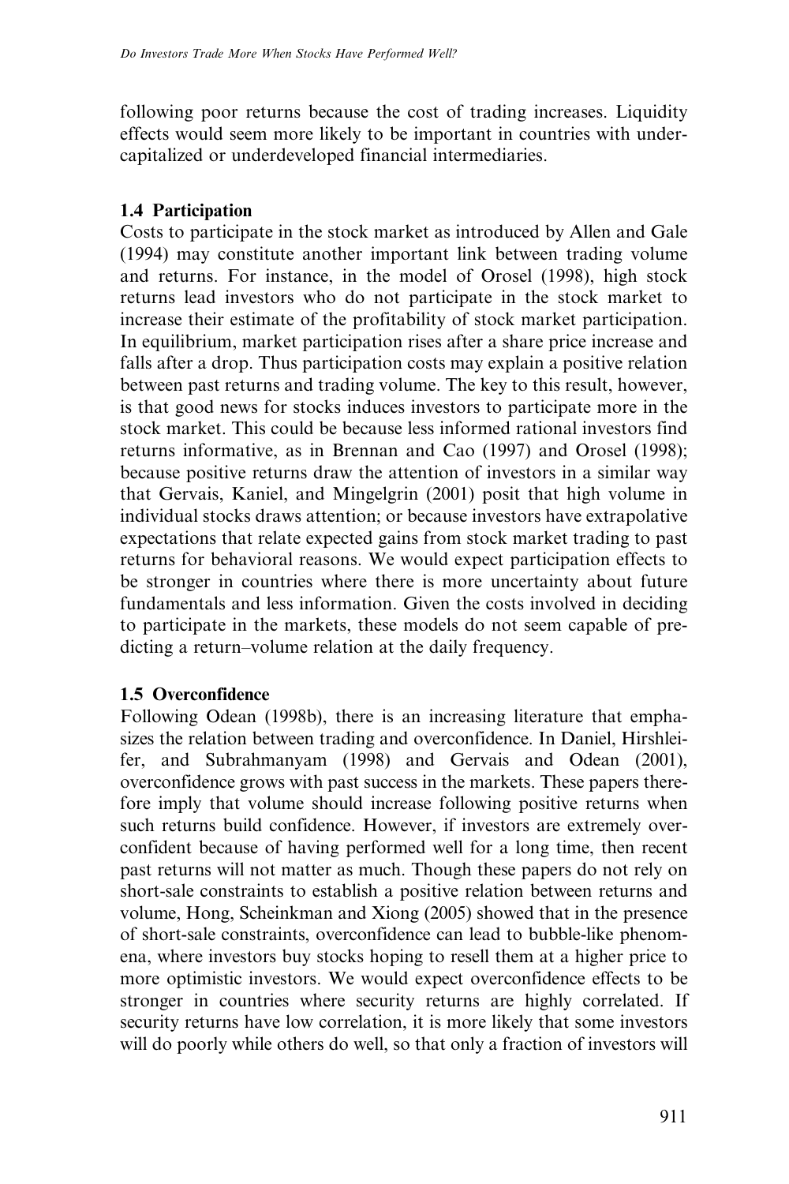following poor returns because the cost of trading increases. Liquidity effects would seem more likely to be important in countries with undercapitalized or underdeveloped financial intermediaries.

### 1.4 Participation

Costs to participate in the stock market as introduced by Allen and Gale (1994) may constitute another important link between trading volume and returns. For instance, in the model of Orosel (1998), high stock returns lead investors who do not participate in the stock market to increase their estimate of the profitability of stock market participation. In equilibrium, market participation rises after a share price increase and falls after a drop. Thus participation costs may explain a positive relation between past returns and trading volume. The key to this result, however, is that good news for stocks induces investors to participate more in the stock market. This could be because less informed rational investors find returns informative, as in Brennan and Cao (1997) and Orosel (1998); because positive returns draw the attention of investors in a similar way that Gervais, Kaniel, and Mingelgrin (2001) posit that high volume in individual stocks draws attention; or because investors have extrapolative expectations that relate expected gains from stock market trading to past returns for behavioral reasons. We would expect participation effects to be stronger in countries where there is more uncertainty about future fundamentals and less information. Given the costs involved in deciding to participate in the markets, these models do not seem capable of predicting a return–volume relation at the daily frequency.

### 1.5 Overconfidence

Following Odean (1998b), there is an increasing literature that emphasizes the relation between trading and overconfidence. In Daniel, Hirshleifer, and Subrahmanyam (1998) and Gervais and Odean (2001), overconfidence grows with past success in the markets. These papers therefore imply that volume should increase following positive returns when such returns build confidence. However, if investors are extremely overconfident because of having performed well for a long time, then recent past returns will not matter as much. Though these papers do not rely on short-sale constraints to establish a positive relation between returns and volume, Hong, Scheinkman and Xiong (2005) showed that in the presence of short-sale constraints, overconfidence can lead to bubble-like phenomena, where investors buy stocks hoping to resell them at a higher price to more optimistic investors. We would expect overconfidence effects to be stronger in countries where security returns are highly correlated. If security returns have low correlation, it is more likely that some investors will do poorly while others do well, so that only a fraction of investors will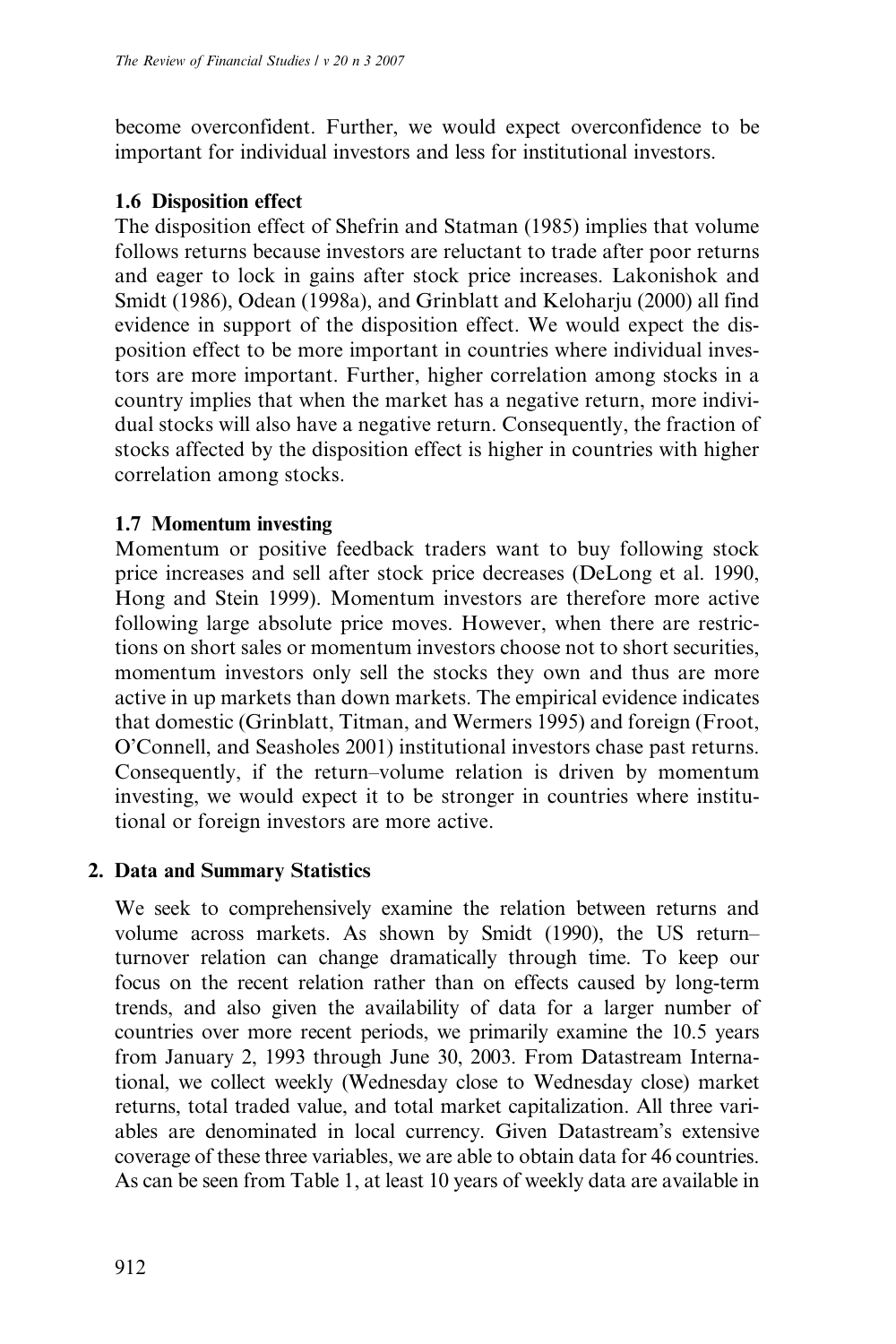become overconfident. Further, we would expect overconfidence to be important for individual investors and less for institutional investors.

### 1.6 Disposition effect

The disposition effect of Shefrin and Statman (1985) implies that volume follows returns because investors are reluctant to trade after poor returns and eager to lock in gains after stock price increases. Lakonishok and Smidt (1986), Odean (1998a), and Grinblatt and Keloharju (2000) all find evidence in support of the disposition effect. We would expect the disposition effect to be more important in countries where individual investors are more important. Further, higher correlation among stocks in a country implies that when the market has a negative return, more individual stocks will also have a negative return. Consequently, the fraction of stocks affected by the disposition effect is higher in countries with higher correlation among stocks.

### 1.7 Momentum investing

Momentum or positive feedback traders want to buy following stock price increases and sell after stock price decreases (DeLong et al. 1990, Hong and Stein 1999). Momentum investors are therefore more active following large absolute price moves. However, when there are restrictions on short sales or momentum investors choose not to short securities, momentum investors only sell the stocks they own and thus are more active in up markets than down markets. The empirical evidence indicates that domestic (Grinblatt, Titman, and Wermers 1995) and foreign (Froot, O'Connell, and Seasholes 2001) institutional investors chase past returns. Consequently, if the return–volume relation is driven by momentum investing, we would expect it to be stronger in countries where institutional or foreign investors are more active.

## 2. Data and Summary Statistics

We seek to comprehensively examine the relation between returns and volume across markets. As shown by Smidt (1990), the US return–turnover relation can change dramatically through time. To keep our focus on the recent relation rather than on effects caused by long-term trends, and also given the availability of data for a larger number of countries over more recent periods, we primarily examine the 10.5 years from January 2, 1993 through June 30, 2003. From Datastream International, we collect weekly (Wednesday close to Wednesday close) market returns, total traded value, and total market capitalization. All three variables are denominated in local currency. Given Datastream's extensive coverage of these three variables, we are able to obtain data for 46 countries. As can be seen from Table 1, at least 10 years of weekly data are available in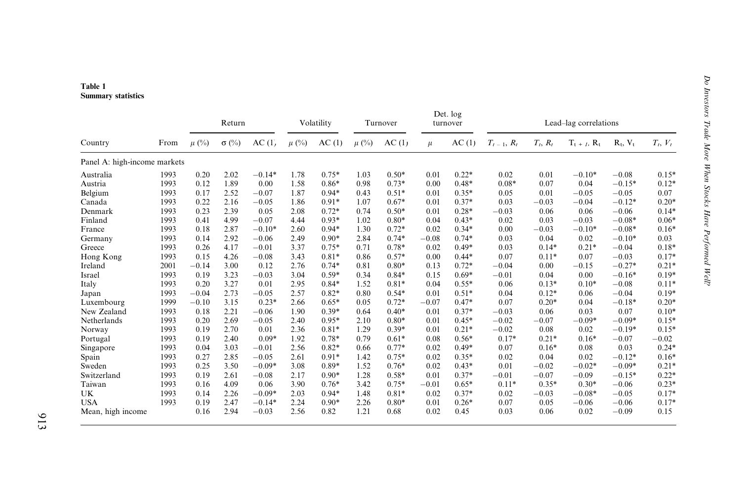**Table 1**
**Summary statistics**

| Country | From | Return | | | Volatility | | Turnover | | Det. log turnover | | Lead–lag correlations | | | | |
|---|---|---|---|---|---|---|---|---|---|---|---|---|---|---|---|
| | | $\mu$ (%) | $\sigma$ (%) | AC (1) | $\mu$ (%) | AC (1) | $\mu$ (%) | AC (1) | $\mu$ | AC (1) | $T_{t-1}$, $R_t$ | $T_t$, $R_t$ | $T_{t+1}$, $R_t$ | $R_t$, $V_t$ | $T_t$, $V_t$ |
| Panel A: high-income markets | | | | | | | | | | | | | | | |
| Australia | 1993 | 0.20 | 2.02 | −0.14* | 1.78 | 0.75* | 1.03 | 0.50* | 0.01 | 0.22* | 0.02 | 0.01 | −0.10* | −0.08 | 0.15* |
| Austria | 1993 | 0.12 | 1.89 | 0.00 | 1.58 | 0.86* | 0.98 | 0.73* | 0.00 | 0.48* | 0.08* | 0.07 | 0.04 | −0.15* | 0.12* |
| Belgium | 1993 | 0.17 | 2.52 | −0.07 | 1.87 | 0.94* | 0.43 | 0.51* | 0.01 | 0.35* | 0.05 | 0.01 | −0.05 | −0.05 | 0.07 |
| Canada | 1993 | 0.22 | 2.16 | −0.05 | 1.86 | 0.91* | 1.07 | 0.67* | 0.01 | 0.37* | 0.03 | −0.03 | −0.04 | −0.12* | 0.20* |
| Denmark | 1993 | 0.23 | 2.39 | 0.05 | 2.08 | 0.72* | 0.74 | 0.50* | 0.01 | 0.28* | −0.03 | 0.06 | 0.06 | −0.06 | 0.14* |
| Finland | 1993 | 0.41 | 4.99 | −0.07 | 4.44 | 0.93* | 1.02 | 0.80* | 0.04 | 0.43* | 0.02 | 0.03 | −0.03 | −0.08* | 0.06* |
| France | 1993 | 0.18 | 2.87 | −0.10* | 2.60 | 0.94* | 1.30 | 0.72* | 0.02 | 0.34* | 0.00 | −0.03 | −0.10* | −0.08* | 0.16* |
| Germany | 1993 | 0.14 | 2.92 | −0.06 | 2.49 | 0.90* | 2.84 | 0.74* | −0.08 | 0.74* | 0.03 | 0.04 | 0.02 | −0.10* | 0.03 |
| Greece | 1993 | 0.26 | 4.17 | −0.01 | 3.37 | 0.75* | 0.71 | 0.78* | 0.02 | 0.49* | 0.03 | 0.14* | 0.21* | −0.04 | 0.18* |
| Hong Kong | 1993 | 0.15 | 4.26 | −0.08 | 3.43 | 0.81* | 0.86 | 0.57* | 0.00 | 0.44* | 0.07 | 0.11* | 0.07 | −0.03 | 0.17* |
| Ireland | 2001 | −0.14 | 3.00 | 0.12 | 2.76 | 0.74* | 0.81 | 0.80* | 0.13 | 0.72* | −0.04 | 0.00 | −0.15 | −0.27* | 0.21* |
| Israel | 1993 | 0.19 | 3.23 | −0.03 | 3.04 | 0.59* | 0.34 | 0.84* | 0.15 | 0.69* | −0.01 | 0.04 | 0.00 | −0.16* | 0.19* |
| Italy | 1993 | 0.20 | 3.27 | 0.01 | 2.95 | 0.84* | 1.52 | 0.81* | 0.04 | 0.55* | 0.06 | 0.13* | 0.10* | −0.08 | 0.11* |
| Japan | 1993 | −0.04 | 2.73 | −0.05 | 2.57 | 0.82* | 0.80 | 0.54* | 0.01 | 0.51* | 0.04 | 0.12* | 0.06 | −0.04 | 0.19* |
| Luxembourg | 1999 | −0.10 | 3.15 | 0.23* | 2.66 | 0.65* | 0.05 | 0.72* | −0.07 | 0.47* | 0.07 | 0.20* | 0.04 | −0.18* | 0.20* |
| New Zealand | 1993 | 0.18 | 2.21 | −0.06 | 1.90 | 0.39* | 0.64 | 0.40* | 0.01 | 0.37* | −0.03 | 0.06 | 0.03 | 0.07 | 0.10* |
| Netherlands | 1993 | 0.20 | 2.69 | −0.05 | 2.40 | 0.95* | 2.10 | 0.80* | 0.01 | 0.45* | −0.02 | −0.07 | −0.09* | −0.09* | 0.15* |
| Norway | 1993 | 0.19 | 2.70 | 0.01 | 2.36 | 0.81* | 1.29 | 0.39* | 0.01 | 0.21* | −0.02 | 0.08 | 0.02 | −0.19* | 0.15* |
| Portugal | 1993 | 0.19 | 2.40 | 0.09* | 1.92 | 0.78* | 0.79 | 0.61* | 0.08 | 0.56* | 0.17* | 0.21* | 0.16* | −0.07 | −0.02 |
| Singapore | 1993 | 0.04 | 3.03 | −0.01 | 2.56 | 0.82* | 0.66 | 0.77* | 0.02 | 0.49* | 0.07 | 0.16* | 0.08 | 0.03 | 0.24* |
| Spain | 1993 | 0.27 | 2.85 | −0.05 | 2.61 | 0.91* | 1.42 | 0.75* | 0.02 | 0.35* | 0.02 | 0.04 | 0.02 | −0.12* | 0.16* |
| Sweden | 1993 | 0.25 | 3.50 | −0.09* | 3.08 | 0.89* | 1.52 | 0.76* | 0.02 | 0.43* | 0.01 | −0.02 | −0.02* | −0.09* | 0.21* |
| Switzerland | 1993 | 0.19 | 2.61 | −0.08 | 2.17 | 0.90* | 1.28 | 0.58* | 0.01 | 0.37* | −0.01 | −0.07 | −0.09 | −0.15* | 0.22* |
| Taiwan | 1993 | 0.16 | 4.09 | 0.06 | 3.90 | 0.76* | 3.42 | 0.75* | −0.01 | 0.65* | 0.11* | 0.35* | 0.30* | −0.06 | 0.23* |
| UK | 1993 | 0.14 | 2.26 | −0.09* | 2.03 | 0.94* | 1.48 | 0.81* | 0.02 | 0.37* | 0.02 | −0.03 | −0.08* | −0.05 | 0.17* |
| USA | 1993 | 0.19 | 2.47 | −0.14* | 2.24 | 0.90* | 2.26 | 0.80* | 0.01 | 0.26* | 0.07 | 0.05 | −0.06 | −0.06 | 0.17* |
| Mean, high income | | 0.16 | 2.94 | −0.03 | 2.56 | 0.82 | 1.21 | 0.68 | 0.02 | 0.45 | 0.03 | 0.06 | 0.02 | −0.09 | 0.15 |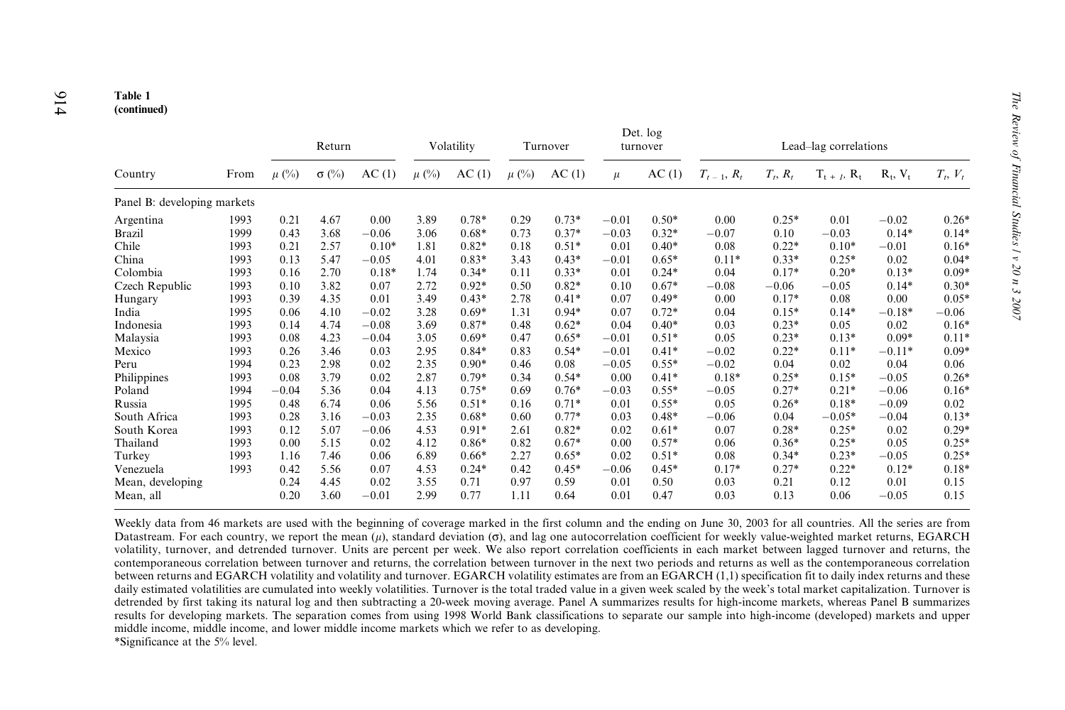**Table 1**
**(continued)**

| Country | From | Return | | | Volatility | | Turnover | | Det. log turnover | | Lead–lag correlations | | | | |
|---|---|---|---|---|---|---|---|---|---|---|---|---|---|---|---|
| | | $\mu$ (%) | $\sigma$ (%) | AC (1) | $\mu$ (%) | AC (1) | $\mu$ (%) | AC (1) | $\mu$ | AC (1) | $T_{t-1}, R_t$ | $T_t, R_t$ | $T_{t+1}, R_t$ | $R_t, V_t$ | $T_t, V_t$ |
| Panel B: developing markets | | | | | | | | | | | | | | | |
| Argentina | 1993 | 0.21 | 4.67 | 0.00 | 3.89 | 0.78* | 0.29 | 0.73* | −0.01 | 0.50* | 0.00 | 0.25* | 0.01 | −0.02 | 0.26* |
| Brazil | 1999 | 0.43 | 3.68 | −0.06 | 3.06 | 0.68* | 0.73 | 0.37* | −0.03 | 0.32* | −0.07 | 0.10 | −0.03 | 0.14* | 0.14* |
| Chile | 1993 | 0.21 | 2.57 | 0.10* | 1.81 | 0.82* | 0.18 | 0.51* | 0.01 | 0.40* | 0.08 | 0.22* | 0.10* | −0.01 | 0.16* |
| China | 1993 | 0.13 | 5.47 | −0.05 | 4.01 | 0.83* | 3.43 | 0.43* | −0.01 | 0.65* | 0.11* | 0.33* | 0.25* | 0.02 | 0.04* |
| Colombia | 1993 | 0.16 | 2.70 | 0.18* | 1.74 | 0.34* | 0.11 | 0.33* | 0.01 | 0.24* | 0.04 | 0.17* | 0.20* | 0.13* | 0.09* |
| Czech Republic | 1993 | 0.10 | 3.82 | 0.07 | 2.72 | 0.92* | 0.50 | 0.82* | 0.10 | 0.67* | −0.08 | −0.06 | −0.05 | 0.14* | 0.30* |
| Hungary | 1993 | 0.39 | 4.35 | 0.01 | 3.49 | 0.43* | 2.78 | 0.41* | 0.07 | 0.49* | 0.00 | 0.17* | 0.08 | 0.00 | 0.05* |
| India | 1995 | 0.06 | 4.10 | −0.02 | 3.28 | 0.69* | 1.31 | 0.94* | 0.07 | 0.72* | 0.04 | 0.15* | 0.14* | −0.18* | −0.06 |
| Indonesia | 1993 | 0.14 | 4.74 | −0.08 | 3.69 | 0.87* | 0.48 | 0.62* | 0.04 | 0.40* | 0.03 | 0.23* | 0.05 | 0.02 | 0.16* |
| Malaysia | 1993 | 0.08 | 4.23 | −0.04 | 3.05 | 0.69* | 0.47 | 0.65* | −0.01 | 0.51* | 0.05 | 0.23* | 0.13* | 0.09* | 0.11* |
| Mexico | 1993 | 0.26 | 3.46 | 0.03 | 2.95 | 0.84* | 0.83 | 0.54* | −0.01 | 0.41* | −0.02 | 0.22* | 0.11* | −0.11* | 0.09* |
| Peru | 1994 | 0.23 | 2.98 | 0.02 | 2.35 | 0.90* | 0.46 | 0.08 | −0.05 | 0.55* | −0.02 | 0.04 | 0.02 | 0.04 | 0.06 |
| Philippines | 1993 | 0.08 | 3.79 | 0.02 | 2.87 | 0.79* | 0.34 | 0.54* | 0.00 | 0.41* | 0.18* | 0.25* | 0.15* | −0.05 | 0.26* |
| Poland | 1994 | −0.04 | 5.36 | 0.04 | 4.13 | 0.75* | 0.69 | 0.76* | −0.03 | 0.55* | −0.05 | 0.27* | 0.21* | −0.06 | 0.16* |
| Russia | 1995 | 0.48 | 6.74 | 0.06 | 5.56 | 0.51* | 0.16 | 0.71* | 0.01 | 0.55* | 0.05 | 0.26* | 0.18* | −0.09 | 0.02 |
| South Africa | 1993 | 0.28 | 3.16 | −0.03 | 2.35 | 0.68* | 0.60 | 0.77* | 0.03 | 0.48* | −0.06 | 0.04 | −0.05* | −0.04 | 0.13* |
| South Korea | 1993 | 0.12 | 5.07 | −0.06 | 4.53 | 0.91* | 2.61 | 0.82* | 0.02 | 0.61* | 0.07 | 0.28* | 0.25* | 0.02 | 0.29* |
| Thailand | 1993 | 0.00 | 5.15 | 0.02 | 4.12 | 0.86* | 0.82 | 0.67* | 0.00 | 0.57* | 0.06 | 0.36* | 0.25* | 0.05 | 0.25* |
| Turkey | 1993 | 1.16 | 7.46 | 0.06 | 6.89 | 0.66* | 2.27 | 0.65* | 0.02 | 0.51* | 0.08 | 0.34* | 0.23* | −0.05 | 0.25* |
| Venezuela | 1993 | 0.42 | 5.56 | 0.07 | 4.53 | 0.24* | 0.42 | 0.45* | −0.06 | 0.45* | 0.17* | 0.27* | 0.22* | 0.12* | 0.18* |
| Mean, developing | | 0.24 | 4.45 | 0.02 | 3.55 | 0.71 | 0.97 | 0.59 | 0.01 | 0.50 | 0.03 | 0.21 | 0.12 | 0.01 | 0.15 |
| Mean, all | | 0.20 | 3.60 | −0.01 | 2.99 | 0.77 | 1.11 | 0.64 | 0.01 | 0.47 | 0.03 | 0.13 | 0.06 | −0.05 | 0.15 |

Weekly data from 46 markets are used with the beginning of coverage marked in the first column and the ending on June 30, 2003 for all countries. All the series are from Datastream. For each country, we report the mean ($\mu$), standard deviation ($\sigma$), and lag one autocorrelation coefficient for weekly value-weighted market returns, EGARCH volatility, turnover, and detrended turnover. Units are percent per week. We also report correlation coefficients in each market between lagged turnover and returns, the contemporaneous correlation between turnover and returns, the correlation between turnover in the next two periods and returns as well as the contemporaneous correlation between returns and EGARCH volatility and volatility and turnover. EGARCH volatility estimates are from an EGARCH (1,1) specification fit to daily index returns and these daily estimated volatilities are cumulated into weekly volatilities. Turnover is the total traded value in a given week scaled by the week's total market capitalization. Turnover is detrended by first taking its natural log and then subtracting a 20-week moving average. Panel A summarizes results for high-income markets, whereas Panel B summarizes results for developing markets. The separation comes from using 1998 World Bank classifications to separate our sample into high-income (developed) markets and upper middle income, middle income, and lower middle income markets which we refer to as developing.

*Significance at the 5% level.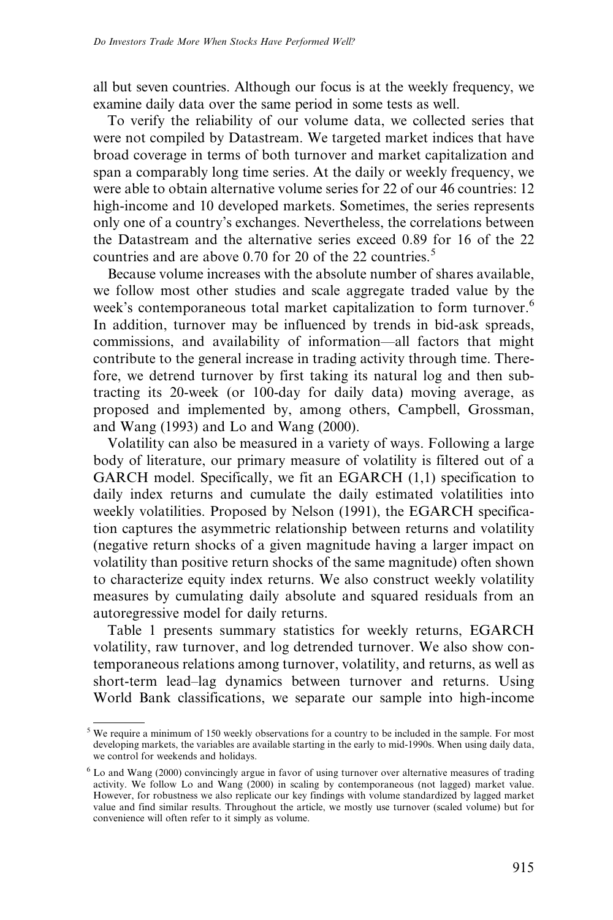all but seven countries. Although our focus is at the weekly frequency, we examine daily data over the same period in some tests as well.

To verify the reliability of our volume data, we collected series that were not compiled by Datastream. We targeted market indices that have broad coverage in terms of both turnover and market capitalization and span a comparably long time series. At the daily or weekly frequency, we were able to obtain alternative volume series for 22 of our 46 countries: 12 high-income and 10 developed markets. Sometimes, the series represents only one of a country's exchanges. Nevertheless, the correlations between the Datastream and the alternative series exceed 0.89 for 16 of the 22 countries and are above 0.70 for 20 of the 22 countries.[5]

Because volume increases with the absolute number of shares available, we follow most other studies and scale aggregate traded value by the week's contemporaneous total market capitalization to form turnover.[6] In addition, turnover may be influenced by trends in bid-ask spreads, commissions, and availability of information—all factors that might contribute to the general increase in trading activity through time. Therefore, we detrend turnover by first taking its natural log and then subtracting its 20-week (or 100-day for daily data) moving average, as proposed and implemented by, among others, Campbell, Grossman, and Wang (1993) and Lo and Wang (2000).

Volatility can also be measured in a variety of ways. Following a large body of literature, our primary measure of volatility is filtered out of a GARCH model. Specifically, we fit an EGARCH (1,1) specification to daily index returns and cumulate the daily estimated volatilities into weekly volatilities. Proposed by Nelson (1991), the EGARCH specification captures the asymmetric relationship between returns and volatility (negative return shocks of a given magnitude having a larger impact on volatility than positive return shocks of the same magnitude) often shown to characterize equity index returns. We also construct weekly volatility measures by cumulating daily absolute and squared residuals from an autoregressive model for daily returns.

Table 1 presents summary statistics for weekly returns, EGARCH volatility, raw turnover, and log detrended turnover. We also show contemporaneous relations among turnover, volatility, and returns, as well as short-term lead–lag dynamics between turnover and returns. Using World Bank classifications, we separate our sample into high-income

[5] We require a minimum of 150 weekly observations for a country to be included in the sample. For most developing markets, the variables are available starting in the early to mid-1990s. When using daily data, we control for weekends and holidays.

[6] Lo and Wang (2000) convincingly argue in favor of using turnover over alternative measures of trading activity. We follow Lo and Wang (2000) in scaling by contemporaneous (not lagged) market value. However, for robustness we also replicate our key findings with volume standardized by lagged market value and find similar results. Throughout the article, we mostly use turnover (scaled volume) but for convenience will often refer to it simply as volume.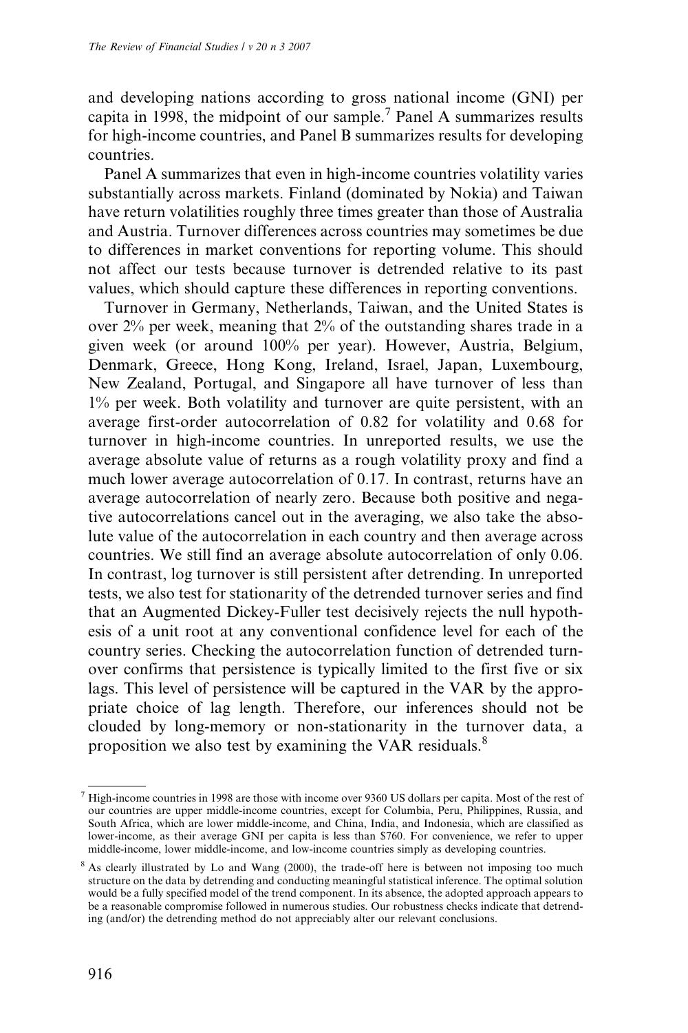and developing nations according to gross national income (GNI) per capita in 1998, the midpoint of our sample.[7] Panel A summarizes results for high-income countries, and Panel B summarizes results for developing countries.

Panel A summarizes that even in high-income countries volatility varies substantially across markets. Finland (dominated by Nokia) and Taiwan have return volatilities roughly three times greater than those of Australia and Austria. Turnover differences across countries may sometimes be due to differences in market conventions for reporting volume. This should not affect our tests because turnover is detrended relative to its past values, which should capture these differences in reporting conventions.

Turnover in Germany, Netherlands, Taiwan, and the United States is over 2% per week, meaning that 2% of the outstanding shares trade in a given week (or around 100% per year). However, Austria, Belgium, Denmark, Greece, Hong Kong, Ireland, Israel, Japan, Luxembourg, New Zealand, Portugal, and Singapore all have turnover of less than 1% per week. Both volatility and turnover are quite persistent, with an average first-order autocorrelation of 0.82 for volatility and 0.68 for turnover in high-income countries. In unreported results, we use the average absolute value of returns as a rough volatility proxy and find a much lower average autocorrelation of 0.17. In contrast, returns have an average autocorrelation of nearly zero. Because both positive and negative autocorrelations cancel out in the averaging, we also take the absolute value of the autocorrelation in each country and then average across countries. We still find an average absolute autocorrelation of only 0.06. In contrast, log turnover is still persistent after detrending. In unreported tests, we also test for stationarity of the detrended turnover series and find that an Augmented Dickey-Fuller test decisively rejects the null hypothesis of a unit root at any conventional confidence level for each of the country series. Checking the autocorrelation function of detrended turnover confirms that persistence is typically limited to the first five or six lags. This level of persistence will be captured in the VAR by the appropriate choice of lag length. Therefore, our inferences should not be clouded by long-memory or non-stationarity in the turnover data, a proposition we also test by examining the VAR residuals.[8]

---

[7] High-income countries in 1998 are those with income over 9360 US dollars per capita. Most of the rest of our countries are upper middle-income countries, except for Columbia, Peru, Philippines, Russia, and South Africa, which are lower middle-income, and China, India, and Indonesia, which are classified as lower-income, as their average GNI per capita is less than $760. For convenience, we refer to upper middle-income, lower middle-income, and low-income countries simply as developing countries.

[8] As clearly illustrated by Lo and Wang (2000), the trade-off here is between not imposing too much structure on the data by detrending and conducting meaningful statistical inference. The optimal solution would be a fully specified model of the trend component. In its absence, the adopted approach appears to be a reasonable compromise followed in numerous studies. Our robustness checks indicate that detrending (and/or) the detrending method do not appreciably alter our relevant conclusions.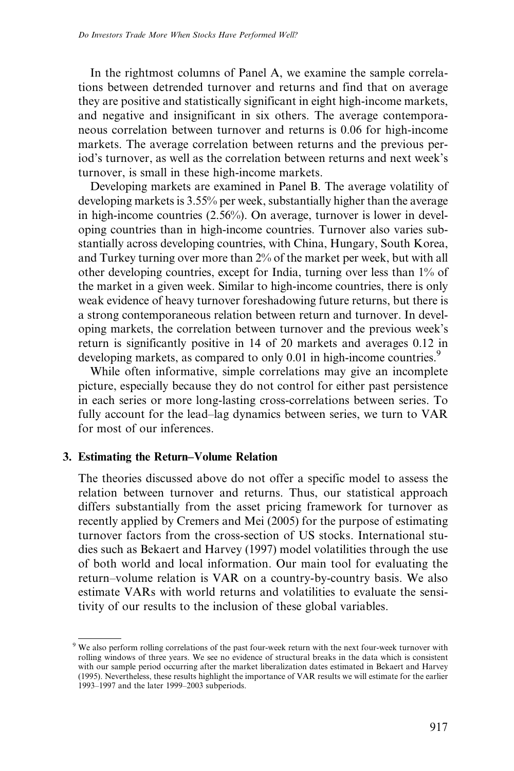In the rightmost columns of Panel A, we examine the sample correlations between detrended turnover and returns and find that on average they are positive and statistically significant in eight high-income markets, and negative and insignificant in six others. The average contemporaneous correlation between turnover and returns is 0.06 for high-income markets. The average correlation between returns and the previous period's turnover, as well as the correlation between returns and next week's turnover, is small in these high-income markets.

Developing markets are examined in Panel B. The average volatility of developing markets is 3.55% per week, substantially higher than the average in high-income countries (2.56%). On average, turnover is lower in developing countries than in high-income countries. Turnover also varies substantially across developing countries, with China, Hungary, South Korea, and Turkey turning over more than 2% of the market per week, but with all other developing countries, except for India, turning over less than 1% of the market in a given week. Similar to high-income countries, there is only weak evidence of heavy turnover foreshadowing future returns, but there is a strong contemporaneous relation between return and turnover. In developing markets, the correlation between turnover and the previous week's return is significantly positive in 14 of 20 markets and averages 0.12 in developing markets, as compared to only 0.01 in high-income countries.[9]

While often informative, simple correlations may give an incomplete picture, especially because they do not control for either past persistence in each series or more long-lasting cross-correlations between series. To fully account for the lead–lag dynamics between series, we turn to VAR for most of our inferences.

## 3. Estimating the Return–Volume Relation

The theories discussed above do not offer a specific model to assess the relation between turnover and returns. Thus, our statistical approach differs substantially from the asset pricing framework for turnover as recently applied by Cremers and Mei (2005) for the purpose of estimating turnover factors from the cross-section of US stocks. International studies such as Bekaert and Harvey (1997) model volatilities through the use of both world and local information. Our main tool for evaluating the return–volume relation is VAR on a country-by-country basis. We also estimate VARs with world returns and volatilities to evaluate the sensitivity of our results to the inclusion of these global variables.

[9] We also perform rolling correlations of the past four-week return with the next four-week turnover with rolling windows of three years. We see no evidence of structural breaks in the data which is consistent with our sample period occurring after the market liberalization dates estimated in Bekaert and Harvey (1995). Nevertheless, these results highlight the importance of VAR results we will estimate for the earlier 1993–1997 and the later 1999–2003 subperiods.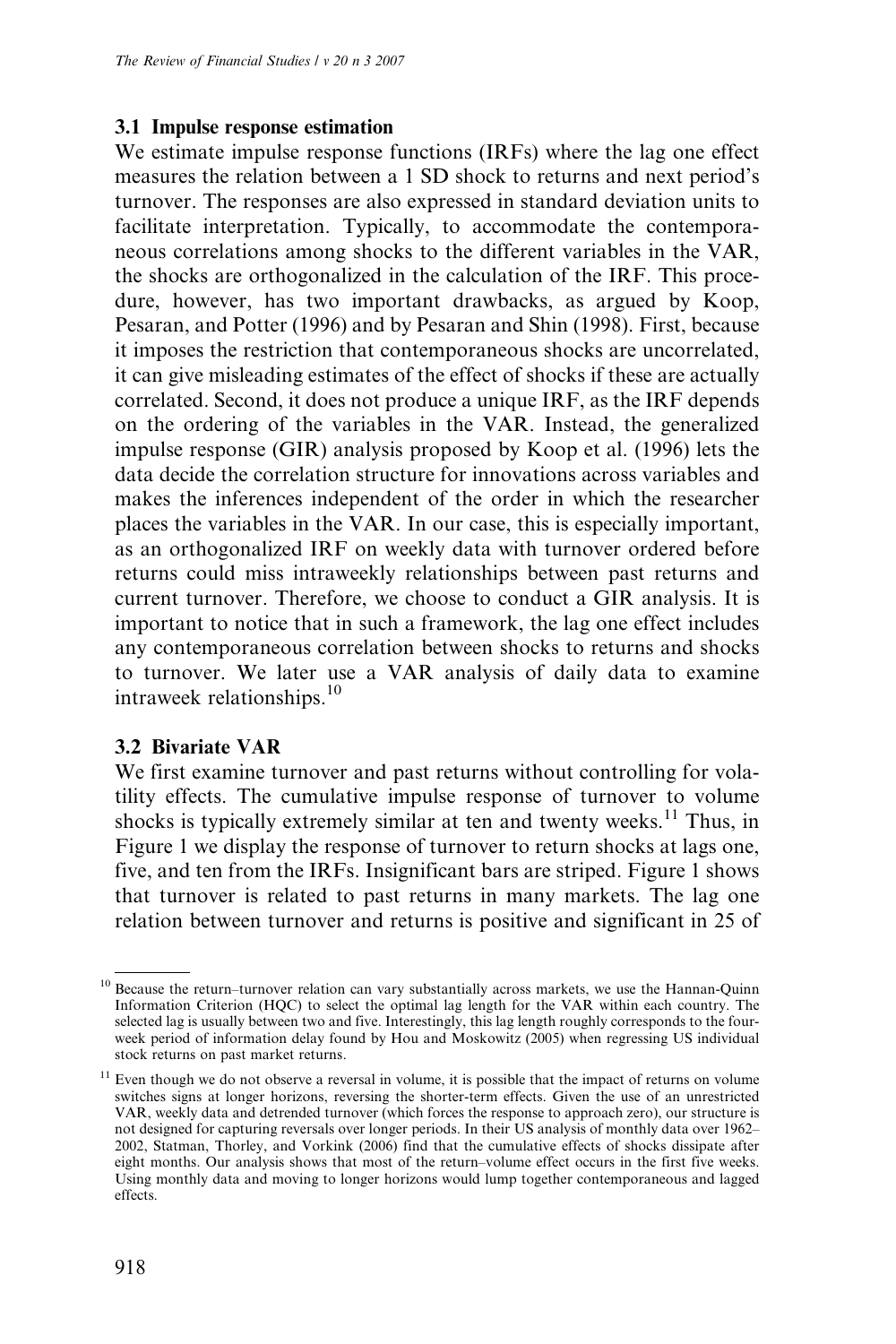### 3.1 Impulse response estimation

We estimate impulse response functions (IRFs) where the lag one effect measures the relation between a 1 SD shock to returns and next period's turnover. The responses are also expressed in standard deviation units to facilitate interpretation. Typically, to accommodate the contemporaneous correlations among shocks to the different variables in the VAR, the shocks are orthogonalized in the calculation of the IRF. This procedure, however, has two important drawbacks, as argued by Koop, Pesaran, and Potter (1996) and by Pesaran and Shin (1998). First, because it imposes the restriction that contemporaneous shocks are uncorrelated, it can give misleading estimates of the effect of shocks if these are actually correlated. Second, it does not produce a unique IRF, as the IRF depends on the ordering of the variables in the VAR. Instead, the generalized impulse response (GIR) analysis proposed by Koop et al. (1996) lets the data decide the correlation structure for innovations across variables and makes the inferences independent of the order in which the researcher places the variables in the VAR. In our case, this is especially important, as an orthogonalized IRF on weekly data with turnover ordered before returns could miss intraweekly relationships between past returns and current turnover. Therefore, we choose to conduct a GIR analysis. It is important to notice that in such a framework, the lag one effect includes any contemporaneous correlation between shocks to returns and shocks to turnover. We later use a VAR analysis of daily data to examine intraweek relationships.[10]

### 3.2 Bivariate VAR

We first examine turnover and past returns without controlling for volatility effects. The cumulative impulse response of turnover to volume shocks is typically extremely similar at ten and twenty weeks.[11] Thus, in Figure 1 we display the response of turnover to return shocks at lags one, five, and ten from the IRFs. Insignificant bars are striped. Figure 1 shows that turnover is related to past returns in many markets. The lag one relation between turnover and returns is positive and significant in 25 of

[10] Because the return–turnover relation can vary substantially across markets, we use the Hannan-Quinn Information Criterion (HQC) to select the optimal lag length for the VAR within each country. The selected lag is usually between two and five. Interestingly, this lag length roughly corresponds to the four-week period of information delay found by Hou and Moskowitz (2005) when regressing US individual stock returns on past market returns.

[11] Even though we do not observe a reversal in volume, it is possible that the impact of returns on volume switches signs at longer horizons, reversing the shorter-term effects. Given the use of an unrestricted VAR, weekly data and detrended turnover (which forces the response to approach zero), our structure is not designed for capturing reversals over longer periods. In their US analysis of monthly data over 1962–2002, Statman, Thorley, and Vorkink (2006) find that the cumulative effects of shocks dissipate after eight months. Our analysis shows that most of the return–volume effect occurs in the first five weeks. Using monthly data and moving to longer horizons would lump together contemporaneous and lagged effects.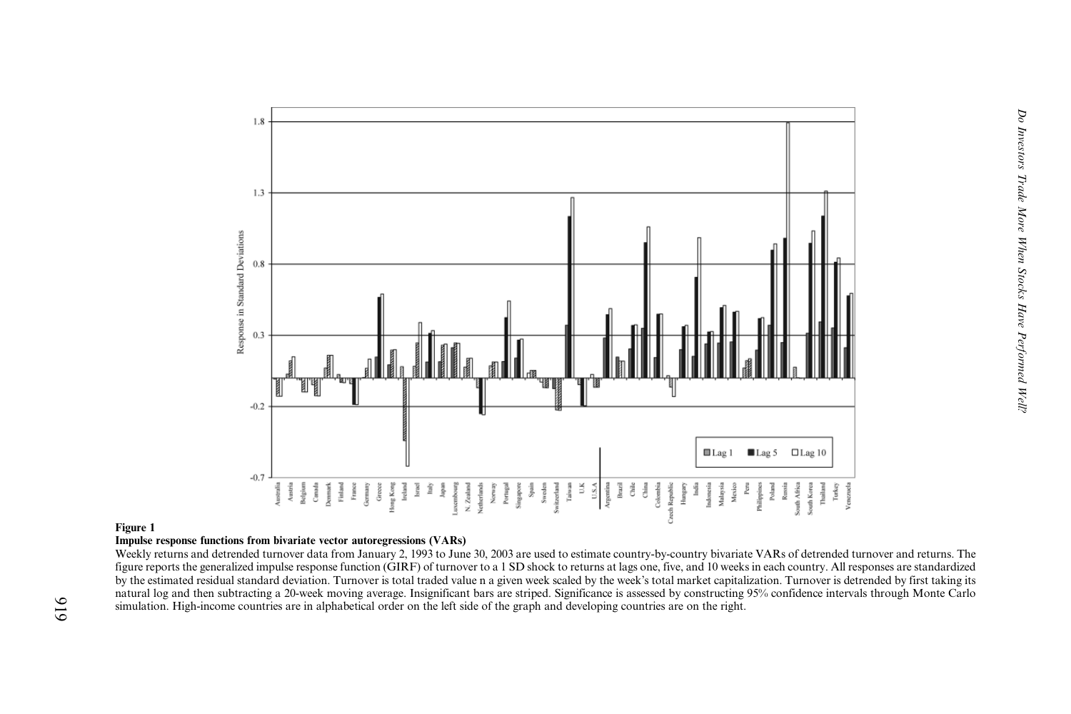**Figure 1**
**Impulse response functions from bivariate vector autoregressions (VARs)**
Weekly returns and detrended turnover data from January 2, 1993 to June 30, 2003 are used to estimate country-by-country bivariate VARs of detrended turnover and returns. The figure reports the generalized impulse response function (GIRF) of turnover to a 1 SD shock to returns at lags one, five, and 10 weeks in each country. All responses are standardized by the estimated residual standard deviation. Turnover is total traded value n a given week scaled by the week's total market capitalization. Turnover is detrended by first taking its natural log and then subtracting a 20-week moving average. Insignificant bars are striped. Significance is assessed by constructing 95% confidence intervals through Monte Carlo simulation. High-income countries are in alphabetical order on the left side of the graph and developing countries are on the right.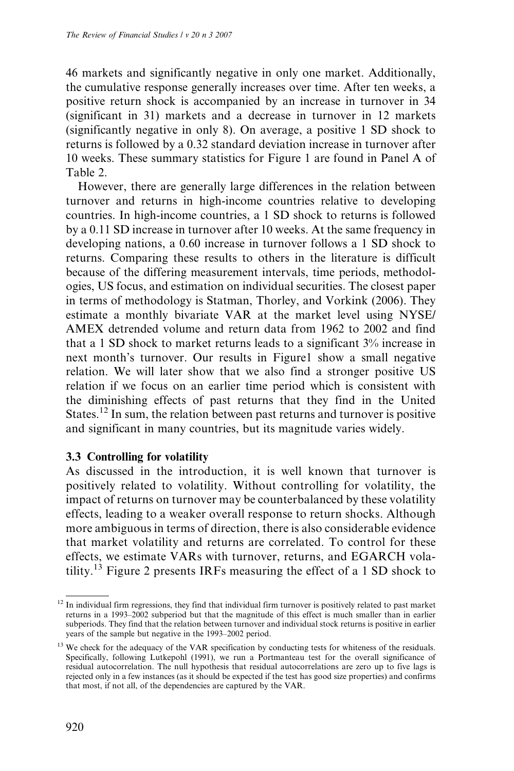46 markets and significantly negative in only one market. Additionally, the cumulative response generally increases over time. After ten weeks, a positive return shock is accompanied by an increase in turnover in 34 (significant in 31) markets and a decrease in turnover in 12 markets (significantly negative in only 8). On average, a positive 1 SD shock to returns is followed by a 0.32 standard deviation increase in turnover after 10 weeks. These summary statistics for Figure 1 are found in Panel A of Table 2.

However, there are generally large differences in the relation between turnover and returns in high-income countries relative to developing countries. In high-income countries, a 1 SD shock to returns is followed by a 0.11 SD increase in turnover after 10 weeks. At the same frequency in developing nations, a 0.60 increase in turnover follows a 1 SD shock to returns. Comparing these results to others in the literature is difficult because of the differing measurement intervals, time periods, methodologies, US focus, and estimation on individual securities. The closest paper in terms of methodology is Statman, Thorley, and Vorkink (2006). They estimate a monthly bivariate VAR at the market level using NYSE/AMEX detrended volume and return data from 1962 to 2002 and find that a 1 SD shock to market returns leads to a significant 3% increase in next month's turnover. Our results in Figure1 show a small negative relation. We will later show that we also find a stronger positive US relation if we focus on an earlier time period which is consistent with the diminishing effects of past returns that they find in the United States.[12] In sum, the relation between past returns and turnover is positive and significant in many countries, but its magnitude varies widely.

### 3.3 Controlling for volatility

As discussed in the introduction, it is well known that turnover is positively related to volatility. Without controlling for volatility, the impact of returns on turnover may be counterbalanced by these volatility effects, leading to a weaker overall response to return shocks. Although more ambiguous in terms of direction, there is also considerable evidence that market volatility and returns are correlated. To control for these effects, we estimate VARs with turnover, returns, and EGARCH volatility.[13] Figure 2 presents IRFs measuring the effect of a 1 SD shock to

[12] In individual firm regressions, they find that individual firm turnover is positively related to past market returns in a 1993–2002 subperiod but that the magnitude of this effect is much smaller than in earlier subperiods. They find that the relation between turnover and individual stock returns is positive in earlier years of the sample but negative in the 1993–2002 period.

[13] We check for the adequacy of the VAR specification by conducting tests for whiteness of the residuals. Specifically, following Lutkepohl (1991), we run a Portmanteau test for the overall significance of residual autocorrelation. The null hypothesis that residual autocorrelations are zero up to five lags is rejected only in a few instances (as it should be expected if the test has good size properties) and confirms that most, if not all, of the dependencies are captured by the VAR.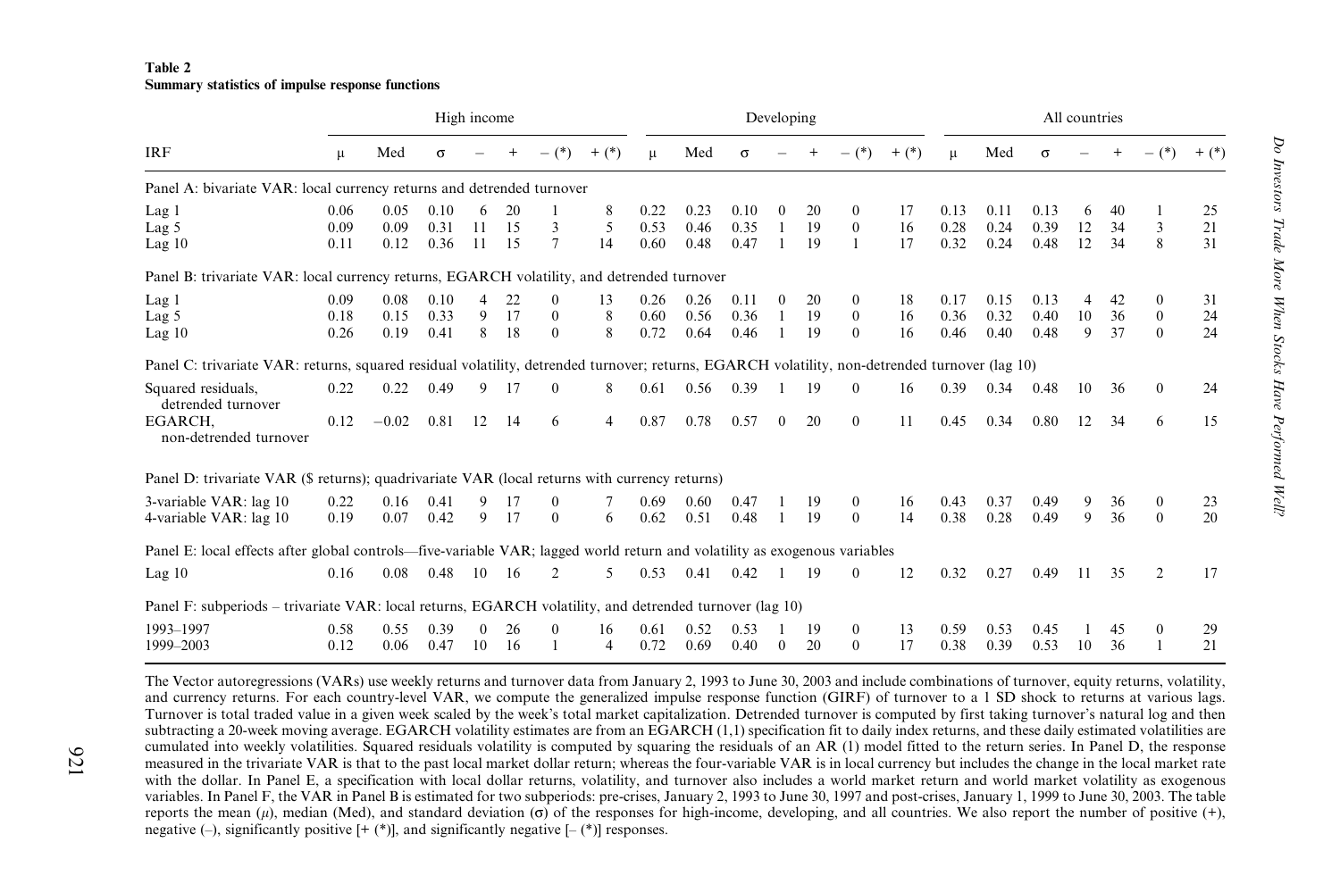**Table 2**
**Summary statistics of impulse response functions**

| IRF | High income | | | | | | | Developing | | | | | | | All countries | | | | | | |
|---|---|---|---|---|---|---|---|---|---|---|---|---|---|---|---|---|---|---|---|---|---|
| | μ | Med | σ | – | + | – (*) | + (*) | μ | Med | σ | – | + | – (*) | + (*) | μ | Med | σ | – | + | – (*) | + (*) |
| *Panel A: bivariate VAR: local currency returns and detrended turnover* | | | | | | | | | | | | | | | | | | | | | |
| Lag 1 | 0.06 | 0.05 | 0.10 | 6 | 20 | 1 | 8 | 0.22 | 0.23 | 0.10 | 0 | 20 | 0 | 17 | 0.13 | 0.11 | 0.13 | 6 | 40 | 1 | 25 |
| Lag 5 | 0.09 | 0.09 | 0.31 | 11 | 15 | 3 | 5 | 0.53 | 0.46 | 0.35 | 1 | 19 | 0 | 16 | 0.28 | 0.24 | 0.39 | 12 | 34 | 3 | 21 |
| Lag 10 | 0.11 | 0.12 | 0.36 | 11 | 15 | 7 | 14 | 0.60 | 0.48 | 0.47 | 1 | 19 | 1 | 17 | 0.32 | 0.24 | 0.48 | 12 | 34 | 8 | 31 |
| *Panel B: trivariate VAR: local currency returns, EGARCH volatility, and detrended turnover* | | | | | | | | | | | | | | | | | | | | | |
| Lag 1 | 0.09 | 0.08 | 0.10 | 4 | 22 | 0 | 13 | 0.26 | 0.26 | 0.11 | 0 | 20 | 0 | 18 | 0.17 | 0.15 | 0.13 | 4 | 42 | 0 | 31 |
| Lag 5 | 0.18 | 0.15 | 0.33 | 9 | 17 | 0 | 8 | 0.60 | 0.56 | 0.36 | 1 | 19 | 0 | 16 | 0.36 | 0.32 | 0.40 | 10 | 36 | 0 | 24 |
| Lag 10 | 0.26 | 0.19 | 0.41 | 8 | 18 | 0 | 8 | 0.72 | 0.64 | 0.46 | 1 | 19 | 0 | 16 | 0.46 | 0.40 | 0.48 | 9 | 37 | 0 | 24 |
| *Panel C: trivariate VAR: returns, squared residual volatility, detrended turnover; returns, EGARCH volatility, non-detrended turnover (lag 10)* | | | | | | | | | | | | | | | | | | | | | |
| Squared residuals, detrended turnover | 0.22 | 0.22 | 0.49 | 9 | 17 | 0 | 8 | 0.61 | 0.56 | 0.39 | 1 | 19 | 0 | 16 | 0.39 | 0.34 | 0.48 | 10 | 36 | 0 | 24 |
| EGARCH, non-detrended turnover | 0.12 | −0.02 | 0.81 | 12 | 14 | 6 | 4 | 0.87 | 0.78 | 0.57 | 0 | 20 | 0 | 11 | 0.45 | 0.34 | 0.80 | 12 | 34 | 6 | 15 |
| *Panel D: trivariate VAR ($ returns); quadrivariate VAR (local returns with currency returns)* | | | | | | | | | | | | | | | | | | | | | |
| 3-variable VAR: lag 10 | 0.22 | 0.16 | 0.41 | 9 | 17 | 0 | 7 | 0.69 | 0.60 | 0.47 | 1 | 19 | 0 | 16 | 0.43 | 0.37 | 0.49 | 9 | 36 | 0 | 23 |
| 4-variable VAR: lag 10 | 0.19 | 0.07 | 0.42 | 9 | 17 | 0 | 6 | 0.62 | 0.51 | 0.48 | 1 | 19 | 0 | 14 | 0.38 | 0.28 | 0.49 | 9 | 36 | 0 | 20 |
| *Panel E: local effects after global controls—five-variable VAR; lagged world return and volatility as exogenous variables* | | | | | | | | | | | | | | | | | | | | | |
| Lag 10 | 0.16 | 0.08 | 0.48 | 10 | 16 | 2 | 5 | 0.53 | 0.41 | 0.42 | 1 | 19 | 0 | 12 | 0.32 | 0.27 | 0.49 | 11 | 35 | 2 | 17 |
| *Panel F: subperiods – trivariate VAR: local returns, EGARCH volatility, and detrended turnover (lag 10)* | | | | | | | | | | | | | | | | | | | | | |
| 1993–1997 | 0.58 | 0.55 | 0.39 | 0 | 26 | 0 | 16 | 0.61 | 0.52 | 0.53 | 1 | 19 | 0 | 13 | 0.59 | 0.53 | 0.45 | 1 | 45 | 0 | 29 |
| 1999–2003 | 0.12 | 0.06 | 0.47 | 10 | 16 | 1 | 4 | 0.72 | 0.69 | 0.40 | 0 | 20 | 0 | 17 | 0.38 | 0.39 | 0.53 | 10 | 36 | 1 | 21 |

The Vector autoregressions (VARs) use weekly returns and turnover data from January 2, 1993 to June 30, 2003 and include combinations of turnover, equity returns, volatility, and currency returns. For each country-level VAR, we compute the generalized impulse response function (GIRF) of turnover to a 1 SD shock to returns at various lags. Turnover is total traded value in a given week scaled by the week's total market capitalization. Detrended turnover is computed by first taking turnover's natural log and then subtracting a 20-week moving average. EGARCH volatility estimates are from an EGARCH (1,1) specification fit to daily index returns, and these daily estimated volatilities are cumulated into weekly volatilities. Squared residuals volatility is computed by squaring the residuals of an AR (1) model fitted to the return series. In Panel D, the response measured in the trivariate VAR is that to the past local market dollar return; whereas the four-variable VAR is in local currency but includes the change in the local market rate with the dollar. In Panel E, a specification with local dollar returns, volatility, and turnover also includes a world market return and world market volatility as exogenous variables. In Panel F, the VAR in Panel B is estimated for two subperiods: pre-crises, January 2, 1993 to June 30, 1997 and post-crises, January 1, 1999 to June 30, 2003. The table reports the mean ($\mu$), median (Med), and standard deviation ($\sigma$) of the responses for high-income, developing, and all countries. We also report the number of positive (+), negative (–), significantly positive [+ (*)], and significantly negative [– (*)] responses.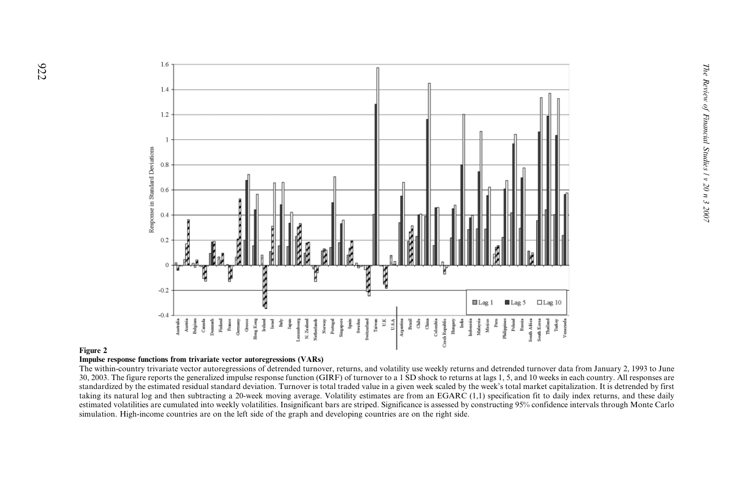**Figure 2**

**Impulse response functions from trivariate vector autoregressions (VARs)**

The within-country trivariate vector autoregressions of detrended turnover, returns, and volatility use weekly returns and detrended turnover data from January 2, 1993 to June 30, 2003. The figure reports the generalized impulse response function (GIRF) of turnover to a 1 SD shock to returns at lags 1, 5, and 10 weeks in each country. All responses are standardized by the estimated residual standard deviation. Turnover is total traded value in a given week scaled by the week's total market capitalization. It is detrended by first taking its natural log and then subtracting a 20-week moving average. Volatility estimates are from an EGARC (1,1) specification fit to daily index returns, and these daily estimated volatilities are cumulated into weekly volatilities. Insignificant bars are striped. Significance is assessed by constructing 95% confidence intervals through Monte Carlo simulation. High-income countries are on the left side of the graph and developing countries are on the right side.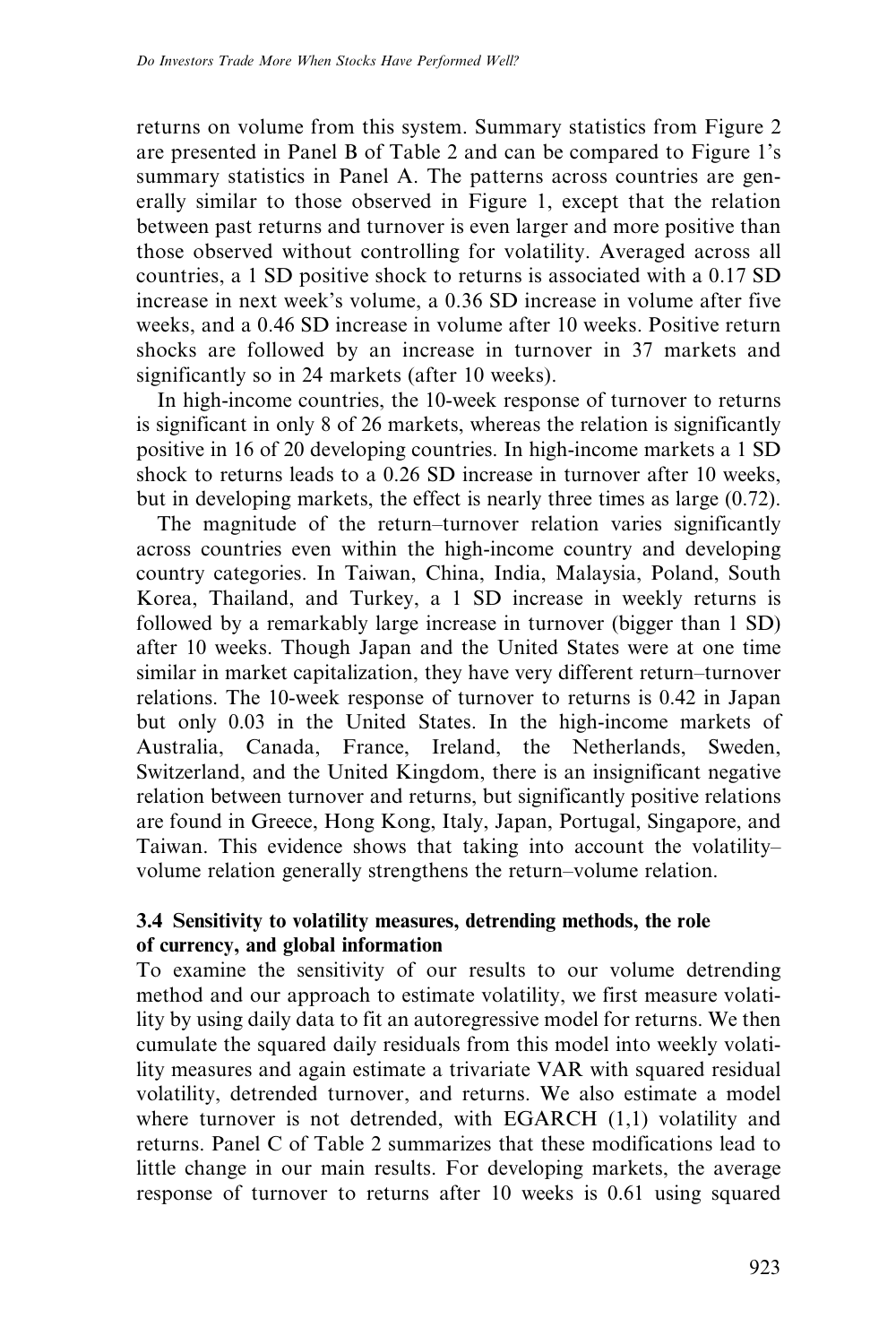returns on volume from this system. Summary statistics from Figure 2 are presented in Panel B of Table 2 and can be compared to Figure 1's summary statistics in Panel A. The patterns across countries are generally similar to those observed in Figure 1, except that the relation between past returns and turnover is even larger and more positive than those observed without controlling for volatility. Averaged across all countries, a 1 SD positive shock to returns is associated with a 0.17 SD increase in next week's volume, a 0.36 SD increase in volume after five weeks, and a 0.46 SD increase in volume after 10 weeks. Positive return shocks are followed by an increase in turnover in 37 markets and significantly so in 24 markets (after 10 weeks).

In high-income countries, the 10-week response of turnover to returns is significant in only 8 of 26 markets, whereas the relation is significantly positive in 16 of 20 developing countries. In high-income markets a 1 SD shock to returns leads to a 0.26 SD increase in turnover after 10 weeks, but in developing markets, the effect is nearly three times as large (0.72).

The magnitude of the return–turnover relation varies significantly across countries even within the high-income country and developing country categories. In Taiwan, China, India, Malaysia, Poland, South Korea, Thailand, and Turkey, a 1 SD increase in weekly returns is followed by a remarkably large increase in turnover (bigger than 1 SD) after 10 weeks. Though Japan and the United States were at one time similar in market capitalization, they have very different return–turnover relations. The 10-week response of turnover to returns is 0.42 in Japan but only 0.03 in the United States. In the high-income markets of Australia, Canada, France, Ireland, the Netherlands, Sweden, Switzerland, and the United Kingdom, there is an insignificant negative relation between turnover and returns, but significantly positive relations are found in Greece, Hong Kong, Italy, Japan, Portugal, Singapore, and Taiwan. This evidence shows that taking into account the volatility–volume relation generally strengthens the return–volume relation.

### 3.4 Sensitivity to volatility measures, detrending methods, the role of currency, and global information

To examine the sensitivity of our results to our volume detrending method and our approach to estimate volatility, we first measure volatility by using daily data to fit an autoregressive model for returns. We then cumulate the squared daily residuals from this model into weekly volatility measures and again estimate a trivariate VAR with squared residual volatility, detrended turnover, and returns. We also estimate a model where turnover is not detrended, with EGARCH (1,1) volatility and returns. Panel C of Table 2 summarizes that these modifications lead to little change in our main results. For developing markets, the average response of turnover to returns after 10 weeks is 0.61 using squared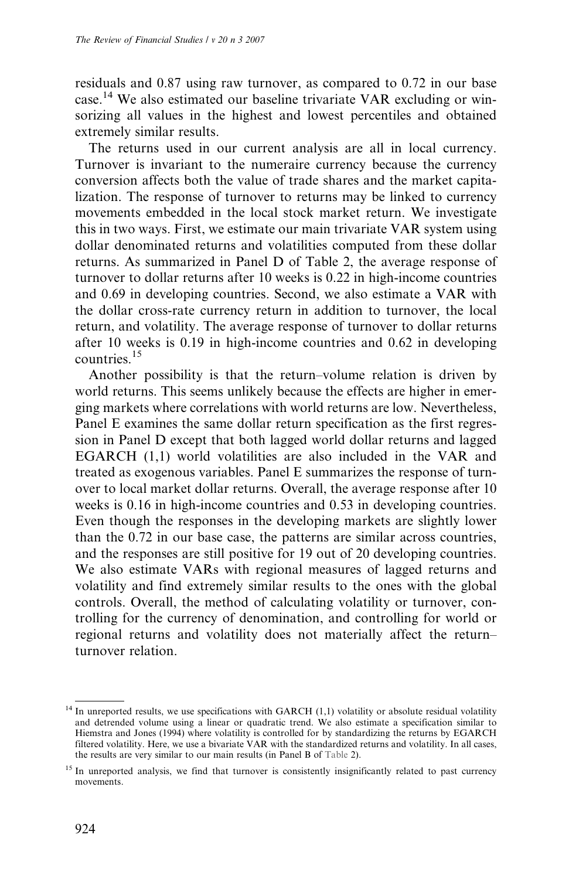residuals and 0.87 using raw turnover, as compared to 0.72 in our base case.[14] We also estimated our baseline trivariate VAR excluding or winsorizing all values in the highest and lowest percentiles and obtained extremely similar results.

The returns used in our current analysis are all in local currency. Turnover is invariant to the numeraire currency because the currency conversion affects both the value of trade shares and the market capitalization. The response of turnover to returns may be linked to currency movements embedded in the local stock market return. We investigate this in two ways. First, we estimate our main trivariate VAR system using dollar denominated returns and volatilities computed from these dollar returns. As summarized in Panel D of Table 2, the average response of turnover to dollar returns after 10 weeks is 0.22 in high-income countries and 0.69 in developing countries. Second, we also estimate a VAR with the dollar cross-rate currency return in addition to turnover, the local return, and volatility. The average response of turnover to dollar returns after 10 weeks is 0.19 in high-income countries and 0.62 in developing countries.[15]

Another possibility is that the return–volume relation is driven by world returns. This seems unlikely because the effects are higher in emerging markets where correlations with world returns are low. Nevertheless, Panel E examines the same dollar return specification as the first regression in Panel D except that both lagged world dollar returns and lagged EGARCH (1,1) world volatilities are also included in the VAR and treated as exogenous variables. Panel E summarizes the response of turnover to local market dollar returns. Overall, the average response after 10 weeks is 0.16 in high-income countries and 0.53 in developing countries. Even though the responses in the developing markets are slightly lower than the 0.72 in our base case, the patterns are similar across countries, and the responses are still positive for 19 out of 20 developing countries. We also estimate VARs with regional measures of lagged returns and volatility and find extremely similar results to the ones with the global controls. Overall, the method of calculating volatility or turnover, controlling for the currency of denomination, and controlling for world or regional returns and volatility does not materially affect the return–turnover relation.

---

[14] In unreported results, we use specifications with GARCH (1,1) volatility or absolute residual volatility and detrended volume using a linear or quadratic trend. We also estimate a specification similar to Hiemstra and Jones (1994) where volatility is controlled for by standardizing the returns by EGARCH filtered volatility. Here, we use a bivariate VAR with the standardized returns and volatility. In all cases, the results are very similar to our main results (in Panel B of Table 2).

[15] In unreported analysis, we find that turnover is consistently insignificantly related to past currency movements.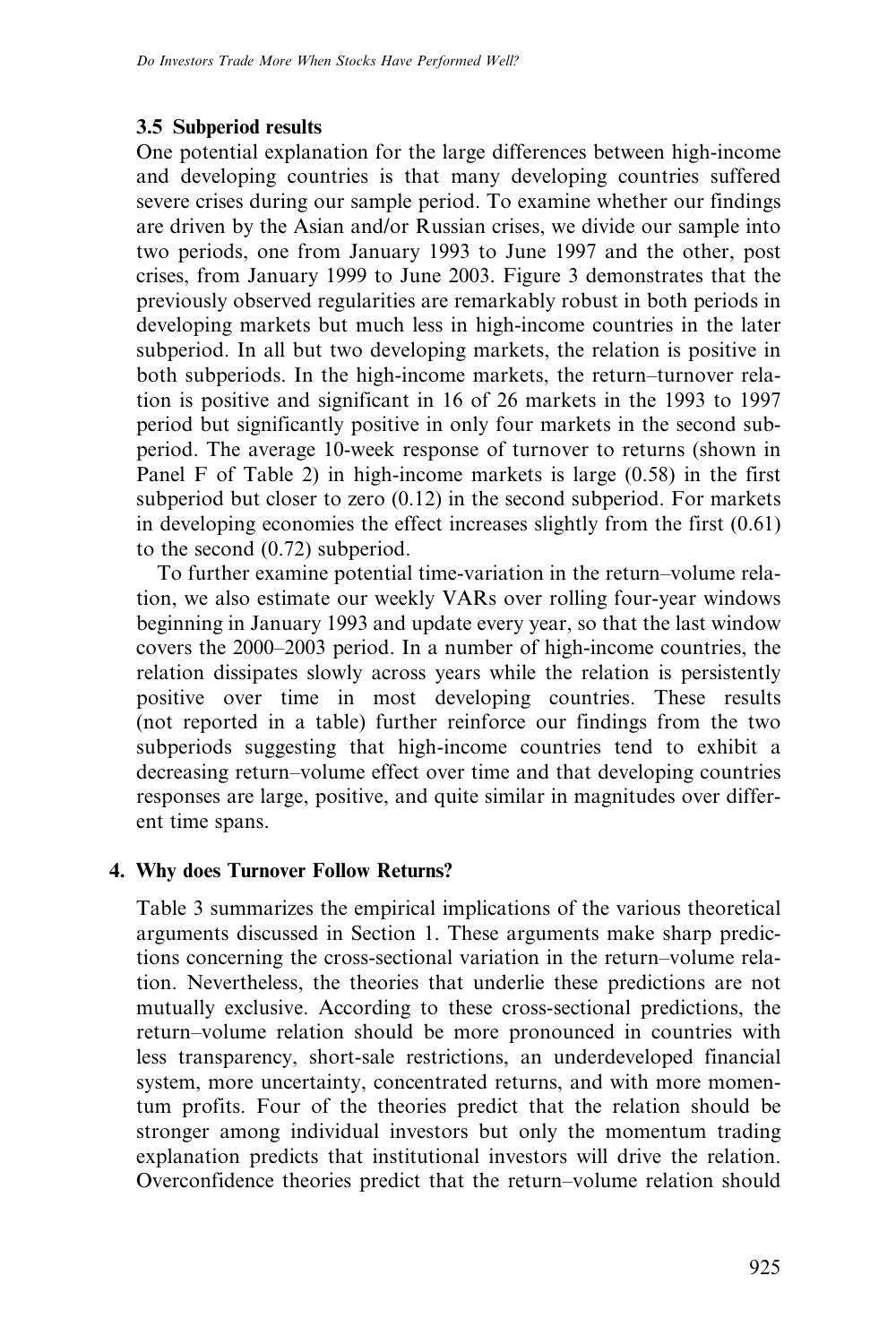### 3.5 Subperiod results

One potential explanation for the large differences between high-income and developing countries is that many developing countries suffered severe crises during our sample period. To examine whether our findings are driven by the Asian and/or Russian crises, we divide our sample into two periods, one from January 1993 to June 1997 and the other, post crises, from January 1999 to June 2003. Figure 3 demonstrates that the previously observed regularities are remarkably robust in both periods in developing markets but much less in high-income countries in the later subperiod. In all but two developing markets, the relation is positive in both subperiods. In the high-income markets, the return–turnover relation is positive and significant in 16 of 26 markets in the 1993 to 1997 period but significantly positive in only four markets in the second subperiod. The average 10-week response of turnover to returns (shown in Panel F of Table 2) in high-income markets is large (0.58) in the first subperiod but closer to zero (0.12) in the second subperiod. For markets in developing economies the effect increases slightly from the first (0.61) to the second (0.72) subperiod.

To further examine potential time-variation in the return–volume relation, we also estimate our weekly VARs over rolling four-year windows beginning in January 1993 and update every year, so that the last window covers the 2000–2003 period. In a number of high-income countries, the relation dissipates slowly across years while the relation is persistently positive over time in most developing countries. These results (not reported in a table) further reinforce our findings from the two subperiods suggesting that high-income countries tend to exhibit a decreasing return–volume effect over time and that developing countries responses are large, positive, and quite similar in magnitudes over different time spans.

## 4. Why does Turnover Follow Returns?

Table 3 summarizes the empirical implications of the various theoretical arguments discussed in Section 1. These arguments make sharp predictions concerning the cross-sectional variation in the return–volume relation. Nevertheless, the theories that underlie these predictions are not mutually exclusive. According to these cross-sectional predictions, the return–volume relation should be more pronounced in countries with less transparency, short-sale restrictions, an underdeveloped financial system, more uncertainty, concentrated returns, and with more momentum profits. Four of the theories predict that the relation should be stronger among individual investors but only the momentum trading explanation predicts that institutional investors will drive the relation. Overconfidence theories predict that the return–volume relation should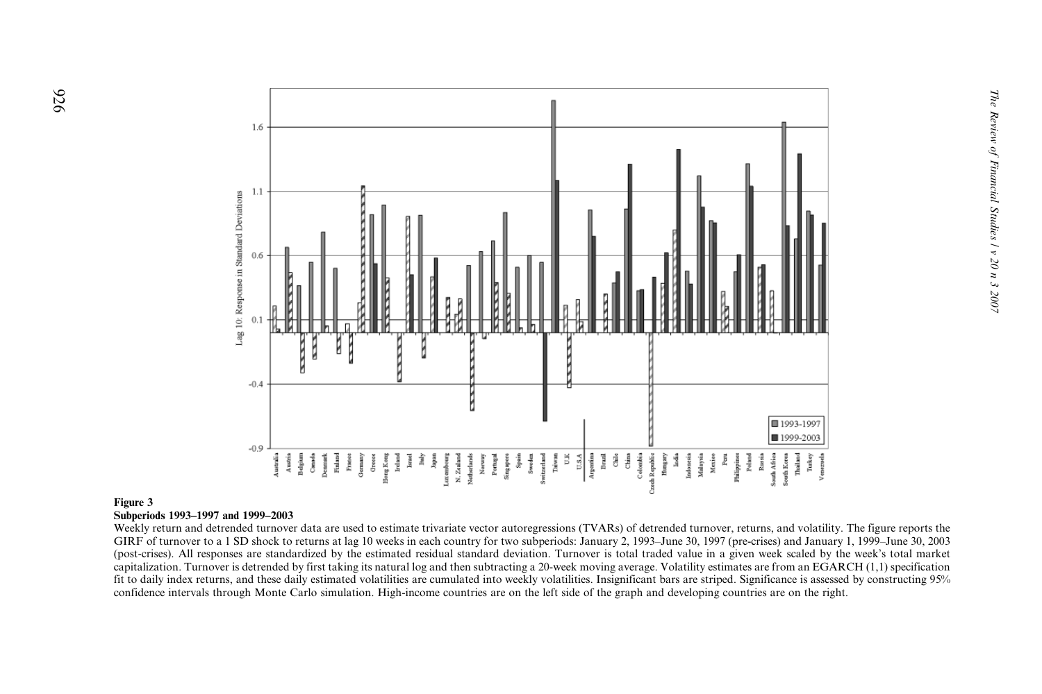**Figure 3**
**Subperiods 1993–1997 and 1999–2003**

Weekly return and detrended turnover data are used to estimate trivariate vector autoregressions (TVARs) of detrended turnover, returns, and volatility. The figure reports the GIRF of turnover to a 1 SD shock to returns at lag 10 weeks in each country for two subperiods: January 2, 1993–June 30, 1997 (pre-crises) and January 1, 1999–June 30, 2003 (post-crises). All responses are standardized by the estimated residual standard deviation. Turnover is total traded value in a given week scaled by the week's total market capitalization. Turnover is detrended by first taking its natural log and then subtracting a 20-week moving average. Volatility estimates are from an EGARCH (1,1) specification fit to daily index returns, and these daily estimated volatilities are cumulated into weekly volatilities. Insignificant bars are striped. Significance is assessed by constructing 95% confidence intervals through Monte Carlo simulation. High-income countries are on the left side of the graph and developing countries are on the right.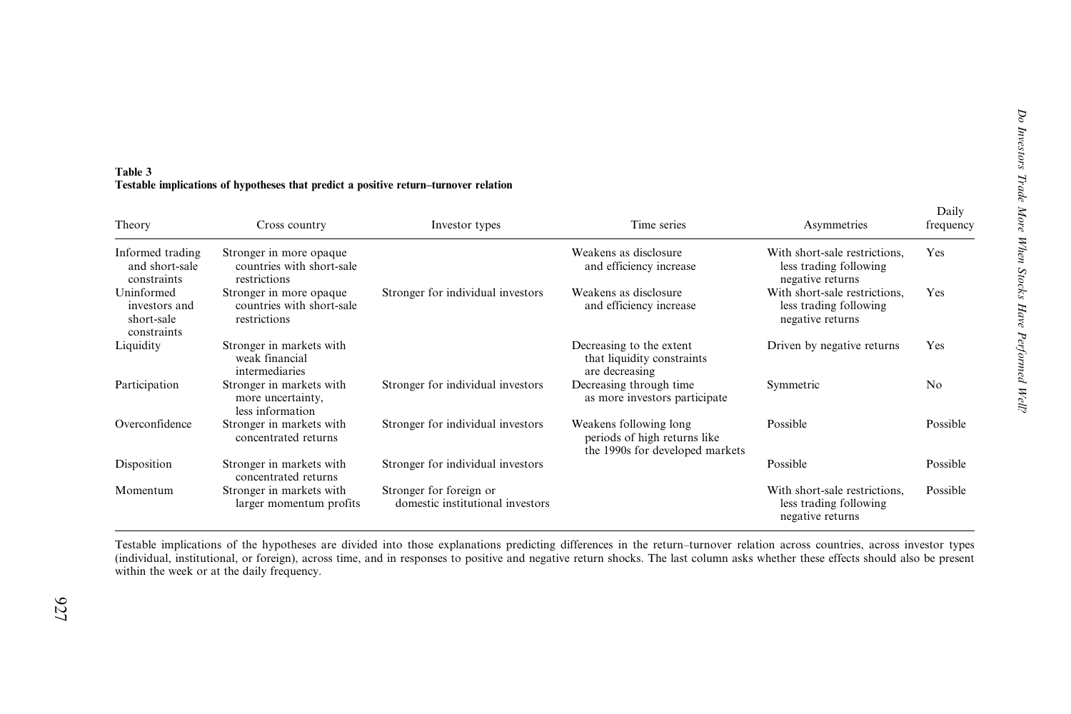**Table 3**
**Testable implications of hypotheses that predict a positive return–turnover relation**

| Theory | Cross country | Investor types | Time series | Asymmetries | Daily frequency |
|---|---|---|---|---|---|
| Informed trading and short-sale constraints | Stronger in more opaque countries with short-sale restrictions | | Weakens as disclosure and efficiency increase | With short-sale restrictions, less trading following negative returns | Yes |
| Uninformed investors and short-sale constraints | Stronger in more opaque countries with short-sale restrictions | Stronger for individual investors | Weakens as disclosure and efficiency increase | With short-sale restrictions, less trading following negative returns | Yes |
| Liquidity | Stronger in markets with weak financial intermediaries | | Decreasing to the extent that liquidity constraints are decreasing | Driven by negative returns | Yes |
| Participation | Stronger in markets with more uncertainty, less information | Stronger for individual investors | Decreasing through time as more investors participate | Symmetric | No |
| Overconfidence | Stronger in markets with concentrated returns | Stronger for individual investors | Weakens following long periods of high returns like the 1990s for developed markets | Possible | Possible |
| Disposition | Stronger in markets with concentrated returns | Stronger for individual investors | | Possible | Possible |
| Momentum | Stronger in markets with larger momentum profits | Stronger for foreign or domestic institutional investors | | With short-sale restrictions, less trading following negative returns | Possible |

Testable implications of the hypotheses are divided into those explanations predicting differences in the return–turnover relation across countries, across investor types (individual, institutional, or foreign), across time, and in responses to positive and negative return shocks. The last column asks whether these effects should also be present within the week or at the daily frequency.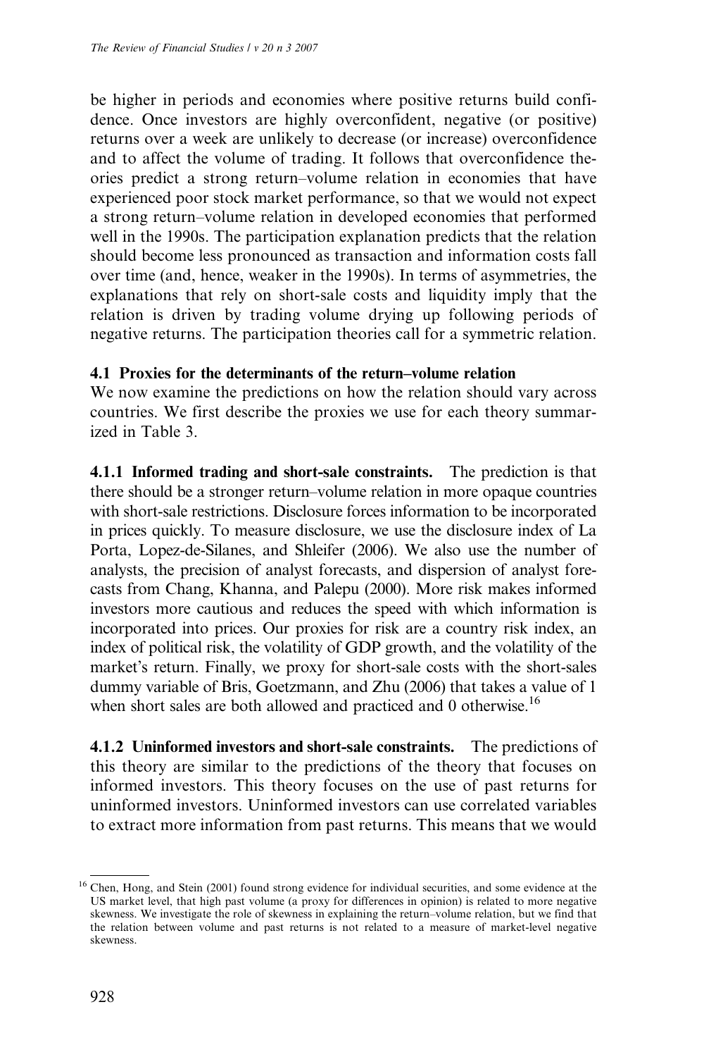be higher in periods and economies where positive returns build confidence. Once investors are highly overconfident, negative (or positive) returns over a week are unlikely to decrease (or increase) overconfidence and to affect the volume of trading. It follows that overconfidence theories predict a strong return–volume relation in economies that have experienced poor stock market performance, so that we would not expect a strong return–volume relation in developed economies that performed well in the 1990s. The participation explanation predicts that the relation should become less pronounced as transaction and information costs fall over time (and, hence, weaker in the 1990s). In terms of asymmetries, the explanations that rely on short-sale costs and liquidity imply that the relation is driven by trading volume drying up following periods of negative returns. The participation theories call for a symmetric relation.

### 4.1 Proxies for the determinants of the return–volume relation

We now examine the predictions on how the relation should vary across countries. We first describe the proxies we use for each theory summarized in Table 3.

**4.1.1 Informed trading and short-sale constraints.** The prediction is that there should be a stronger return–volume relation in more opaque countries with short-sale restrictions. Disclosure forces information to be incorporated in prices quickly. To measure disclosure, we use the disclosure index of La Porta, Lopez-de-Silanes, and Shleifer (2006). We also use the number of analysts, the precision of analyst forecasts, and dispersion of analyst forecasts from Chang, Khanna, and Palepu (2000). More risk makes informed investors more cautious and reduces the speed with which information is incorporated into prices. Our proxies for risk are a country risk index, an index of political risk, the volatility of GDP growth, and the volatility of the market's return. Finally, we proxy for short-sale costs with the short-sales dummy variable of Bris, Goetzmann, and Zhu (2006) that takes a value of 1 when short sales are both allowed and practiced and 0 otherwise.[16]

**4.1.2 Uninformed investors and short-sale constraints.** The predictions of this theory are similar to the predictions of the theory that focuses on informed investors. This theory focuses on the use of past returns for uninformed investors. Uninformed investors can use correlated variables to extract more information from past returns. This means that we would

[16] Chen, Hong, and Stein (2001) found strong evidence for individual securities, and some evidence at the US market level, that high past volume (a proxy for differences in opinion) is related to more negative skewness. We investigate the role of skewness in explaining the return–volume relation, but we find that the relation between volume and past returns is not related to a measure of market-level negative skewness.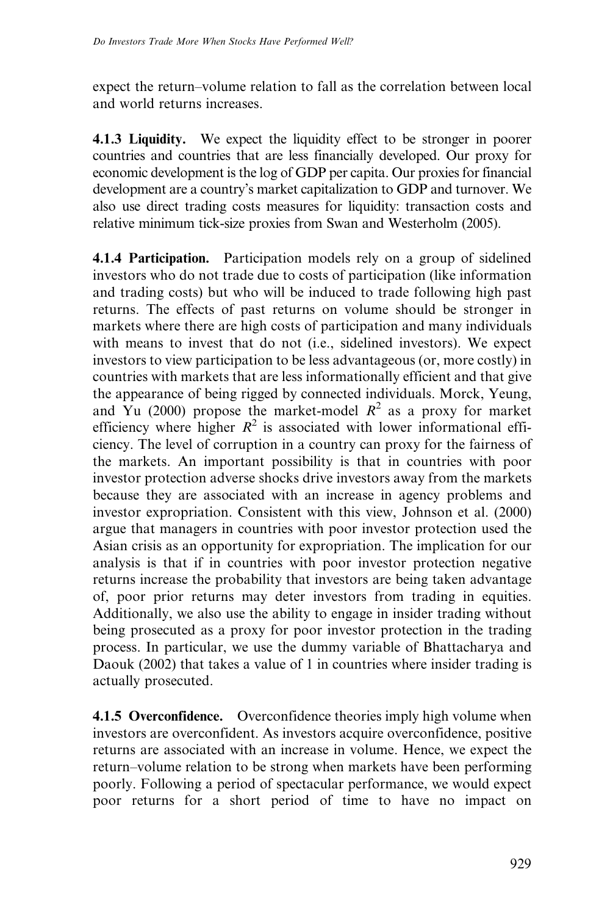expect the return–volume relation to fall as the correlation between local and world returns increases.

**4.1.3 Liquidity.** We expect the liquidity effect to be stronger in poorer countries and countries that are less financially developed. Our proxy for economic development is the log of GDP per capita. Our proxies for financial development are a country's market capitalization to GDP and turnover. We also use direct trading costs measures for liquidity: transaction costs and relative minimum tick-size proxies from Swan and Westerholm (2005).

**4.1.4 Participation.** Participation models rely on a group of sidelined investors who do not trade due to costs of participation (like information and trading costs) but who will be induced to trade following high past returns. The effects of past returns on volume should be stronger in markets where there are high costs of participation and many individuals with means to invest that do not (i.e., sidelined investors). We expect investors to view participation to be less advantageous (or, more costly) in countries with markets that are less informationally efficient and that give the appearance of being rigged by connected individuals. Morck, Yeung, and Yu (2000) propose the market-model $R^2$ as a proxy for market efficiency where higher $R^2$ is associated with lower informational efficiency. The level of corruption in a country can proxy for the fairness of the markets. An important possibility is that in countries with poor investor protection adverse shocks drive investors away from the markets because they are associated with an increase in agency problems and investor expropriation. Consistent with this view, Johnson et al. (2000) argue that managers in countries with poor investor protection used the Asian crisis as an opportunity for expropriation. The implication for our analysis is that if in countries with poor investor protection negative returns increase the probability that investors are being taken advantage of, poor prior returns may deter investors from trading in equities. Additionally, we also use the ability to engage in insider trading without being prosecuted as a proxy for poor investor protection in the trading process. In particular, we use the dummy variable of Bhattacharya and Daouk (2002) that takes a value of 1 in countries where insider trading is actually prosecuted.

**4.1.5 Overconfidence.** Overconfidence theories imply high volume when investors are overconfident. As investors acquire overconfidence, positive returns are associated with an increase in volume. Hence, we expect the return–volume relation to be strong when markets have been performing poorly. Following a period of spectacular performance, we would expect poor returns for a short period of time to have no impact on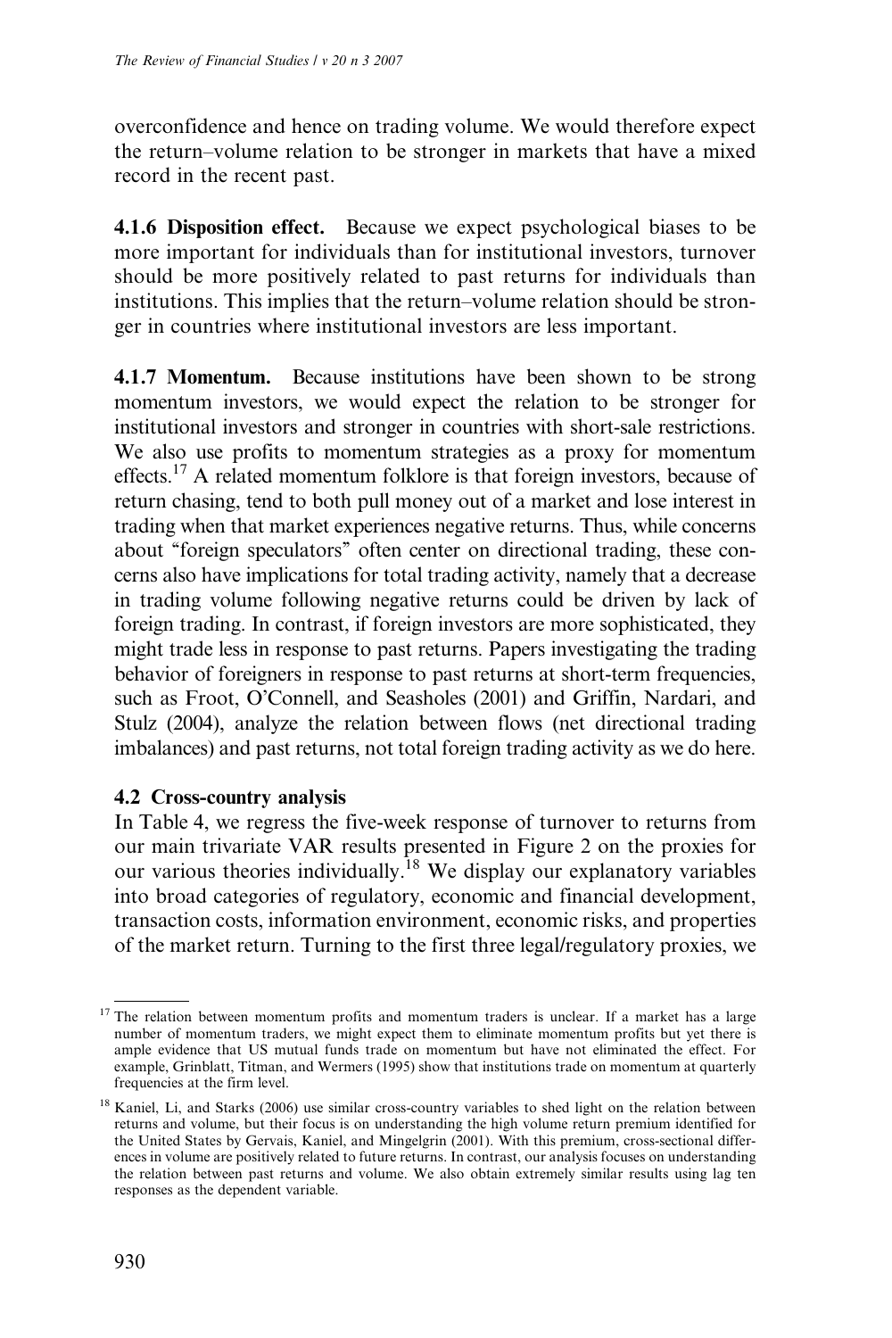overconfidence and hence on trading volume. We would therefore expect the return–volume relation to be stronger in markets that have a mixed record in the recent past.

**4.1.6 Disposition effect.** Because we expect psychological biases to be more important for individuals than for institutional investors, turnover should be more positively related to past returns for individuals than institutions. This implies that the return–volume relation should be stronger in countries where institutional investors are less important.

**4.1.7 Momentum.** Because institutions have been shown to be strong momentum investors, we would expect the relation to be stronger for institutional investors and stronger in countries with short-sale restrictions. We also use profits to momentum strategies as a proxy for momentum effects.[17] A related momentum folklore is that foreign investors, because of return chasing, tend to both pull money out of a market and lose interest in trading when that market experiences negative returns. Thus, while concerns about "foreign speculators" often center on directional trading, these concerns also have implications for total trading activity, namely that a decrease in trading volume following negative returns could be driven by lack of foreign trading. In contrast, if foreign investors are more sophisticated, they might trade less in response to past returns. Papers investigating the trading behavior of foreigners in response to past returns at short-term frequencies, such as Froot, O'Connell, and Seasholes (2001) and Griffin, Nardari, and Stulz (2004), analyze the relation between flows (net directional trading imbalances) and past returns, not total foreign trading activity as we do here.

### 4.2 Cross-country analysis

In Table 4, we regress the five-week response of turnover to returns from our main trivariate VAR results presented in Figure 2 on the proxies for our various theories individually.[18] We display our explanatory variables into broad categories of regulatory, economic and financial development, transaction costs, information environment, economic risks, and properties of the market return. Turning to the first three legal/regulatory proxies, we

---

[17] The relation between momentum profits and momentum traders is unclear. If a market has a large number of momentum traders, we might expect them to eliminate momentum profits but yet there is ample evidence that US mutual funds trade on momentum but have not eliminated the effect. For example, Grinblatt, Titman, and Wermers (1995) show that institutions trade on momentum at quarterly frequencies at the firm level.

[18] Kaniel, Li, and Starks (2006) use similar cross-country variables to shed light on the relation between returns and volume, but their focus is on understanding the high volume return premium identified for the United States by Gervais, Kaniel, and Mingelgrin (2001). With this premium, cross-sectional differences in volume are positively related to future returns. In contrast, our analysis focuses on understanding the relation between past returns and volume. We also obtain extremely similar results using lag ten responses as the dependent variable.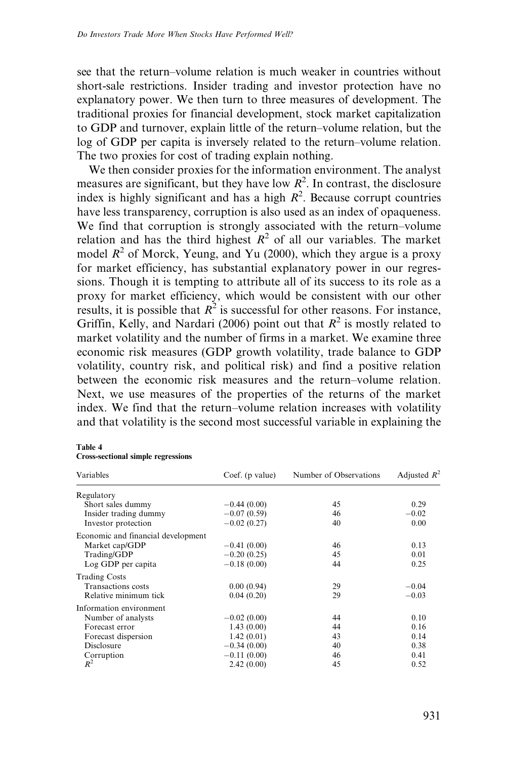see that the return–volume relation is much weaker in countries without short-sale restrictions. Insider trading and investor protection have no explanatory power. We then turn to three measures of development. The traditional proxies for financial development, stock market capitalization to GDP and turnover, explain little of the return–volume relation, but the log of GDP per capita is inversely related to the return–volume relation. The two proxies for cost of trading explain nothing.

We then consider proxies for the information environment. The analyst measures are significant, but they have low $R^2$. In contrast, the disclosure index is highly significant and has a high $R^2$. Because corrupt countries have less transparency, corruption is also used as an index of opaqueness. We find that corruption is strongly associated with the return–volume relation and has the third highest $R^2$ of all our variables. The market model $R^2$ of Morck, Yeung, and Yu (2000), which they argue is a proxy for market efficiency, has substantial explanatory power in our regressions. Though it is tempting to attribute all of its success to its role as a proxy for market efficiency, which would be consistent with our other results, it is possible that $R^2$ is successful for other reasons. For instance, Griffin, Kelly, and Nardari (2006) point out that $R^2$ is mostly related to market volatility and the number of firms in a market. We examine three economic risk measures (GDP growth volatility, trade balance to GDP volatility, country risk, and political risk) and find a positive relation between the economic risk measures and the return–volume relation. Next, we use measures of the properties of the returns of the market index. We find that the return–volume relation increases with volatility and that volatility is the second most successful variable in explaining the

**Table 4**
**Cross-sectional simple regressions**

| Variables | Coef. (p value) | Number of Observations | Adjusted $R^2$ |
|---|---|---|---|
| Regulatory | | | |
| Short sales dummy | −0.44 (0.00) | 45 | 0.29 |
| Insider trading dummy | −0.07 (0.59) | 46 | −0.02 |
| Investor protection | −0.02 (0.27) | 40 | 0.00 |
| Economic and financial development | | | |
| Market cap/GDP | −0.41 (0.00) | 46 | 0.13 |
| Trading/GDP | −0.20 (0.25) | 45 | 0.01 |
| Log GDP per capita | −0.18 (0.00) | 44 | 0.25 |
| Trading Costs | | | |
| Transactions costs | 0.00 (0.94) | 29 | −0.04 |
| Relative minimum tick | 0.04 (0.20) | 29 | −0.03 |
| Information environment | | | |
| Number of analysts | −0.02 (0.00) | 44 | 0.10 |
| Forecast error | 1.43 (0.00) | 44 | 0.16 |
| Forecast dispersion | 1.42 (0.01) | 43 | 0.14 |
| Disclosure | −0.34 (0.00) | 40 | 0.38 |
| Corruption | −0.11 (0.00) | 46 | 0.41 |
| $R^2$ | 2.42 (0.00) | 45 | 0.52 |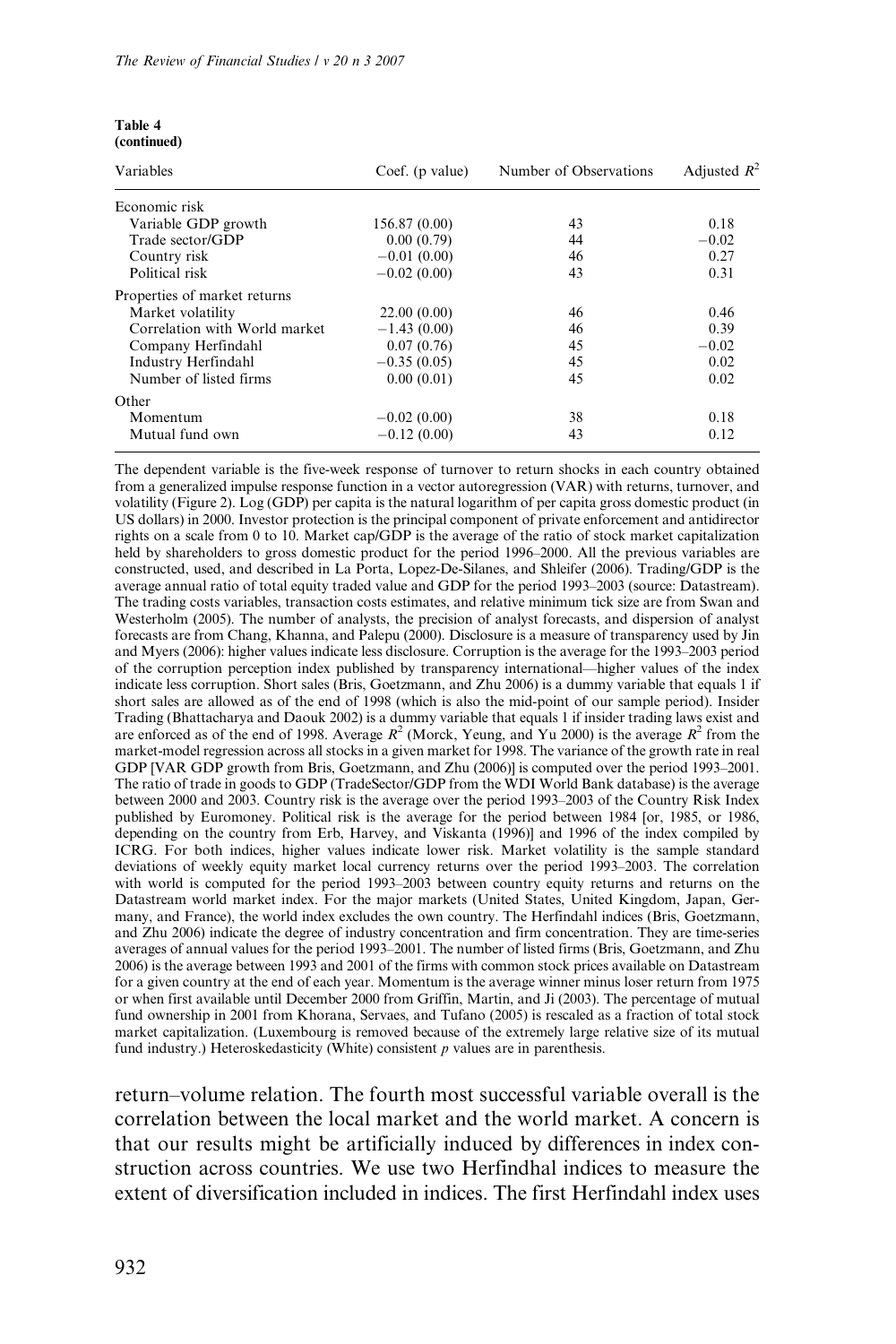**Table 4**
**(continued)**

| Variables | Coef. (p value) | Number of Observations | Adjusted $R^2$ |
|---|---|---|---|
| Economic risk | | | |
| Variable GDP growth | 156.87 (0.00) | 43 | 0.18 |
| Trade sector/GDP | 0.00 (0.79) | 44 | −0.02 |
| Country risk | −0.01 (0.00) | 46 | 0.27 |
| Political risk | −0.02 (0.00) | 43 | 0.31 |
| Properties of market returns | | | |
| Market volatility | 22.00 (0.00) | 46 | 0.46 |
| Correlation with World market | −1.43 (0.00) | 46 | 0.39 |
| Company Herfindahl | 0.07 (0.76) | 45 | −0.02 |
| Industry Herfindahl | −0.35 (0.05) | 45 | 0.02 |
| Number of listed firms | 0.00 (0.01) | 45 | 0.02 |
| Other | | | |
| Momentum | −0.02 (0.00) | 38 | 0.18 |
| Mutual fund own | −0.12 (0.00) | 43 | 0.12 |

The dependent variable is the five-week response of turnover to return shocks in each country obtained from a generalized impulse response function in a vector autoregression (VAR) with returns, turnover, and volatility (Figure 2). Log (GDP) per capita is the natural logarithm of per capita gross domestic product (in US dollars) in 2000. Investor protection is the principal component of private enforcement and antidirector rights on a scale from 0 to 10. Market cap/GDP is the average of the ratio of stock market capitalization held by shareholders to gross domestic product for the period 1996–2000. All the previous variables are constructed, used, and described in La Porta, Lopez-De-Silanes, and Shleifer (2006). Trading/GDP is the average annual ratio of total equity traded value and GDP for the period 1993–2003 (source: Datastream). The trading costs variables, transaction costs estimates, and relative minimum tick size are from Swan and Westerholm (2005). The number of analysts, the precision of analyst forecasts, and dispersion of analyst forecasts are from Chang, Khanna, and Palepu (2000). Disclosure is a measure of transparency used by Jin and Myers (2006): higher values indicate less disclosure. Corruption is the average for the 1993–2003 period of the corruption perception index published by transparency international—higher values of the index indicate less corruption. Short sales (Bris, Goetzmann, and Zhu 2006) is a dummy variable that equals 1 if short sales are allowed as of the end of 1998 (which is also the mid-point of our sample period). Insider Trading (Bhattacharya and Daouk 2002) is a dummy variable that equals 1 if insider trading laws exist and are enforced as of the end of 1998. Average $R^2$ (Morck, Yeung, and Yu 2000) is the average $R^2$ from the market-model regression across all stocks in a given market for 1998. The variance of the growth rate in real GDP [VAR GDP growth from Bris, Goetzmann, and Zhu (2006)] is computed over the period 1993–2001. The ratio of trade in goods to GDP (TradeSector/GDP from the WDI World Bank database) is the average between 2000 and 2003. Country risk is the average over the period 1993–2003 of the Country Risk Index published by Euromoney. Political risk is the average for the period between 1984 [or, 1985, or 1986, depending on the country from Erb, Harvey, and Viskanta (1996)] and 1996 of the index compiled by ICRG. For both indices, higher values indicate lower risk. Market volatility is the sample standard deviations of weekly equity market local currency returns over the period 1993–2003. The correlation with world is computed for the period 1993–2003 between country equity returns and returns on the Datastream world market index. For the major markets (United States, United Kingdom, Japan, Germany, and France), the world index excludes the own country. The Herfindahl indices (Bris, Goetzmann, and Zhu 2006) indicate the degree of industry concentration and firm concentration. They are time-series averages of annual values for the period 1993–2001. The number of listed firms (Bris, Goetzmann, and Zhu 2006) is the average between 1993 and 2001 of the firms with common stock prices available on Datastream for a given country at the end of each year. Momentum is the average winner minus loser return from 1975 or when first available until December 2000 from Griffin, Martin, and Ji (2003). The percentage of mutual fund ownership in 2001 from Khorana, Servaes, and Tufano (2005) is rescaled as a fraction of total stock market capitalization. (Luxembourg is removed because of the extremely large relative size of its mutual fund industry.) Heteroskedasticity (White) consistent $p$ values are in parenthesis.

return–volume relation. The fourth most successful variable overall is the correlation between the local market and the world market. A concern is that our results might be artificially induced by differences in index construction across countries. We use two Herfindhal indices to measure the extent of diversification included in indices. The first Herfindahl index uses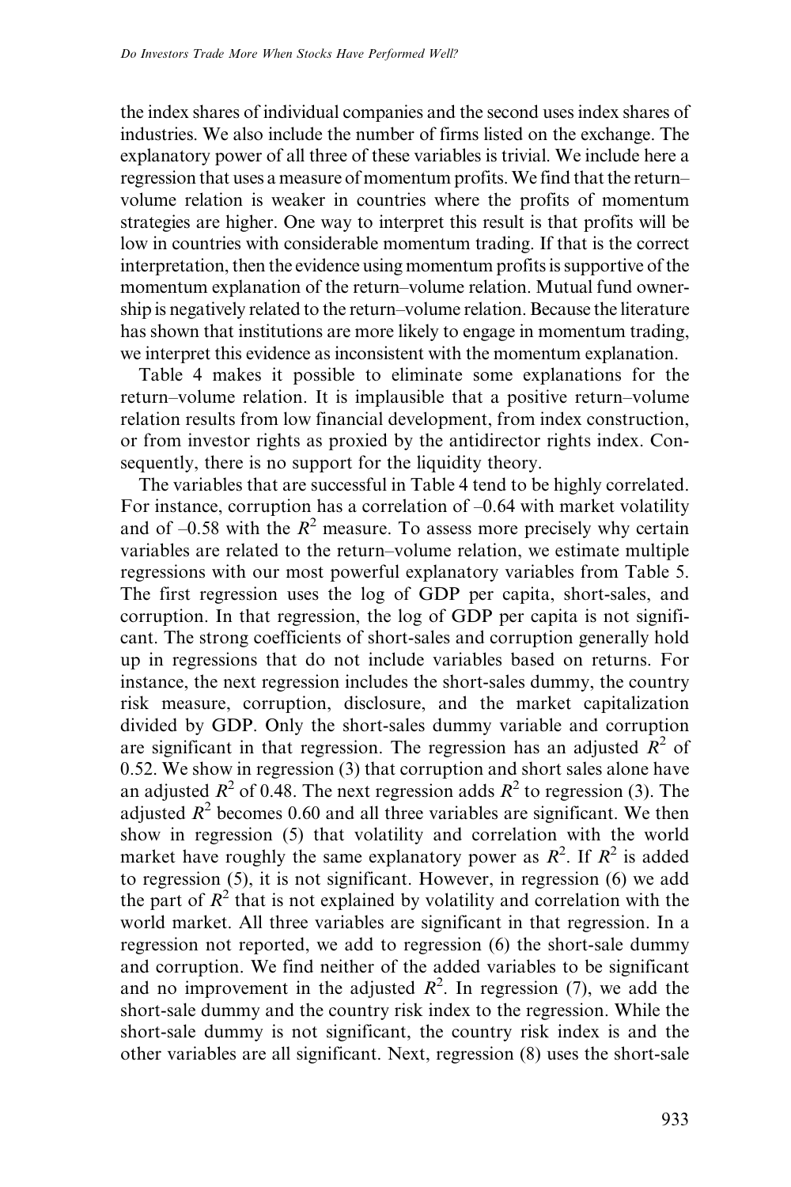the index shares of individual companies and the second uses index shares of industries. We also include the number of firms listed on the exchange. The explanatory power of all three of these variables is trivial. We include here a regression that uses a measure of momentum profits. We find that the return–volume relation is weaker in countries where the profits of momentum strategies are higher. One way to interpret this result is that profits will be low in countries with considerable momentum trading. If that is the correct interpretation, then the evidence using momentum profits is supportive of the momentum explanation of the return–volume relation. Mutual fund ownership is negatively related to the return–volume relation. Because the literature has shown that institutions are more likely to engage in momentum trading, we interpret this evidence as inconsistent with the momentum explanation.

Table 4 makes it possible to eliminate some explanations for the return–volume relation. It is implausible that a positive return–volume relation results from low financial development, from index construction, or from investor rights as proxied by the antidirector rights index. Consequently, there is no support for the liquidity theory.

The variables that are successful in Table 4 tend to be highly correlated. For instance, corruption has a correlation of –0.64 with market volatility and of –0.58 with the $R^2$ measure. To assess more precisely why certain variables are related to the return–volume relation, we estimate multiple regressions with our most powerful explanatory variables from Table 5. The first regression uses the log of GDP per capita, short-sales, and corruption. In that regression, the log of GDP per capita is not significant. The strong coefficients of short-sales and corruption generally hold up in regressions that do not include variables based on returns. For instance, the next regression includes the short-sales dummy, the country risk measure, corruption, disclosure, and the market capitalization divided by GDP. Only the short-sales dummy variable and corruption are significant in that regression. The regression has an adjusted $R^2$ of 0.52. We show in regression (3) that corruption and short sales alone have an adjusted $R^2$ of 0.48. The next regression adds $R^2$ to regression (3). The adjusted $R^2$ becomes 0.60 and all three variables are significant. We then show in regression (5) that volatility and correlation with the world market have roughly the same explanatory power as $R^2$. If $R^2$ is added to regression (5), it is not significant. However, in regression (6) we add the part of $R^2$ that is not explained by volatility and correlation with the world market. All three variables are significant in that regression. In a regression not reported, we add to regression (6) the short-sale dummy and corruption. We find neither of the added variables to be significant and no improvement in the adjusted $R^2$. In regression (7), we add the short-sale dummy and the country risk index to the regression. While the short-sale dummy is not significant, the country risk index is and the other variables are all significant. Next, regression (8) uses the short-sale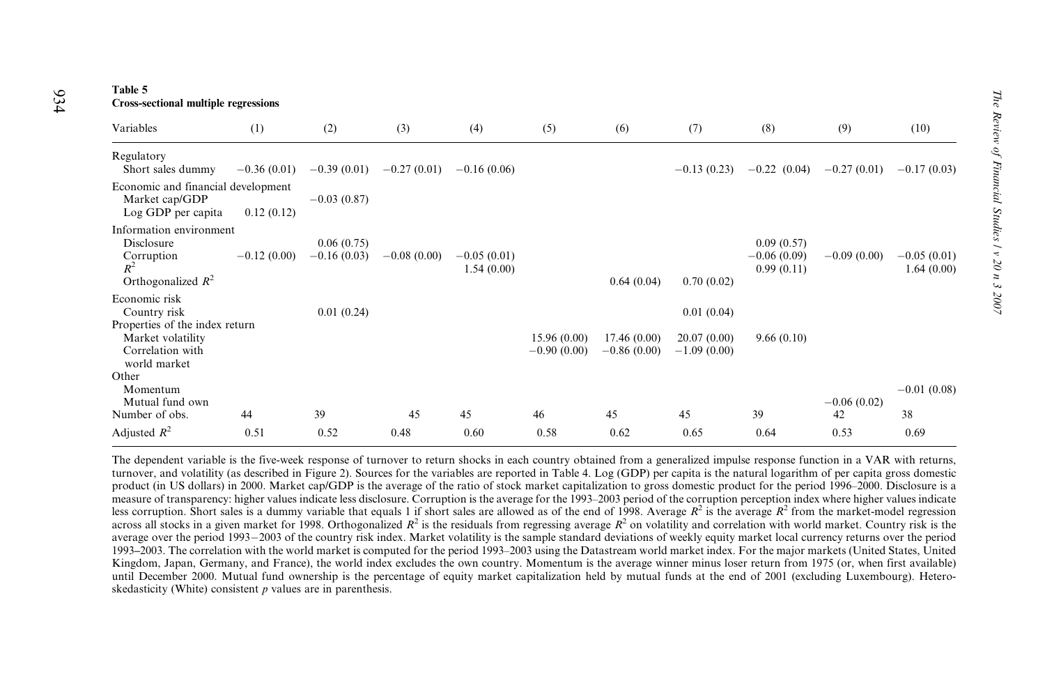**Table 5**
**Cross-sectional multiple regressions**

| Variables | (1) | (2) | (3) | (4) | (5) | (6) | (7) | (8) | (9) | (10) |
|---|---|---|---|---|---|---|---|---|---|---|
| Regulatory | | | | | | | | | | |
| Short sales dummy | −0.36 (0.01) | −0.39 (0.01) | −0.27 (0.01) | −0.16 (0.06) | | | −0.13 (0.23) | −0.22 (0.04) | −0.27 (0.01) | −0.17 (0.03) |
| Economic and financial development | | | | | | | | | | |
| Market cap/GDP | | −0.03 (0.87) | | | | | | | | |
| Log GDP per capita | 0.12 (0.12) | | | | | | | | | |
| Information environment | | | | | | | | | | |
| Disclosure | | 0.06 (0.75) | | | | | | 0.09 (0.57) | | |
| Corruption | −0.12 (0.00) | −0.16 (0.03) | −0.08 (0.00) | −0.05 (0.01) | | | | −0.06 (0.09) | −0.09 (0.00) | −0.05 (0.01) |
| $R^2$ | | | | 1.54 (0.00) | | | | 0.99 (0.11) | | 1.64 (0.00) |
| Orthogonalized $R^2$ | | | | | | 0.64 (0.04) | 0.70 (0.02) | | | |
| Economic risk | | | | | | | | | | |
| Country risk | | 0.01 (0.24) | | | | | 0.01 (0.04) | | | |
| Properties of the index return | | | | | | | | | | |
| Market volatility | | | | | 15.96 (0.00) | 17.46 (0.00) | 20.07 (0.00) | 9.66 (0.10) | | |
| Correlation with world market | | | | | −0.90 (0.00) | −0.86 (0.00) | −1.09 (0.00) | | | |
| Other | | | | | | | | | | |
| Momentum | | | | | | | | | | −0.01 (0.08) |
| Mutual fund own | | | | | | | | | −0.06 (0.02) | |
| Number of obs. | 44 | 39 | 45 | 45 | 46 | 45 | 45 | 39 | 42 | 38 |
| Adjusted $R^2$ | 0.51 | 0.52 | 0.48 | 0.60 | 0.58 | 0.62 | 0.65 | 0.64 | 0.53 | 0.69 |

The dependent variable is the five-week response of turnover to return shocks in each country obtained from a generalized impulse response function in a VAR with returns, turnover, and volatility (as described in Figure 2). Sources for the variables are reported in Table 4. Log (GDP) per capita is the natural logarithm of per capita gross domestic product (in US dollars) in 2000. Market cap/GDP is the average of the ratio of stock market capitalization to gross domestic product for the period 1996–2000. Disclosure is a measure of transparency: higher values indicate less disclosure. Corruption is the average for the 1993–2003 period of the corruption perception index where higher values indicate less corruption. Short sales is a dummy variable that equals 1 if short sales are allowed as of the end of 1998. Average $R^2$ is the average $R^2$ from the market-model regression across all stocks in a given market for 1998. Orthogonalized $R^2$ is the residuals from regressing average $R^2$ on volatility and correlation with world market. Country risk is the average over the period 1993−2003 of the country risk index. Market volatility is the sample standard deviations of weekly equity market local currency returns over the period 1993–2003. The correlation with the world market is computed for the period 1993–2003 using the Datastream world market index. For the major markets (United States, United Kingdom, Japan, Germany, and France), the world index excludes the own country. Momentum is the average winner minus loser return from 1975 (or, when first available) until December 2000. Mutual fund ownership is the percentage of equity market capitalization held by mutual funds at the end of 2001 (excluding Luxembourg). Heteroskedasticity (White) consistent $p$ values are in parenthesis.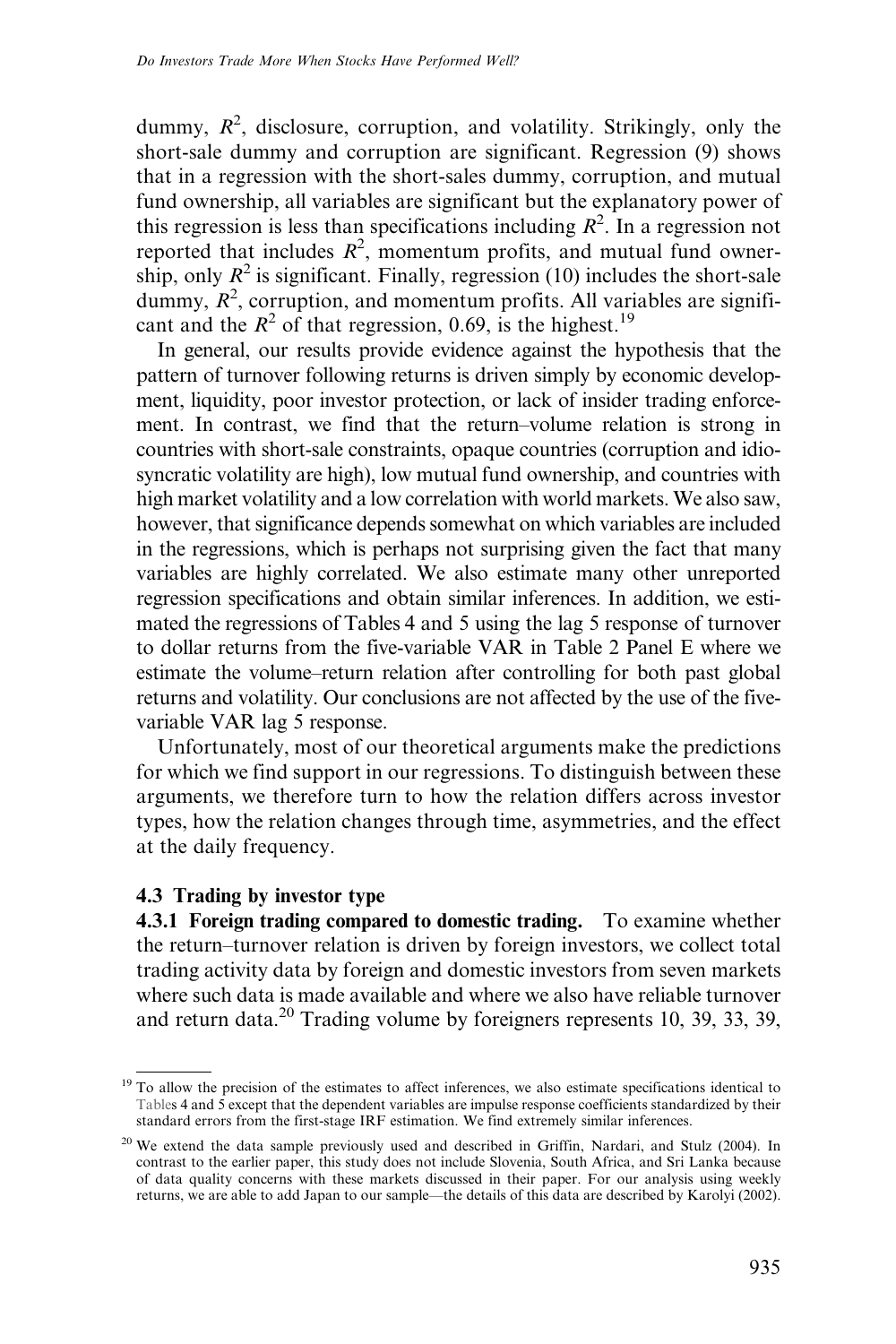dummy, $R^2$, disclosure, corruption, and volatility. Strikingly, only the short-sale dummy and corruption are significant. Regression (9) shows that in a regression with the short-sales dummy, corruption, and mutual fund ownership, all variables are significant but the explanatory power of this regression is less than specifications including $R^2$. In a regression not reported that includes $R^2$, momentum profits, and mutual fund ownership, only $R^2$ is significant. Finally, regression (10) includes the short-sale dummy, $R^2$, corruption, and momentum profits. All variables are significant and the $R^2$ of that regression, 0.69, is the highest.[19]

In general, our results provide evidence against the hypothesis that the pattern of turnover following returns is driven simply by economic development, liquidity, poor investor protection, or lack of insider trading enforcement. In contrast, we find that the return–volume relation is strong in countries with short-sale constraints, opaque countries (corruption and idiosyncratic volatility are high), low mutual fund ownership, and countries with high market volatility and a low correlation with world markets. We also saw, however, that significance depends somewhat on which variables are included in the regressions, which is perhaps not surprising given the fact that many variables are highly correlated. We also estimate many other unreported regression specifications and obtain similar inferences. In addition, we estimated the regressions of Tables 4 and 5 using the lag 5 response of turnover to dollar returns from the five-variable VAR in Table 2 Panel E where we estimate the volume–return relation after controlling for both past global returns and volatility. Our conclusions are not affected by the use of the five-variable VAR lag 5 response.

Unfortunately, most of our theoretical arguments make the predictions for which we find support in our regressions. To distinguish between these arguments, we therefore turn to how the relation differs across investor types, how the relation changes through time, asymmetries, and the effect at the daily frequency.

### 4.3 Trading by investor type

**4.3.1 Foreign trading compared to domestic trading.** To examine whether the return–turnover relation is driven by foreign investors, we collect total trading activity data by foreign and domestic investors from seven markets where such data is made available and where we also have reliable turnover and return data.[20] Trading volume by foreigners represents 10, 39, 33, 39,

[19] To allow the precision of the estimates to affect inferences, we also estimate specifications identical to Tables 4 and 5 except that the dependent variables are impulse response coefficients standardized by their standard errors from the first-stage IRF estimation. We find extremely similar inferences.

[20] We extend the data sample previously used and described in Griffin, Nardari, and Stulz (2004). In contrast to the earlier paper, this study does not include Slovenia, South Africa, and Sri Lanka because of data quality concerns with these markets discussed in their paper. For our analysis using weekly returns, we are able to add Japan to our sample—the details of this data are described by Karolyi (2002).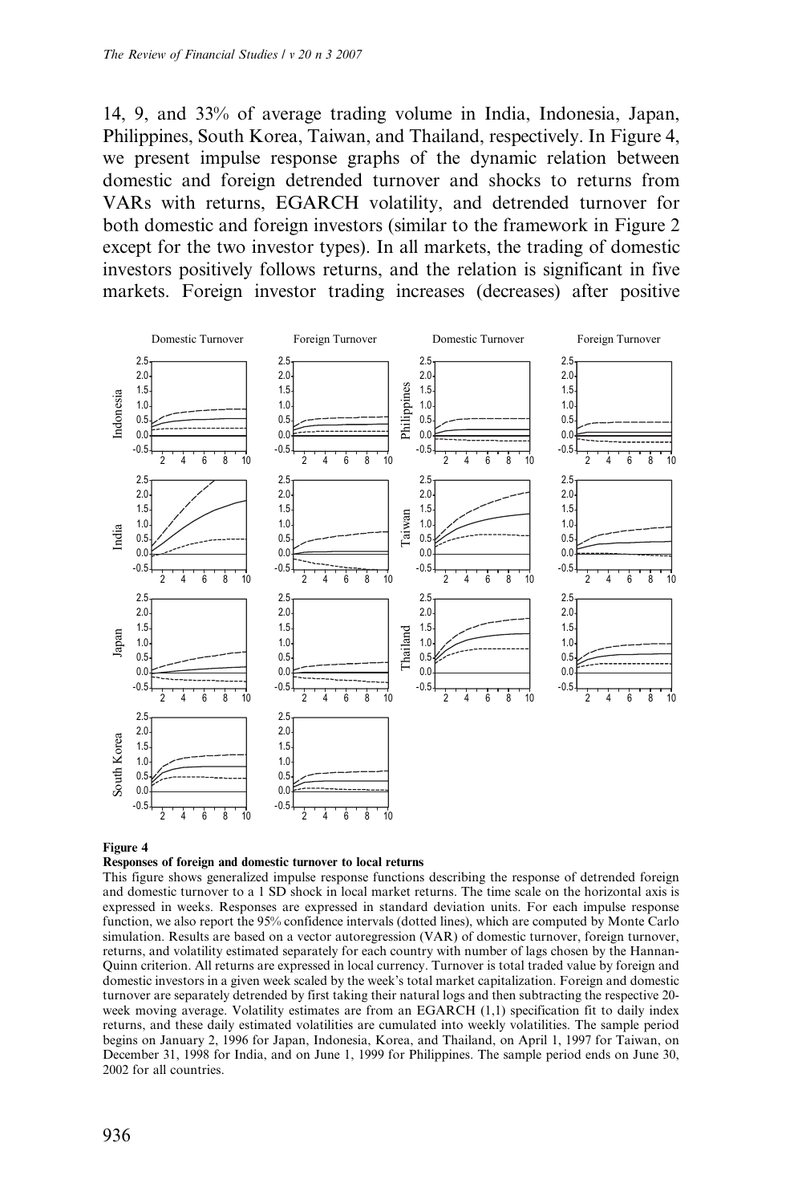14, 9, and 33% of average trading volume in India, Indonesia, Japan, Philippines, South Korea, Taiwan, and Thailand, respectively. In Figure 4, we present impulse response graphs of the dynamic relation between domestic and foreign detrended turnover and shocks to returns from VARs with returns, EGARCH volatility, and detrended turnover for both domestic and foreign investors (similar to the framework in Figure 2 except for the two investor types). In all markets, the trading of domestic investors positively follows returns, and the relation is significant in five markets. Foreign investor trading increases (decreases) after positive

**Figure 4**

**Responses of foreign and domestic turnover to local returns**

This figure shows generalized impulse response functions describing the response of detrended foreign and domestic turnover to a 1 SD shock in local market returns. The time scale on the horizontal axis is expressed in weeks. Responses are expressed in standard deviation units. For each impulse response function, we also report the 95% confidence intervals (dotted lines), which are computed by Monte Carlo simulation. Results are based on a vector autoregression (VAR) of domestic turnover, foreign turnover, returns, and volatility estimated separately for each country with number of lags chosen by the Hannan-Quinn criterion. All returns are expressed in local currency. Turnover is total traded value by foreign and domestic investors in a given week scaled by the week's total market capitalization. Foreign and domestic turnover are separately detrended by first taking their natural logs and then subtracting the respective 20-week moving average. Volatility estimates are from an EGARCH (1,1) specification fit to daily index returns, and these daily estimated volatilities are cumulated into weekly volatilities. The sample period begins on January 2, 1996 for Japan, Indonesia, Korea, and Thailand, on April 1, 1997 for Taiwan, on December 31, 1998 for India, and on June 1, 1999 for Philippines. The sample period ends on June 30, 2002 for all countries.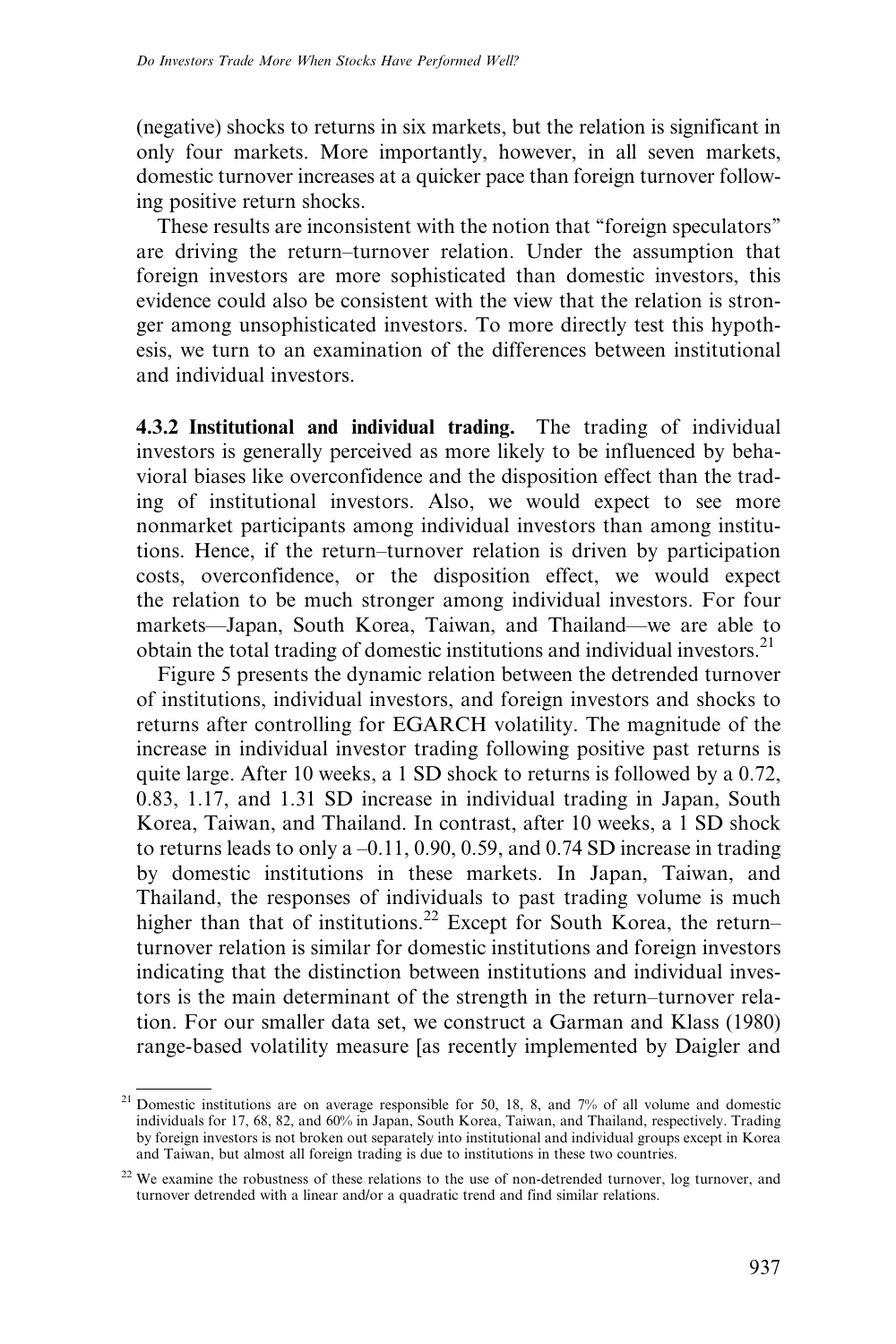(negative) shocks to returns in six markets, but the relation is significant in only four markets. More importantly, however, in all seven markets, domestic turnover increases at a quicker pace than foreign turnover following positive return shocks.

These results are inconsistent with the notion that "foreign speculators" are driving the return–turnover relation. Under the assumption that foreign investors are more sophisticated than domestic investors, this evidence could also be consistent with the view that the relation is stronger among unsophisticated investors. To more directly test this hypothesis, we turn to an examination of the differences between institutional and individual investors.

**4.3.2 Institutional and individual trading.** The trading of individual investors is generally perceived as more likely to be influenced by behavioral biases like overconfidence and the disposition effect than the trading of institutional investors. Also, we would expect to see more nonmarket participants among individual investors than among institutions. Hence, if the return–turnover relation is driven by participation costs, overconfidence, or the disposition effect, we would expect the relation to be much stronger among individual investors. For four markets—Japan, South Korea, Taiwan, and Thailand—we are able to obtain the total trading of domestic institutions and individual investors.[21]

Figure 5 presents the dynamic relation between the detrended turnover of institutions, individual investors, and foreign investors and shocks to returns after controlling for EGARCH volatility. The magnitude of the increase in individual investor trading following positive past returns is quite large. After 10 weeks, a 1 SD shock to returns is followed by a 0.72, 0.83, 1.17, and 1.31 SD increase in individual trading in Japan, South Korea, Taiwan, and Thailand. In contrast, after 10 weeks, a 1 SD shock to returns leads to only a –0.11, 0.90, 0.59, and 0.74 SD increase in trading by domestic institutions in these markets. In Japan, Taiwan, and Thailand, the responses of individuals to past trading volume is much higher than that of institutions.[22] Except for South Korea, the return–turnover relation is similar for domestic institutions and foreign investors indicating that the distinction between institutions and individual investors is the main determinant of the strength in the return–turnover relation. For our smaller data set, we construct a Garman and Klass (1980) range-based volatility measure [as recently implemented by Daigler and

---

[21] Domestic institutions are on average responsible for 50, 18, 8, and 7% of all volume and domestic individuals for 17, 68, 82, and 60% in Japan, South Korea, Taiwan, and Thailand, respectively. Trading by foreign investors is not broken out separately into institutional and individual groups except in Korea and Taiwan, but almost all foreign trading is due to institutions in these two countries.

[22] We examine the robustness of these relations to the use of non-detrended turnover, log turnover, and turnover detrended with a linear and/or a quadratic trend and find similar relations.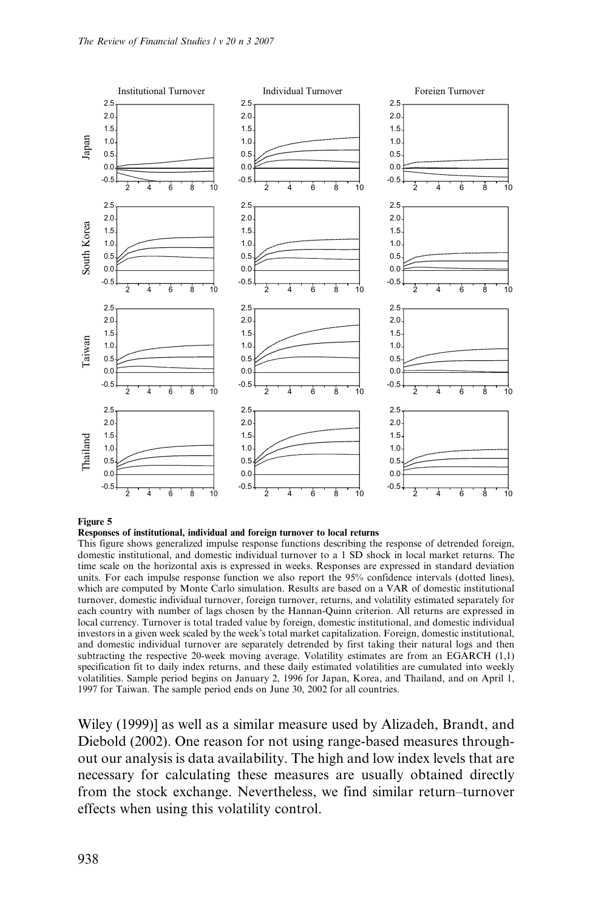**Figure 5**

**Responses of institutional, individual and foreign turnover to local returns**

This figure shows generalized impulse response functions describing the response of detrended foreign, domestic institutional, and domestic individual turnover to a 1 SD shock in local market returns. The time scale on the horizontal axis is expressed in weeks. Responses are expressed in standard deviation units. For each impulse response function we also report the 95% confidence intervals (dotted lines), which are computed by Monte Carlo simulation. Results are based on a VAR of domestic institutional turnover, domestic individual turnover, foreign turnover, returns, and volatility estimated separately for each country with number of lags chosen by the Hannan-Quinn criterion. All returns are expressed in local currency. Turnover is total traded value by foreign, domestic institutional, and domestic individual investors in a given week scaled by the week's total market capitalization. Foreign, domestic institutional, and domestic individual turnover are separately detrended by first taking their natural logs and then subtracting the respective 20-week moving average. Volatility estimates are from an EGARCH (1,1) specification fit to daily index returns, and these daily estimated volatilities are cumulated into weekly volatilities. Sample period begins on January 2, 1996 for Japan, Korea, and Thailand, and on April 1, 1997 for Taiwan. The sample period ends on June 30, 2002 for all countries.

Wiley (1999)] as well as a similar measure used by Alizadeh, Brandt, and Diebold (2002). One reason for not using range-based measures throughout our analysis is data availability. The high and low index levels that are necessary for calculating these measures are usually obtained directly from the stock exchange. Nevertheless, we find similar return–turnover effects when using this volatility control.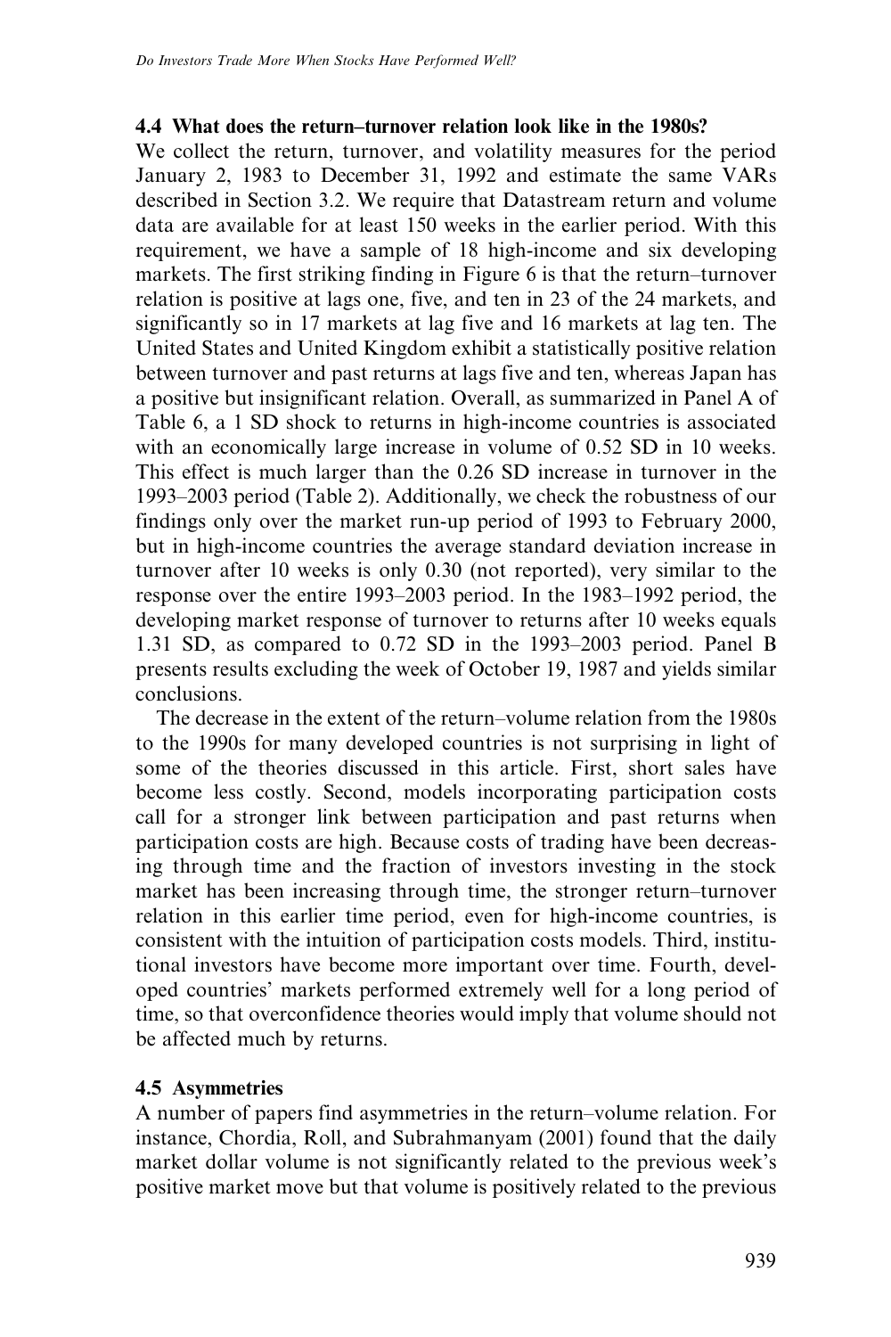### 4.4 What does the return–turnover relation look like in the 1980s?

We collect the return, turnover, and volatility measures for the period January 2, 1983 to December 31, 1992 and estimate the same VARs described in Section 3.2. We require that Datastream return and volume data are available for at least 150 weeks in the earlier period. With this requirement, we have a sample of 18 high-income and six developing markets. The first striking finding in Figure 6 is that the return–turnover relation is positive at lags one, five, and ten in 23 of the 24 markets, and significantly so in 17 markets at lag five and 16 markets at lag ten. The United States and United Kingdom exhibit a statistically positive relation between turnover and past returns at lags five and ten, whereas Japan has a positive but insignificant relation. Overall, as summarized in Panel A of Table 6, a 1 SD shock to returns in high-income countries is associated with an economically large increase in volume of 0.52 SD in 10 weeks. This effect is much larger than the 0.26 SD increase in turnover in the 1993–2003 period (Table 2). Additionally, we check the robustness of our findings only over the market run-up period of 1993 to February 2000, but in high-income countries the average standard deviation increase in turnover after 10 weeks is only 0.30 (not reported), very similar to the response over the entire 1993–2003 period. In the 1983–1992 period, the developing market response of turnover to returns after 10 weeks equals 1.31 SD, as compared to 0.72 SD in the 1993–2003 period. Panel B presents results excluding the week of October 19, 1987 and yields similar conclusions.

The decrease in the extent of the return–volume relation from the 1980s to the 1990s for many developed countries is not surprising in light of some of the theories discussed in this article. First, short sales have become less costly. Second, models incorporating participation costs call for a stronger link between participation and past returns when participation costs are high. Because costs of trading have been decreasing through time and the fraction of investors investing in the stock market has been increasing through time, the stronger return–turnover relation in this earlier time period, even for high-income countries, is consistent with the intuition of participation costs models. Third, institutional investors have become more important over time. Fourth, developed countries' markets performed extremely well for a long period of time, so that overconfidence theories would imply that volume should not be affected much by returns.

### 4.5 Asymmetries

A number of papers find asymmetries in the return–volume relation. For instance, Chordia, Roll, and Subrahmanyam (2001) found that the daily market dollar volume is not significantly related to the previous week's positive market move but that volume is positively related to the previous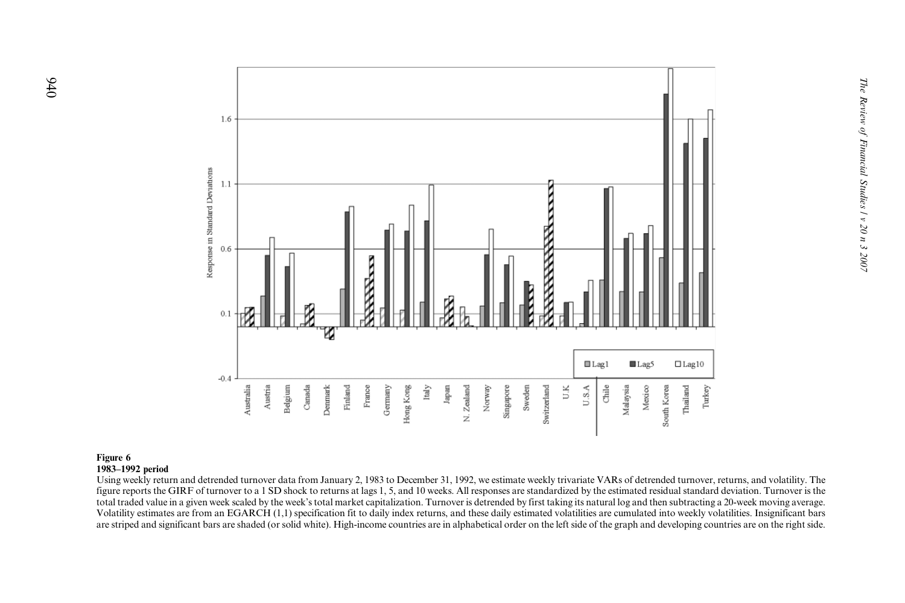**Figure 6**
**1983–1992 period**

Using weekly return and detrended turnover data from January 2, 1983 to December 31, 1992, we estimate weekly trivariate VARs of detrended turnover, returns, and volatility. The figure reports the GIRF of turnover to a 1 SD shock to returns at lags 1, 5, and 10 weeks. All responses are standardized by the estimated residual standard deviation. Turnover is the total traded value in a given week scaled by the week's total market capitalization. Turnover is detrended by first taking its natural log and then subtracting a 20-week moving average. Volatility estimates are from an EGARCH (1,1) specification fit to daily index returns, and these daily estimated volatilities are cumulated into weekly volatilities. Insignificant bars are striped and significant bars are shaded (or solid white). High-income countries are in alphabetical order on the left side of the graph and developing countries are on the right side.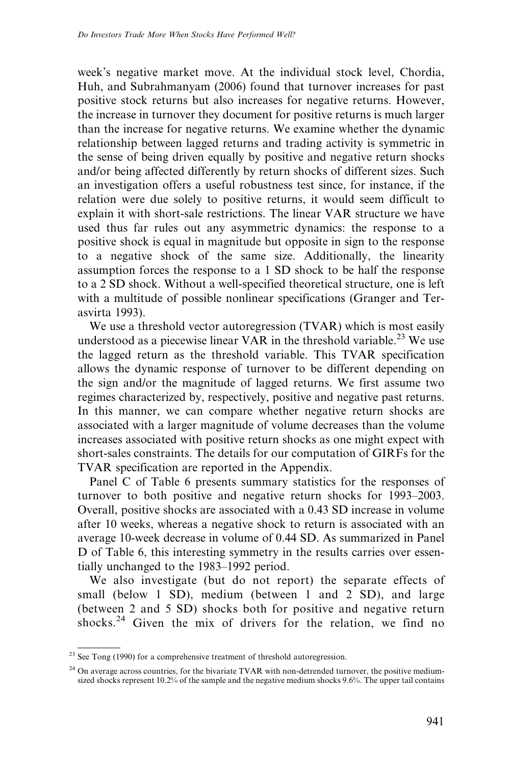week's negative market move. At the individual stock level, Chordia, Huh, and Subrahmanyam (2006) found that turnover increases for past positive stock returns but also increases for negative returns. However, the increase in turnover they document for positive returns is much larger than the increase for negative returns. We examine whether the dynamic relationship between lagged returns and trading activity is symmetric in the sense of being driven equally by positive and negative return shocks and/or being affected differently by return shocks of different sizes. Such an investigation offers a useful robustness test since, for instance, if the relation were due solely to positive returns, it would seem difficult to explain it with short-sale restrictions. The linear VAR structure we have used thus far rules out any asymmetric dynamics: the response to a positive shock is equal in magnitude but opposite in sign to the response to a negative shock of the same size. Additionally, the linearity assumption forces the response to a 1 SD shock to be half the response to a 2 SD shock. Without a well-specified theoretical structure, one is left with a multitude of possible nonlinear specifications (Granger and Terasvirta 1993).

We use a threshold vector autoregression (TVAR) which is most easily understood as a piecewise linear VAR in the threshold variable.[23] We use the lagged return as the threshold variable. This TVAR specification allows the dynamic response of turnover to be different depending on the sign and/or the magnitude of lagged returns. We first assume two regimes characterized by, respectively, positive and negative past returns. In this manner, we can compare whether negative return shocks are associated with a larger magnitude of volume decreases than the volume increases associated with positive return shocks as one might expect with short-sales constraints. The details for our computation of GIRFs for the TVAR specification are reported in the Appendix.

Panel C of Table 6 presents summary statistics for the responses of turnover to both positive and negative return shocks for 1993–2003. Overall, positive shocks are associated with a 0.43 SD increase in volume after 10 weeks, whereas a negative shock to return is associated with an average 10-week decrease in volume of 0.44 SD. As summarized in Panel D of Table 6, this interesting symmetry in the results carries over essentially unchanged to the 1983–1992 period.

We also investigate (but do not report) the separate effects of small (below 1 SD), medium (between 1 and 2 SD), and large (between 2 and 5 SD) shocks both for positive and negative return shocks.[24] Given the mix of drivers for the relation, we find no

---

[23] See Tong (1990) for a comprehensive treatment of threshold autoregression.

[24] On average across countries, for the bivariate TVAR with non-detrended turnover, the positive medium-sized shocks represent 10.2% of the sample and the negative medium shocks 9.6%. The upper tail contains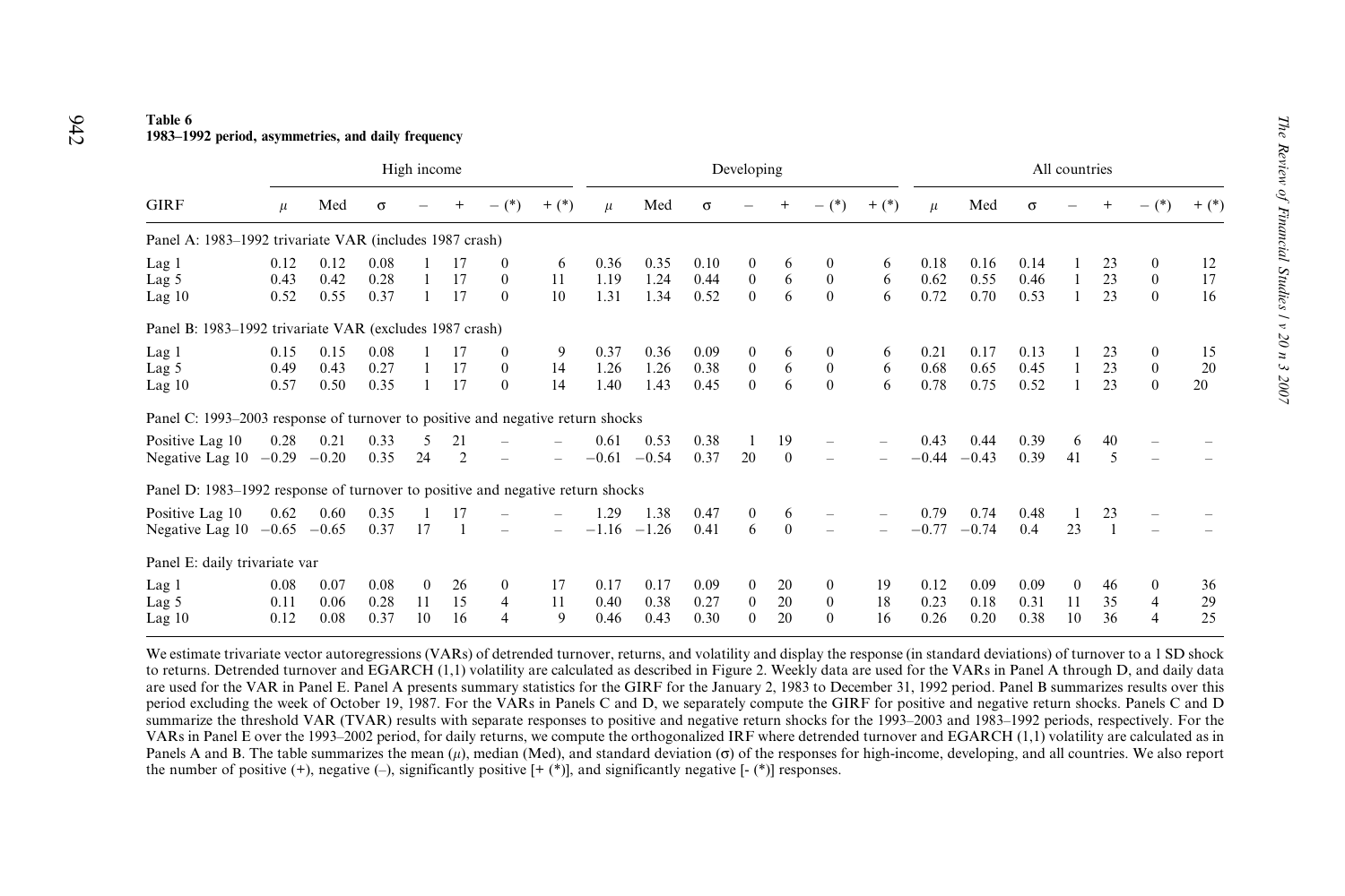**Table 6**
**1983–1992 period, asymmetries, and daily frequency**

| | High income | | | | | | | Developing | | | | | | | All countries | | | | | | |
|---|---|---|---|---|---|---|---|---|---|---|---|---|---|---|---|---|---|---|---|---|---|
| GIRF | $\mu$ | Med | $\sigma$ | – | + | – (*) | + (*) | $\mu$ | Med | $\sigma$ | – | + | – (*) | + (*) | $\mu$ | Med | $\sigma$ | – | + | – (*) | + (*) |
| Panel A: 1983–1992 trivariate VAR (includes 1987 crash) | | | | | | | | | | | | | | | | | | | | | |
| Lag 1 | 0.12 | 0.12 | 0.08 | 1 | 17 | 0 | 6 | 0.36 | 0.35 | 0.10 | 0 | 6 | 0 | 6 | 0.18 | 0.16 | 0.14 | 1 | 23 | 0 | 12 |
| Lag 5 | 0.43 | 0.42 | 0.28 | 1 | 17 | 0 | 11 | 1.19 | 1.24 | 0.44 | 0 | 6 | 0 | 6 | 0.62 | 0.55 | 0.46 | 1 | 23 | 0 | 17 |
| Lag 10 | 0.52 | 0.55 | 0.37 | 1 | 17 | 0 | 10 | 1.31 | 1.34 | 0.52 | 0 | 6 | 0 | 6 | 0.72 | 0.70 | 0.53 | 1 | 23 | 0 | 16 |
| Panel B: 1983–1992 trivariate VAR (excludes 1987 crash) | | | | | | | | | | | | | | | | | | | | | |
| Lag 1 | 0.15 | 0.15 | 0.08 | 1 | 17 | 0 | 9 | 0.37 | 0.36 | 0.09 | 0 | 6 | 0 | 6 | 0.21 | 0.17 | 0.13 | 1 | 23 | 0 | 15 |
| Lag 5 | 0.49 | 0.43 | 0.27 | 1 | 17 | 0 | 14 | 1.26 | 1.26 | 0.38 | 0 | 6 | 0 | 6 | 0.68 | 0.65 | 0.45 | 1 | 23 | 0 | 20 |
| Lag 10 | 0.57 | 0.50 | 0.35 | 1 | 17 | 0 | 14 | 1.40 | 1.43 | 0.45 | 0 | 6 | 0 | 6 | 0.78 | 0.75 | 0.52 | 1 | 23 | 0 | 20 |
| Panel C: 1993–2003 response of turnover to positive and negative return shocks | | | | | | | | | | | | | | | | | | | | | |
| Positive Lag 10 | 0.28 | 0.21 | 0.33 | 5 | 21 | – | – | 0.61 | 0.53 | 0.38 | 1 | 19 | – | – | 0.43 | 0.44 | 0.39 | 6 | 40 | – | – |
| Negative Lag 10 | −0.29 | −0.20 | 0.35 | 24 | 2 | – | – | −0.61 | −0.54 | 0.37 | 20 | 0 | – | – | −0.44 | −0.43 | 0.39 | 41 | 5 | – | – |
| Panel D: 1983–1992 response of turnover to positive and negative return shocks | | | | | | | | | | | | | | | | | | | | | |
| Positive Lag 10 | 0.62 | 0.60 | 0.35 | 1 | 17 | – | – | 1.29 | 1.38 | 0.47 | 0 | 6 | – | – | 0.79 | 0.74 | 0.48 | 1 | 23 | – | – |
| Negative Lag 10 | −0.65 | −0.65 | 0.37 | 17 | 1 | – | – | −1.16 | −1.26 | 0.41 | 6 | 0 | – | – | −0.77 | −0.74 | 0.4 | 23 | 1 | – | – |
| Panel E: daily trivariate var | | | | | | | | | | | | | | | | | | | | | |
| Lag 1 | 0.08 | 0.07 | 0.08 | 0 | 26 | 0 | 17 | 0.17 | 0.17 | 0.09 | 0 | 20 | 0 | 19 | 0.12 | 0.09 | 0.09 | 0 | 46 | 0 | 36 |
| Lag 5 | 0.11 | 0.06 | 0.28 | 11 | 15 | 4 | 11 | 0.40 | 0.38 | 0.27 | 0 | 20 | 0 | 18 | 0.23 | 0.18 | 0.31 | 11 | 35 | 4 | 29 |
| Lag 10 | 0.12 | 0.08 | 0.37 | 10 | 16 | 4 | 9 | 0.46 | 0.43 | 0.30 | 0 | 20 | 0 | 16 | 0.26 | 0.20 | 0.38 | 10 | 36 | 4 | 25 |

We estimate trivariate vector autoregressions (VARs) of detrended turnover, returns, and volatility and display the response (in standard deviations) of turnover to a 1 SD shock to returns. Detrended turnover and EGARCH (1,1) volatility are calculated as described in Figure 2. Weekly data are used for the VARs in Panel A through D, and daily data are used for the VAR in Panel E. Panel A presents summary statistics for the GIRF for the January 2, 1983 to December 31, 1992 period. Panel B summarizes results over this period excluding the week of October 19, 1987. For the VARs in Panels C and D, we separately compute the GIRF for positive and negative return shocks. Panels C and D summarize the threshold VAR (TVAR) results with separate responses to positive and negative return shocks for the 1993–2003 and 1983–1992 periods, respectively. For the VARs in Panel E over the 1993–2002 period, for daily returns, we compute the orthogonalized IRF where detrended turnover and EGARCH (1,1) volatility are calculated as in Panels A and B. The table summarizes the mean ($\mu$), median (Med), and standard deviation ($\sigma$) of the responses for high-income, developing, and all countries. We also report the number of positive (+), negative (–), significantly positive [+ (*)], and significantly negative [- (*)] responses.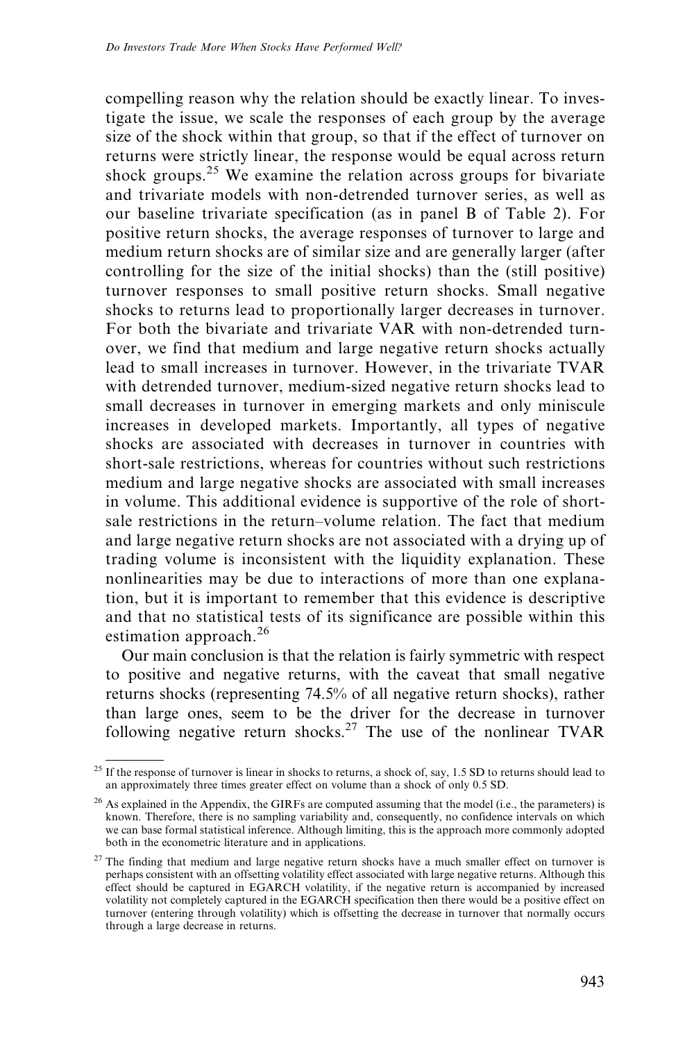compelling reason why the relation should be exactly linear. To investigate the issue, we scale the responses of each group by the average size of the shock within that group, so that if the effect of turnover on returns were strictly linear, the response would be equal across return shock groups.[25] We examine the relation across groups for bivariate and trivariate models with non-detrended turnover series, as well as our baseline trivariate specification (as in panel B of Table 2). For positive return shocks, the average responses of turnover to large and medium return shocks are of similar size and are generally larger (after controlling for the size of the initial shocks) than the (still positive) turnover responses to small positive return shocks. Small negative shocks to returns lead to proportionally larger decreases in turnover. For both the bivariate and trivariate VAR with non-detrended turnover, we find that medium and large negative return shocks actually lead to small increases in turnover. However, in the trivariate TVAR with detrended turnover, medium-sized negative return shocks lead to small decreases in turnover in emerging markets and only miniscule increases in developed markets. Importantly, all types of negative shocks are associated with decreases in turnover in countries with short-sale restrictions, whereas for countries without such restrictions medium and large negative shocks are associated with small increases in volume. This additional evidence is supportive of the role of short-sale restrictions in the return–volume relation. The fact that medium and large negative return shocks are not associated with a drying up of trading volume is inconsistent with the liquidity explanation. These nonlinearities may be due to interactions of more than one explanation, but it is important to remember that this evidence is descriptive and that no statistical tests of its significance are possible within this estimation approach.[26]

Our main conclusion is that the relation is fairly symmetric with respect to positive and negative returns, with the caveat that small negative returns shocks (representing 74.5% of all negative return shocks), rather than large ones, seem to be the driver for the decrease in turnover following negative return shocks.[27] The use of the nonlinear TVAR

[25] If the response of turnover is linear in shocks to returns, a shock of, say, 1.5 SD to returns should lead to an approximately three times greater effect on volume than a shock of only 0.5 SD.

[26] As explained in the Appendix, the GIRFs are computed assuming that the model (i.e., the parameters) is known. Therefore, there is no sampling variability and, consequently, no confidence intervals on which we can base formal statistical inference. Although limiting, this is the approach more commonly adopted both in the econometric literature and in applications.

[27] The finding that medium and large negative return shocks have a much smaller effect on turnover is perhaps consistent with an offsetting volatility effect associated with large negative returns. Although this effect should be captured in EGARCH volatility, if the negative return is accompanied by increased volatility not completely captured in the EGARCH specification then there would be a positive effect on turnover (entering through volatility) which is offsetting the decrease in turnover that normally occurs through a large decrease in returns.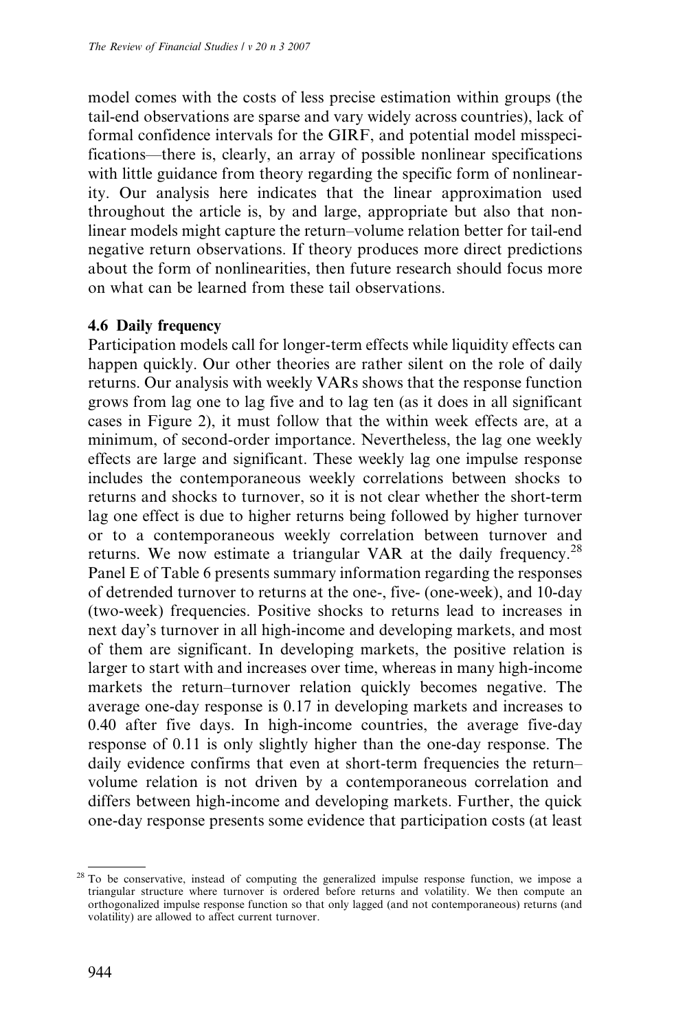model comes with the costs of less precise estimation within groups (the tail-end observations are sparse and vary widely across countries), lack of formal confidence intervals for the GIRF, and potential model misspecifications—there is, clearly, an array of possible nonlinear specifications with little guidance from theory regarding the specific form of nonlinearity. Our analysis here indicates that the linear approximation used throughout the article is, by and large, appropriate but also that nonlinear models might capture the return–volume relation better for tail-end negative return observations. If theory produces more direct predictions about the form of nonlinearities, then future research should focus more on what can be learned from these tail observations.

### 4.6 Daily frequency

Participation models call for longer-term effects while liquidity effects can happen quickly. Our other theories are rather silent on the role of daily returns. Our analysis with weekly VARs shows that the response function grows from lag one to lag five and to lag ten (as it does in all significant cases in Figure 2), it must follow that the within week effects are, at a minimum, of second-order importance. Nevertheless, the lag one weekly effects are large and significant. These weekly lag one impulse response includes the contemporaneous weekly correlations between shocks to returns and shocks to turnover, so it is not clear whether the short-term lag one effect is due to higher returns being followed by higher turnover or to a contemporaneous weekly correlation between turnover and returns. We now estimate a triangular VAR at the daily frequency.[28] Panel E of Table 6 presents summary information regarding the responses of detrended turnover to returns at the one-, five- (one-week), and 10-day (two-week) frequencies. Positive shocks to returns lead to increases in next day's turnover in all high-income and developing markets, and most of them are significant. In developing markets, the positive relation is larger to start with and increases over time, whereas in many high-income markets the return–turnover relation quickly becomes negative. The average one-day response is 0.17 in developing markets and increases to 0.40 after five days. In high-income countries, the average five-day response of 0.11 is only slightly higher than the one-day response. The daily evidence confirms that even at short-term frequencies the return–volume relation is not driven by a contemporaneous correlation and differs between high-income and developing markets. Further, the quick one-day response presents some evidence that participation costs (at least

[28] To be conservative, instead of computing the generalized impulse response function, we impose a triangular structure where turnover is ordered before returns and volatility. We then compute an orthogonalized impulse response function so that only lagged (and not contemporaneous) returns (and volatility) are allowed to affect current turnover.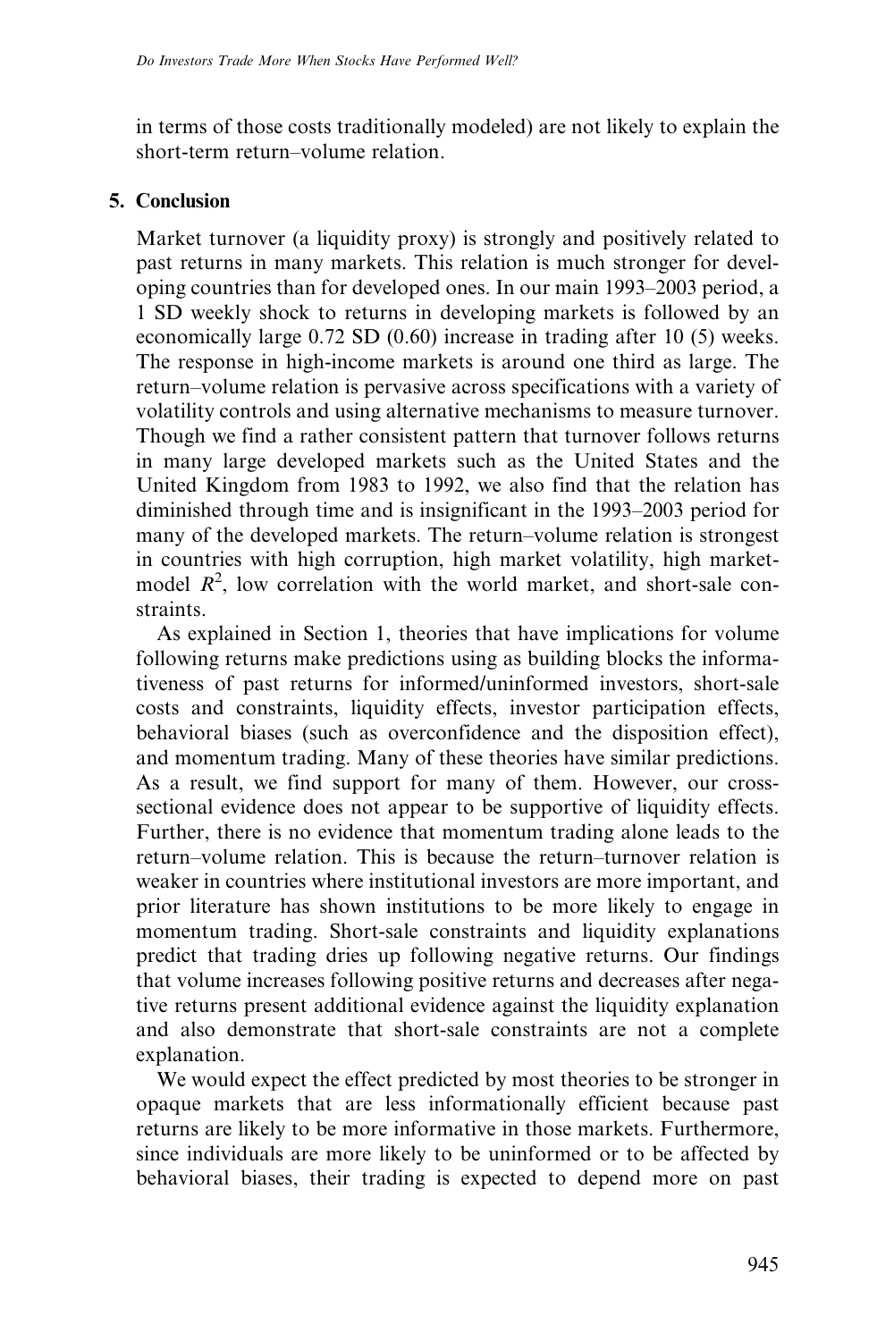in terms of those costs traditionally modeled) are not likely to explain the short-term return–volume relation.

## 5. Conclusion

Market turnover (a liquidity proxy) is strongly and positively related to past returns in many markets. This relation is much stronger for developing countries than for developed ones. In our main 1993–2003 period, a 1 SD weekly shock to returns in developing markets is followed by an economically large 0.72 SD (0.60) increase in trading after 10 (5) weeks. The response in high-income markets is around one third as large. The return–volume relation is pervasive across specifications with a variety of volatility controls and using alternative mechanisms to measure turnover. Though we find a rather consistent pattern that turnover follows returns in many large developed markets such as the United States and the United Kingdom from 1983 to 1992, we also find that the relation has diminished through time and is insignificant in the 1993–2003 period for many of the developed markets. The return–volume relation is strongest in countries with high corruption, high market volatility, high market-model $R^2$, low correlation with the world market, and short-sale constraints.

As explained in Section 1, theories that have implications for volume following returns make predictions using as building blocks the informativeness of past returns for informed/uninformed investors, short-sale costs and constraints, liquidity effects, investor participation effects, behavioral biases (such as overconfidence and the disposition effect), and momentum trading. Many of these theories have similar predictions. As a result, we find support for many of them. However, our cross-sectional evidence does not appear to be supportive of liquidity effects. Further, there is no evidence that momentum trading alone leads to the return–volume relation. This is because the return–turnover relation is weaker in countries where institutional investors are more important, and prior literature has shown institutions to be more likely to engage in momentum trading. Short-sale constraints and liquidity explanations predict that trading dries up following negative returns. Our findings that volume increases following positive returns and decreases after negative returns present additional evidence against the liquidity explanation and also demonstrate that short-sale constraints are not a complete explanation.

We would expect the effect predicted by most theories to be stronger in opaque markets that are less informationally efficient because past returns are likely to be more informative in those markets. Furthermore, since individuals are more likely to be uninformed or to be affected by behavioral biases, their trading is expected to depend more on past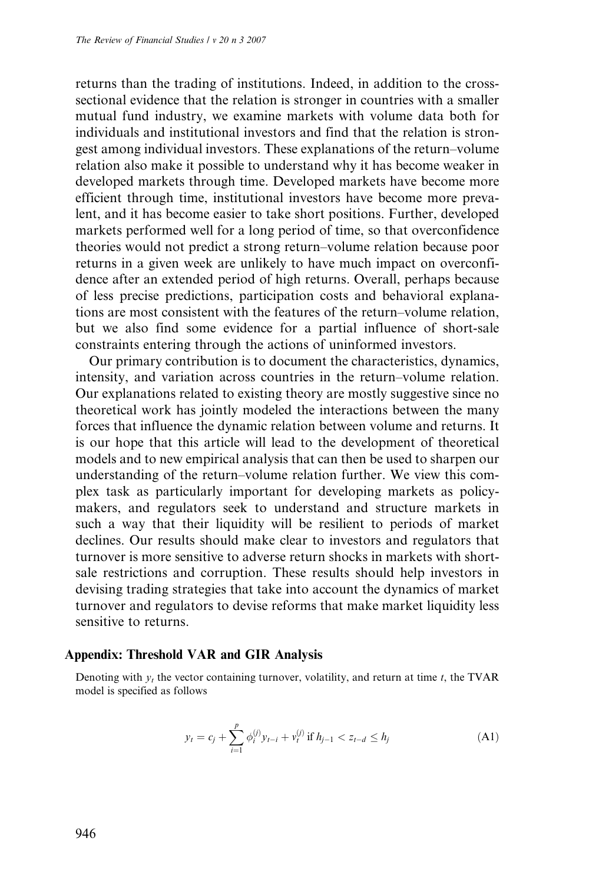returns than the trading of institutions. Indeed, in addition to the cross-sectional evidence that the relation is stronger in countries with a smaller mutual fund industry, we examine markets with volume data both for individuals and institutional investors and find that the relation is strongest among individual investors. These explanations of the return–volume relation also make it possible to understand why it has become weaker in developed markets through time. Developed markets have become more efficient through time, institutional investors have become more prevalent, and it has become easier to take short positions. Further, developed markets performed well for a long period of time, so that overconfidence theories would not predict a strong return–volume relation because poor returns in a given week are unlikely to have much impact on overconfidence after an extended period of high returns. Overall, perhaps because of less precise predictions, participation costs and behavioral explanations are most consistent with the features of the return–volume relation, but we also find some evidence for a partial influence of short-sale constraints entering through the actions of uninformed investors.

Our primary contribution is to document the characteristics, dynamics, intensity, and variation across countries in the return–volume relation. Our explanations related to existing theory are mostly suggestive since no theoretical work has jointly modeled the interactions between the many forces that influence the dynamic relation between volume and returns. It is our hope that this article will lead to the development of theoretical models and to new empirical analysis that can then be used to sharpen our understanding of the return–volume relation further. We view this complex task as particularly important for developing markets as policymakers, and regulators seek to understand and structure markets in such a way that their liquidity will be resilient to periods of market declines. Our results should make clear to investors and regulators that turnover is more sensitive to adverse return shocks in markets with short-sale restrictions and corruption. These results should help investors in devising trading strategies that take into account the dynamics of market turnover and regulators to devise reforms that make market liquidity less sensitive to returns.

## Appendix: Threshold VAR and GIR Analysis

Denoting with $y_t$ the vector containing turnover, volatility, and return at time $t$, the TVAR model is specified as follows

$$y_t = c_j + \sum_{i=1}^{p} \phi_i^{(j)} y_{t-i} + v_t^{(j)} \text{ if } h_{j-1} < z_{t-d} \leq h_j \tag{A1}$$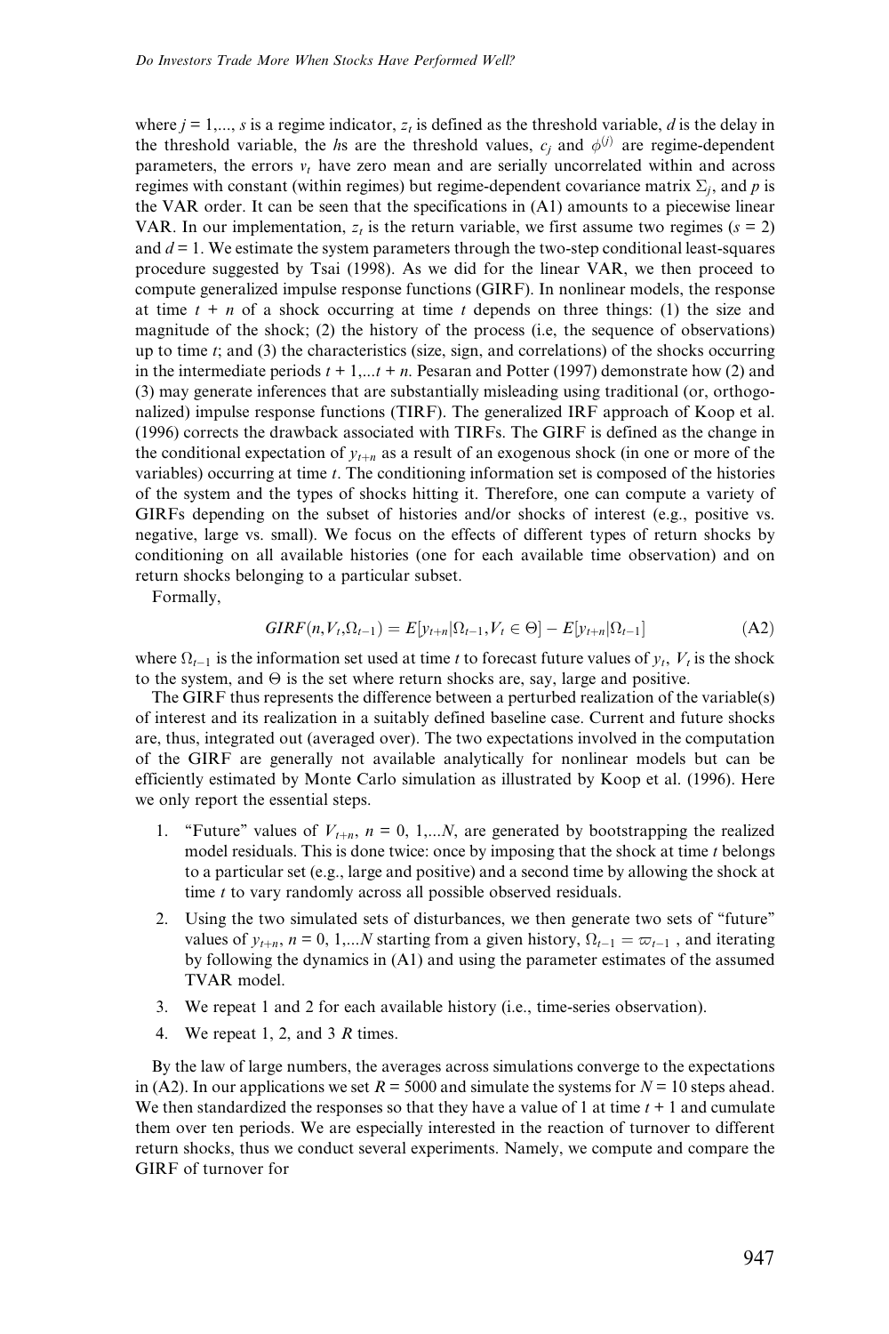where $j = 1,..., s$ is a regime indicator, $z_t$ is defined as the threshold variable, $d$ is the delay in the threshold variable, the $h$s are the threshold values, $c_j$ and $\phi^{(j)}$ are regime-dependent parameters, the errors $v_t$ have zero mean and are serially uncorrelated within and across regimes with constant (within regimes) but regime-dependent covariance matrix $\Sigma_j$, and $p$ is the VAR order. It can be seen that the specifications in (A1) amounts to a piecewise linear VAR. In our implementation, $z_t$ is the return variable, we first assume two regimes ($s = 2$) and $d = 1$. We estimate the system parameters through the two-step conditional least-squares procedure suggested by Tsai (1998). As we did for the linear VAR, we then proceed to compute generalized impulse response functions (GIRF). In nonlinear models, the response at time $t + n$ of a shock occurring at time $t$ depends on three things: (1) the size and magnitude of the shock; (2) the history of the process (i.e, the sequence of observations) up to time $t$; and (3) the characteristics (size, sign, and correlations) of the shocks occurring in the intermediate periods $t + 1,...t + n$. Pesaran and Potter (1997) demonstrate how (2) and (3) may generate inferences that are substantially misleading using traditional (or, orthogonalized) impulse response functions (TIRF). The generalized IRF approach of Koop et al. (1996) corrects the drawback associated with TIRFs. The GIRF is defined as the change in the conditional expectation of $y_{t+n}$ as a result of an exogenous shock (in one or more of the variables) occurring at time $t$. The conditioning information set is composed of the histories of the system and the types of shocks hitting it. Therefore, one can compute a variety of GIRFs depending on the subset of histories and/or shocks of interest (e.g., positive vs. negative, large vs. small). We focus on the effects of different types of return shocks by conditioning on all available histories (one for each available time observation) and on return shocks belonging to a particular subset.

Formally,

$$GIRF(n, V_t, \Omega_{t-1}) = E[y_{t+n}|\Omega_{t-1}, V_t \in \Theta] - E[y_{t+n}|\Omega_{t-1}] \tag{A2}$$

where $\Omega_{t-1}$ is the information set used at time $t$ to forecast future values of $y_t$, $V_t$ is the shock to the system, and $\Theta$ is the set where return shocks are, say, large and positive.

The GIRF thus represents the difference between a perturbed realization of the variable(s) of interest and its realization in a suitably defined baseline case. Current and future shocks are, thus, integrated out (averaged over). The two expectations involved in the computation of the GIRF are generally not available analytically for nonlinear models but can be efficiently estimated by Monte Carlo simulation as illustrated by Koop et al. (1996). Here we only report the essential steps.

1. "Future" values of $V_{t+n}$, $n = 0, 1,...N$, are generated by bootstrapping the realized model residuals. This is done twice: once by imposing that the shock at time $t$ belongs to a particular set (e.g., large and positive) and a second time by allowing the shock at time $t$ to vary randomly across all possible observed residuals.
2. Using the two simulated sets of disturbances, we then generate two sets of "future" values of $y_{t+n}$, $n = 0, 1,...N$ starting from a given history, $\Omega_{t-1} = \varpi_{t-1}$, and iterating by following the dynamics in (A1) and using the parameter estimates of the assumed TVAR model.
3. We repeat 1 and 2 for each available history (i.e., time-series observation).
4. We repeat 1, 2, and 3 $R$ times.

By the law of large numbers, the averages across simulations converge to the expectations in (A2). In our applications we set $R = 5000$ and simulate the systems for $N = 10$ steps ahead. We then standardized the responses so that they have a value of 1 at time $t + 1$ and cumulate them over ten periods. We are especially interested in the reaction of turnover to different return shocks, thus we conduct several experiments. Namely, we compute and compare the GIRF of turnover for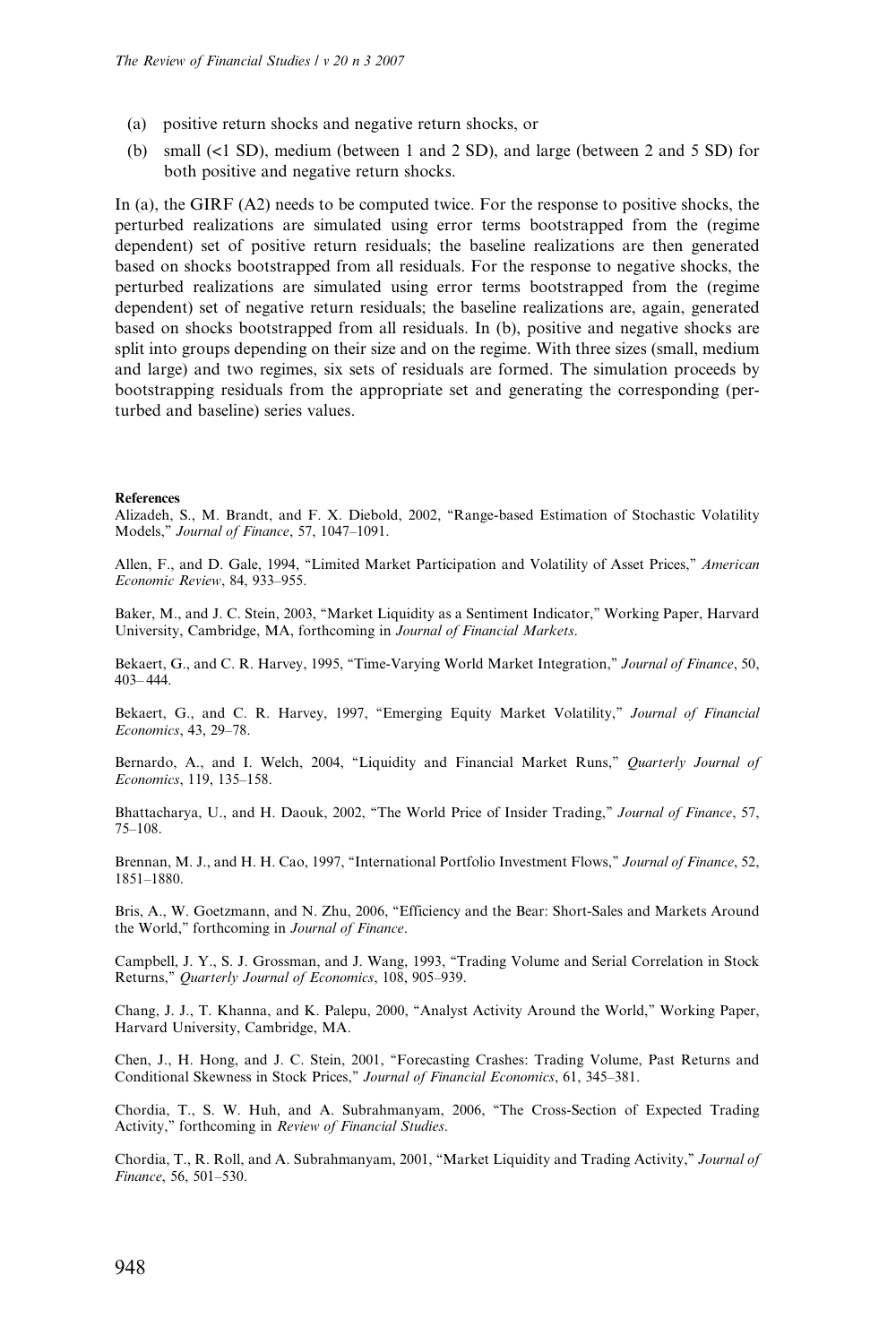(a) positive return shocks and negative return shocks, or

(b) small (<1 SD), medium (between 1 and 2 SD), and large (between 2 and 5 SD) for both positive and negative return shocks.

In (a), the GIRF (A2) needs to be computed twice. For the response to positive shocks, the perturbed realizations are simulated using error terms bootstrapped from the (regime dependent) set of positive return residuals; the baseline realizations are then generated based on shocks bootstrapped from all residuals. For the response to negative shocks, the perturbed realizations are simulated using error terms bootstrapped from the (regime dependent) set of negative return residuals; the baseline realizations are, again, generated based on shocks bootstrapped from all residuals. In (b), positive and negative shocks are split into groups depending on their size and on the regime. With three sizes (small, medium and large) and two regimes, six sets of residuals are formed. The simulation proceeds by bootstrapping residuals from the appropriate set and generating the corresponding (perturbed and baseline) series values.

#### References

Alizadeh, S., M. Brandt, and F. X. Diebold, 2002, "Range-based Estimation of Stochastic Volatility Models," *Journal of Finance*, 57, 1047–1091.

Allen, F., and D. Gale, 1994, "Limited Market Participation and Volatility of Asset Prices," *American Economic Review*, 84, 933–955.

Baker, M., and J. C. Stein, 2003, "Market Liquidity as a Sentiment Indicator," Working Paper, Harvard University, Cambridge, MA, forthcoming in *Journal of Financial Markets*.

Bekaert, G., and C. R. Harvey, 1995, "Time-Varying World Market Integration," *Journal of Finance*, 50, 403– 444.

Bekaert, G., and C. R. Harvey, 1997, "Emerging Equity Market Volatility," *Journal of Financial Economics*, 43, 29–78.

Bernardo, A., and I. Welch, 2004, "Liquidity and Financial Market Runs," *Quarterly Journal of Economics*, 119, 135–158.

Bhattacharya, U., and H. Daouk, 2002, "The World Price of Insider Trading," *Journal of Finance*, 57, 75–108.

Brennan, M. J., and H. H. Cao, 1997, "International Portfolio Investment Flows," *Journal of Finance*, 52, 1851–1880.

Bris, A., W. Goetzmann, and N. Zhu, 2006, "Efficiency and the Bear: Short-Sales and Markets Around the World," forthcoming in *Journal of Finance*.

Campbell, J. Y., S. J. Grossman, and J. Wang, 1993, "Trading Volume and Serial Correlation in Stock Returns," *Quarterly Journal of Economics*, 108, 905–939.

Chang, J. J., T. Khanna, and K. Palepu, 2000, "Analyst Activity Around the World," Working Paper, Harvard University, Cambridge, MA.

Chen, J., H. Hong, and J. C. Stein, 2001, "Forecasting Crashes: Trading Volume, Past Returns and Conditional Skewness in Stock Prices," *Journal of Financial Economics*, 61, 345–381.

Chordia, T., S. W. Huh, and A. Subrahmanyam, 2006, "The Cross-Section of Expected Trading Activity," forthcoming in *Review of Financial Studies*.

Chordia, T., R. Roll, and A. Subrahmanyam, 2001, "Market Liquidity and Trading Activity," *Journal of Finance*, 56, 501–530.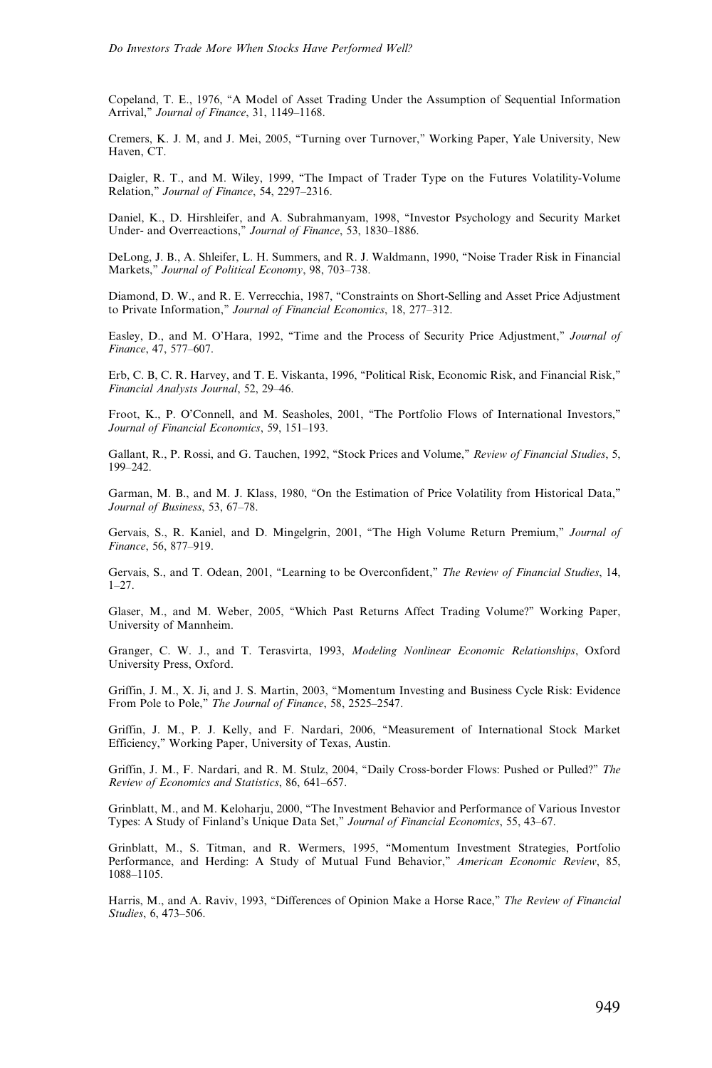Copeland, T. E., 1976, "A Model of Asset Trading Under the Assumption of Sequential Information Arrival," *Journal of Finance*, 31, 1149–1168.

Cremers, K. J. M, and J. Mei, 2005, "Turning over Turnover," Working Paper, Yale University, New Haven, CT.

Daigler, R. T., and M. Wiley, 1999, "The Impact of Trader Type on the Futures Volatility-Volume Relation," *Journal of Finance*, 54, 2297–2316.

Daniel, K., D. Hirshleifer, and A. Subrahmanyam, 1998, "Investor Psychology and Security Market Under- and Overreactions," *Journal of Finance*, 53, 1830–1886.

DeLong, J. B., A. Shleifer, L. H. Summers, and R. J. Waldmann, 1990, "Noise Trader Risk in Financial Markets," *Journal of Political Economy*, 98, 703–738.

Diamond, D. W., and R. E. Verrecchia, 1987, "Constraints on Short-Selling and Asset Price Adjustment to Private Information," *Journal of Financial Economics*, 18, 277–312.

Easley, D., and M. O'Hara, 1992, "Time and the Process of Security Price Adjustment," *Journal of Finance*, 47, 577–607.

Erb, C. B, C. R. Harvey, and T. E. Viskanta, 1996, "Political Risk, Economic Risk, and Financial Risk," *Financial Analysts Journal*, 52, 29–46.

Froot, K., P. O'Connell, and M. Seasholes, 2001, "The Portfolio Flows of International Investors," *Journal of Financial Economics*, 59, 151–193.

Gallant, R., P. Rossi, and G. Tauchen, 1992, "Stock Prices and Volume," *Review of Financial Studies*, 5, 199–242.

Garman, M. B., and M. J. Klass, 1980, "On the Estimation of Price Volatility from Historical Data," *Journal of Business*, 53, 67–78.

Gervais, S., R. Kaniel, and D. Mingelgrin, 2001, "The High Volume Return Premium," *Journal of Finance*, 56, 877–919.

Gervais, S., and T. Odean, 2001, "Learning to be Overconfident," *The Review of Financial Studies*, 14, 1–27.

Glaser, M., and M. Weber, 2005, "Which Past Returns Affect Trading Volume?" Working Paper, University of Mannheim.

Granger, C. W. J., and T. Terasvirta, 1993, *Modeling Nonlinear Economic Relationships*, Oxford University Press, Oxford.

Griffin, J. M., X. Ji, and J. S. Martin, 2003, "Momentum Investing and Business Cycle Risk: Evidence From Pole to Pole," *The Journal of Finance*, 58, 2525–2547.

Griffin, J. M., P. J. Kelly, and F. Nardari, 2006, "Measurement of International Stock Market Efficiency," Working Paper, University of Texas, Austin.

Griffin, J. M., F. Nardari, and R. M. Stulz, 2004, "Daily Cross-border Flows: Pushed or Pulled?" *The Review of Economics and Statistics*, 86, 641–657.

Grinblatt, M., and M. Keloharju, 2000, "The Investment Behavior and Performance of Various Investor Types: A Study of Finland's Unique Data Set," *Journal of Financial Economics*, 55, 43–67.

Grinblatt, M., S. Titman, and R. Wermers, 1995, "Momentum Investment Strategies, Portfolio Performance, and Herding: A Study of Mutual Fund Behavior," *American Economic Review*, 85, 1088–1105.

Harris, M., and A. Raviv, 1993, "Differences of Opinion Make a Horse Race," *The Review of Financial Studies*, 6, 473–506.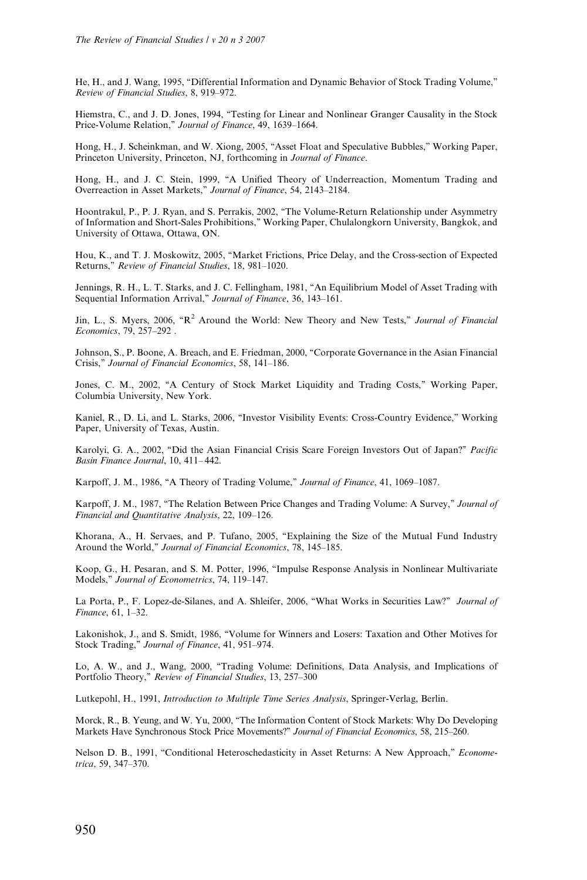He, H., and J. Wang, 1995, "Differential Information and Dynamic Behavior of Stock Trading Volume," *Review of Financial Studies*, 8, 919–972.

Hiemstra, C., and J. D. Jones, 1994, "Testing for Linear and Nonlinear Granger Causality in the Stock Price-Volume Relation," *Journal of Finance*, 49, 1639–1664.

Hong, H., J. Scheinkman, and W. Xiong, 2005, "Asset Float and Speculative Bubbles," Working Paper, Princeton University, Princeton, NJ, forthcoming in *Journal of Finance*.

Hong, H., and J. C. Stein, 1999, "A Unified Theory of Underreaction, Momentum Trading and Overreaction in Asset Markets," *Journal of Finance*, 54, 2143–2184.

Hoontrakul, P., P. J. Ryan, and S. Perrakis, 2002, "The Volume-Return Relationship under Asymmetry of Information and Short-Sales Prohibitions," Working Paper, Chulalongkorn University, Bangkok, and University of Ottawa, Ottawa, ON.

Hou, K., and T. J. Moskowitz, 2005, "Market Frictions, Price Delay, and the Cross-section of Expected Returns," *Review of Financial Studies*, 18, 981–1020.

Jennings, R. H., L. T. Starks, and J. C. Fellingham, 1981, "An Equilibrium Model of Asset Trading with Sequential Information Arrival," *Journal of Finance*, 36, 143–161.

Jin, L., S. Myers, 2006, "$R^2$ Around the World: New Theory and New Tests," *Journal of Financial Economics*, 79, 257–292 .

Johnson, S., P. Boone, A. Breach, and E. Friedman, 2000, "Corporate Governance in the Asian Financial Crisis," *Journal of Financial Economics*, 58, 141–186.

Jones, C. M., 2002, "A Century of Stock Market Liquidity and Trading Costs," Working Paper, Columbia University, New York.

Kaniel, R., D. Li, and L. Starks, 2006, "Investor Visibility Events: Cross-Country Evidence," Working Paper, University of Texas, Austin.

Karolyi, G. A., 2002, "Did the Asian Financial Crisis Scare Foreign Investors Out of Japan?" *Pacific Basin Finance Journal*, 10, 411– 442.

Karpoff, J. M., 1986, "A Theory of Trading Volume," *Journal of Finance*, 41, 1069–1087.

Karpoff, J. M., 1987, "The Relation Between Price Changes and Trading Volume: A Survey," *Journal of Financial and Quantitative Analysis*, 22, 109–126.

Khorana, A., H. Servaes, and P. Tufano, 2005, "Explaining the Size of the Mutual Fund Industry Around the World," *Journal of Financial Economics*, 78, 145–185.

Koop, G., H. Pesaran, and S. M. Potter, 1996, "Impulse Response Analysis in Nonlinear Multivariate Models," *Journal of Econometrics*, 74, 119–147.

La Porta, P., F. Lopez-de-Silanes, and A. Shleifer, 2006, "What Works in Securities Law?" *Journal of Finance*, 61, 1–32.

Lakonishok, J., and S. Smidt, 1986, "Volume for Winners and Losers: Taxation and Other Motives for Stock Trading," *Journal of Finance*, 41, 951–974.

Lo, A. W., and J., Wang, 2000, "Trading Volume: Definitions, Data Analysis, and Implications of Portfolio Theory," *Review of Financial Studies*, 13, 257–300

Lutkepohl, H., 1991, *Introduction to Multiple Time Series Analysis*, Springer-Verlag, Berlin.

Morck, R., B. Yeung, and W. Yu, 2000, "The Information Content of Stock Markets: Why Do Developing Markets Have Synchronous Stock Price Movements?" *Journal of Financial Economics*, 58, 215–260.

Nelson D. B., 1991, "Conditional Heteroschedasticity in Asset Returns: A New Approach," *Econometrica*, 59, 347–370.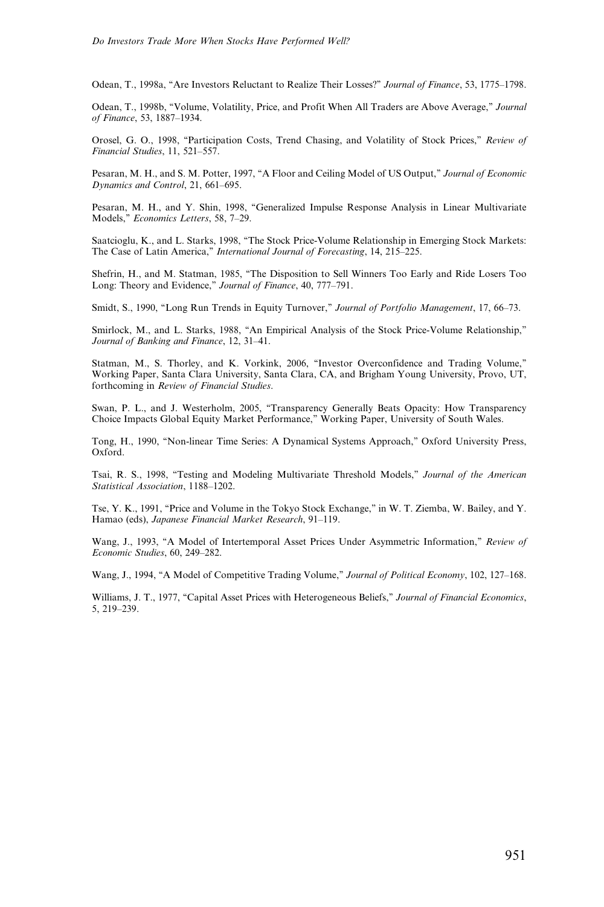Odean, T., 1998a, "Are Investors Reluctant to Realize Their Losses?" *Journal of Finance*, 53, 1775–1798.

Odean, T., 1998b, "Volume, Volatility, Price, and Profit When All Traders are Above Average," *Journal of Finance*, 53, 1887–1934.

Orosel, G. O., 1998, "Participation Costs, Trend Chasing, and Volatility of Stock Prices," *Review of Financial Studies*, 11, 521–557.

Pesaran, M. H., and S. M. Potter, 1997, "A Floor and Ceiling Model of US Output," *Journal of Economic Dynamics and Control*, 21, 661–695.

Pesaran, M. H., and Y. Shin, 1998, "Generalized Impulse Response Analysis in Linear Multivariate Models," *Economics Letters*, 58, 7–29.

Saatcioglu, K., and L. Starks, 1998, "The Stock Price-Volume Relationship in Emerging Stock Markets: The Case of Latin America," *International Journal of Forecasting*, 14, 215–225.

Shefrin, H., and M. Statman, 1985, "The Disposition to Sell Winners Too Early and Ride Losers Too Long: Theory and Evidence," *Journal of Finance*, 40, 777–791.

Smidt, S., 1990, "Long Run Trends in Equity Turnover," *Journal of Portfolio Management*, 17, 66–73.

Smirlock, M., and L. Starks, 1988, "An Empirical Analysis of the Stock Price-Volume Relationship," *Journal of Banking and Finance*, 12, 31–41.

Statman, M., S. Thorley, and K. Vorkink, 2006, "Investor Overconfidence and Trading Volume," Working Paper, Santa Clara University, Santa Clara, CA, and Brigham Young University, Provo, UT, forthcoming in *Review of Financial Studies*.

Swan, P. L., and J. Westerholm, 2005, "Transparency Generally Beats Opacity: How Transparency Choice Impacts Global Equity Market Performance," Working Paper, University of South Wales.

Tong, H., 1990, "Non-linear Time Series: A Dynamical Systems Approach," Oxford University Press, Oxford.

Tsai, R. S., 1998, "Testing and Modeling Multivariate Threshold Models," *Journal of the American Statistical Association*, 1188–1202.

Tse, Y. K., 1991, "Price and Volume in the Tokyo Stock Exchange," in W. T. Ziemba, W. Bailey, and Y. Hamao (eds), *Japanese Financial Market Research*, 91–119.

Wang, J., 1993, "A Model of Intertemporal Asset Prices Under Asymmetric Information," *Review of Economic Studies*, 60, 249–282.

Wang, J., 1994, "A Model of Competitive Trading Volume," *Journal of Political Economy*, 102, 127–168.

Williams, J. T., 1977, "Capital Asset Prices with Heterogeneous Beliefs," *Journal of Financial Economics*, 5, 219–239.